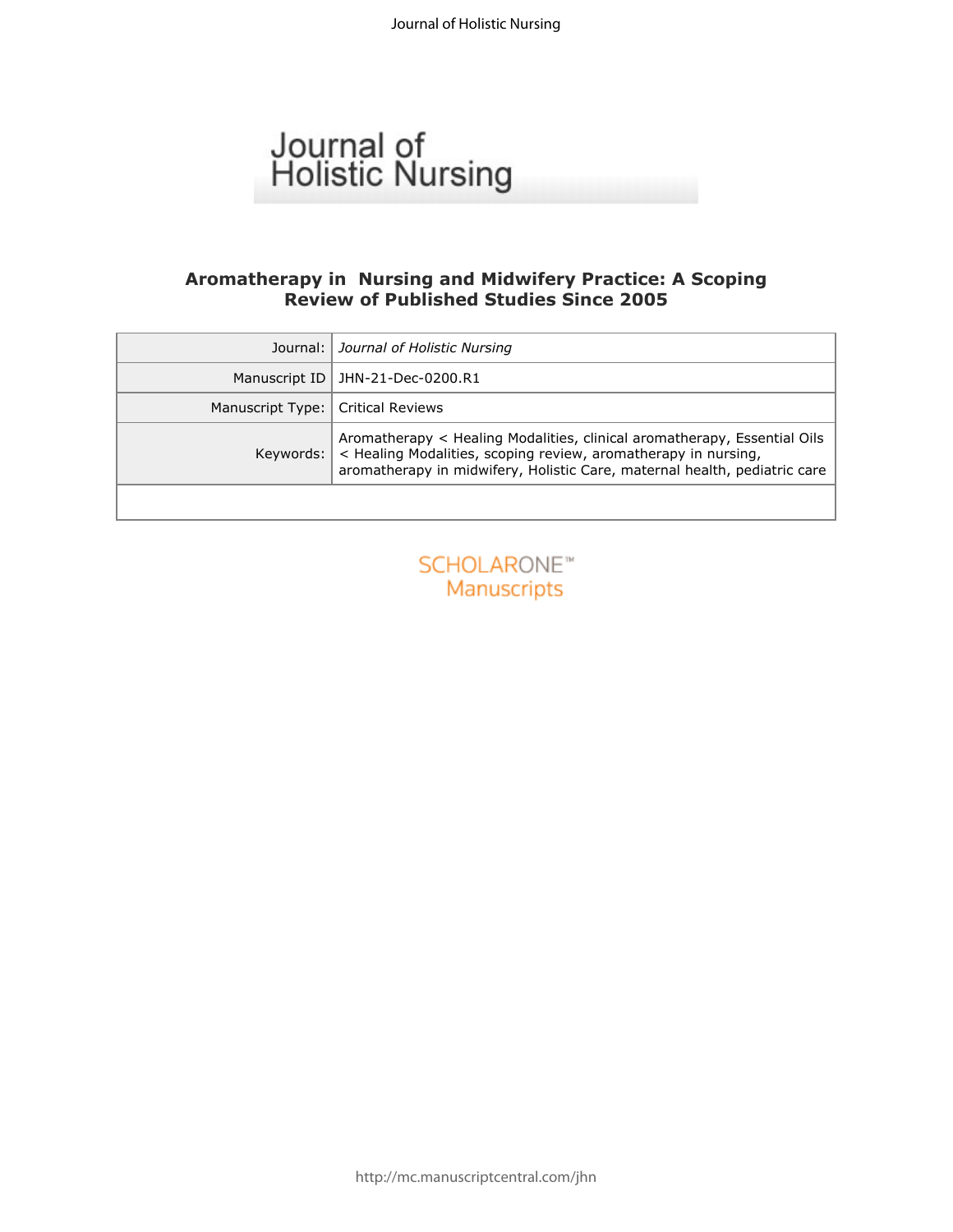# Journal of Holistic Nursing

## Aromatherapy in Nursing and Midwifery Practice: A Scoping Review of Published Studies Since 2005

| | |
|---|---|
| Journal: | *Journal of Holistic Nursing* |
| Manuscript ID | JHN-21-Dec-0200.R1 |
| Manuscript Type: | Critical Reviews |
| Keywords: | Aromatherapy < Healing Modalities, clinical aromatherapy, Essential Oils < Healing Modalities, scoping review, aromatherapy in nursing, aromatherapy in midwifery, Holistic Care, maternal health, pediatric care |

SCHOLARONE™ Manuscripts

http://mc.manuscriptcentral.com/jhn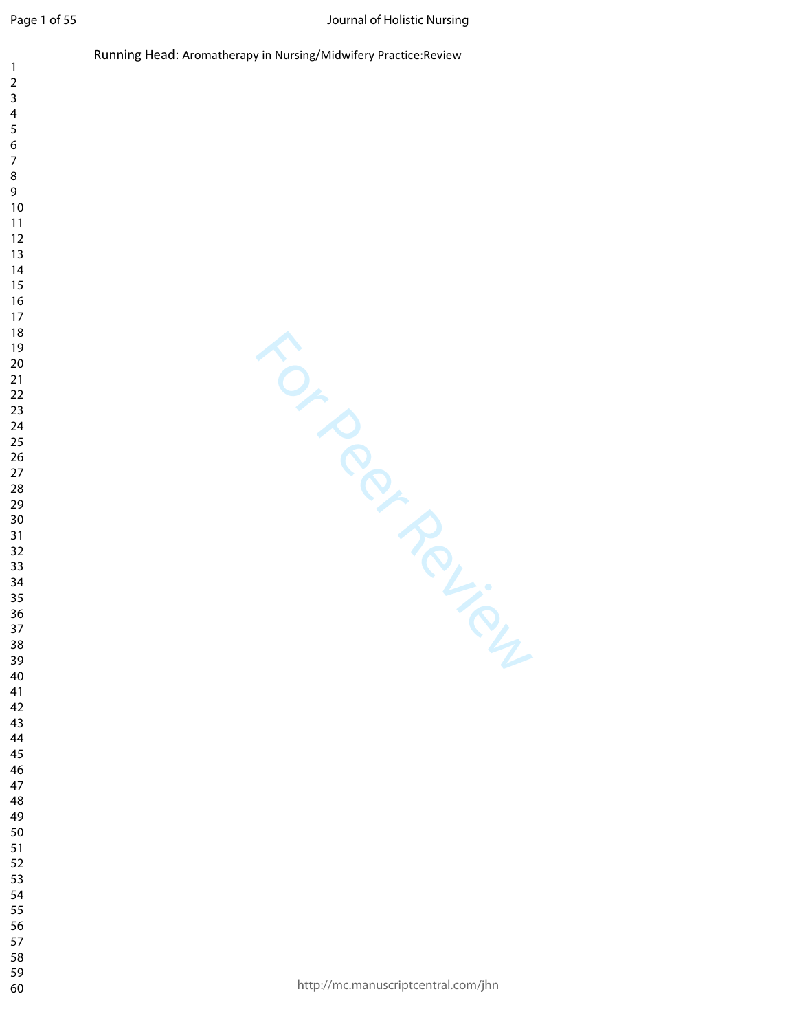Running Head: Aromatherapy in Nursing/Midwifery Practice:Review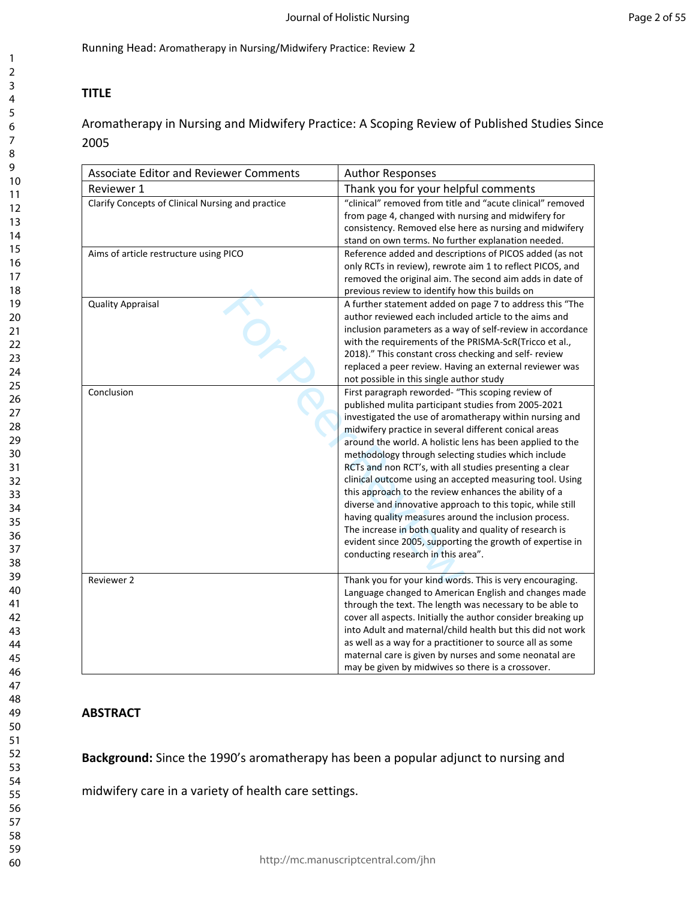Running Head: Aromatherapy in Nursing/Midwifery Practice: Review 2

## TITLE

Aromatherapy in Nursing and Midwifery Practice: A Scoping Review of Published Studies Since 2005

| Associate Editor and Reviewer Comments | Author Responses |
|---|---|
| Reviewer 1 | Thank you for your helpful comments |
| Clarify Concepts of Clinical Nursing and practice | "clinical" removed from title and "acute clinical" removed from page 4, changed with nursing and midwifery for consistency. Removed else here as nursing and midwifery stand on own terms. No further explanation needed. |
| Aims of article restructure using PICO | Reference added and descriptions of PICOS added (as not only RCTs in review), rewrote aim 1 to reflect PICOS, and removed the original aim. The second aim adds in date of previous review to identify how this builds on |
| Quality Appraisal | A further statement added on page 7 to address this "The author reviewed each included article to the aims and inclusion parameters as a way of self-review in accordance with the requirements of the PRISMA-ScR(Tricco et al., 2018)." This constant cross checking and self- review replaced a peer review. Having an external reviewer was not possible in this single author study |
| Conclusion | First paragraph reworded- "This scoping review of published mulita participant studies from 2005-2021 investigated the use of aromatherapy within nursing and midwifery practice in several different conical areas around the world. A holistic lens has been applied to the methodology through selecting studies which include RCTs and non RCT's, with all studies presenting a clear clinical outcome using an accepted measuring tool. Using this approach to the review enhances the ability of a diverse and innovative approach to this topic, while still having quality measures around the inclusion process. The increase in both quality and quality of research is evident since 2005, supporting the growth of expertise in conducting research in this area". |
| Reviewer 2 | Thank you for your kind words. This is very encouraging. Language changed to American English and changes made through the text. The length was necessary to be able to cover all aspects. Initially the author consider breaking up into Adult and maternal/child health but this did not work as well as a way for a practitioner to source all as some maternal care is given by nurses and some neonatal are may be given by midwives so there is a crossover. |

## ABSTRACT

**Background:** Since the 1990's aromatherapy has been a popular adjunct to nursing and midwifery care in a variety of health care settings.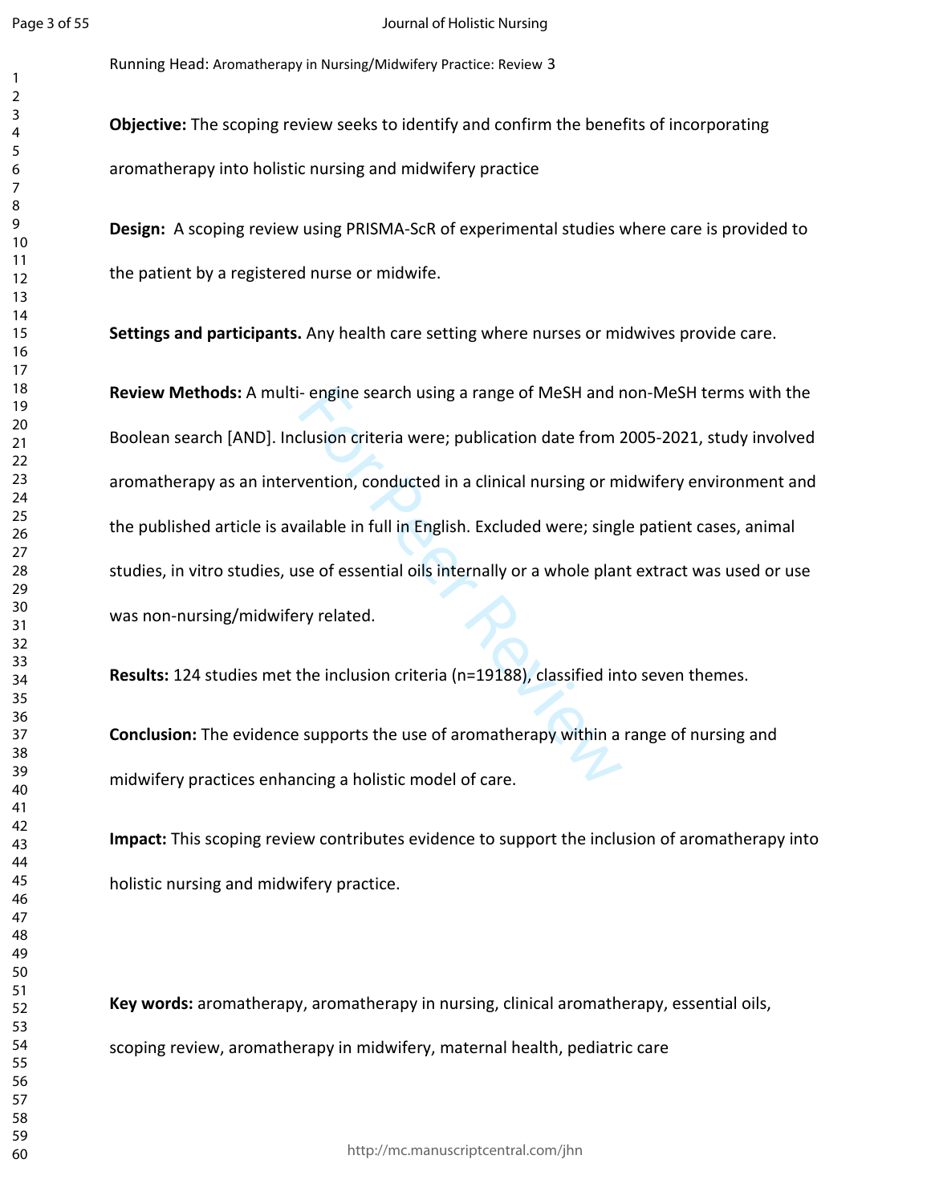**Objective:** The scoping review seeks to identify and confirm the benefits of incorporating aromatherapy into holistic nursing and midwifery practice

**Design:** A scoping review using PRISMA-ScR of experimental studies where care is provided to the patient by a registered nurse or midwife.

**Settings and participants.** Any health care setting where nurses or midwives provide care.

**Review Methods:** A multi- engine search using a range of MeSH and non-MeSH terms with the Boolean search [AND]. Inclusion criteria were; publication date from 2005-2021, study involved aromatherapy as an intervention, conducted in a clinical nursing or midwifery environment and the published article is available in full in English. Excluded were; single patient cases, animal studies, in vitro studies, use of essential oils internally or a whole plant extract was used or use was non-nursing/midwifery related.

**Results:** 124 studies met the inclusion criteria (n=19188), classified into seven themes.

**Conclusion:** The evidence supports the use of aromatherapy within a range of nursing and midwifery practices enhancing a holistic model of care.

**Impact:** This scoping review contributes evidence to support the inclusion of aromatherapy into holistic nursing and midwifery practice.

**Key words:** aromatherapy, aromatherapy in nursing, clinical aromatherapy, essential oils, scoping review, aromatherapy in midwifery, maternal health, pediatric care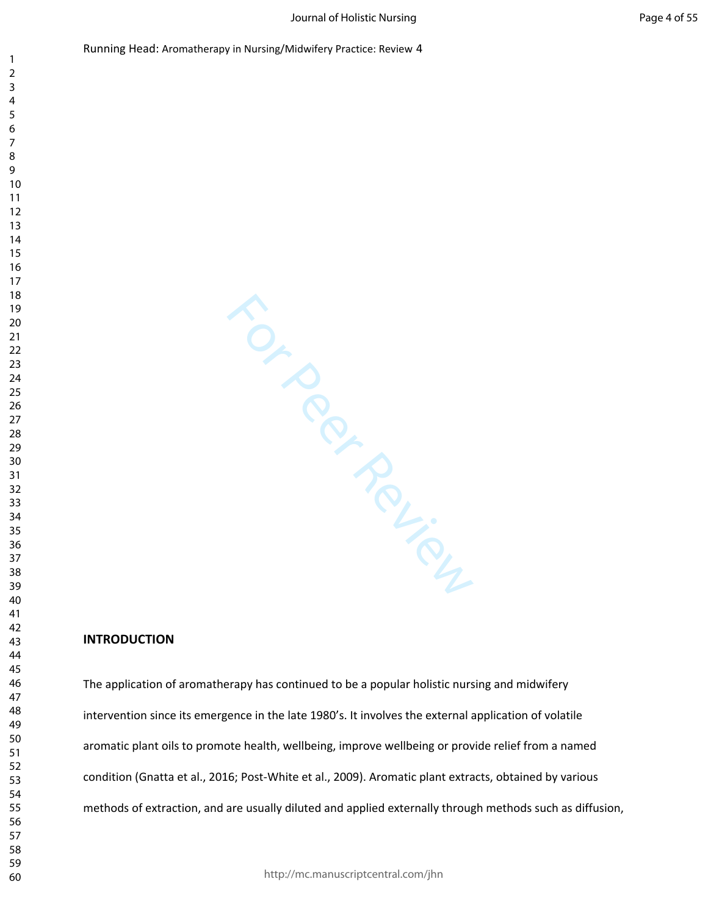## INTRODUCTION

The application of aromatherapy has continued to be a popular holistic nursing and midwifery intervention since its emergence in the late 1980's. It involves the external application of volatile aromatic plant oils to promote health, wellbeing, improve wellbeing or provide relief from a named condition (Gnatta et al., 2016; Post-White et al., 2009). Aromatic plant extracts, obtained by various methods of extraction, and are usually diluted and applied externally through methods such as diffusion,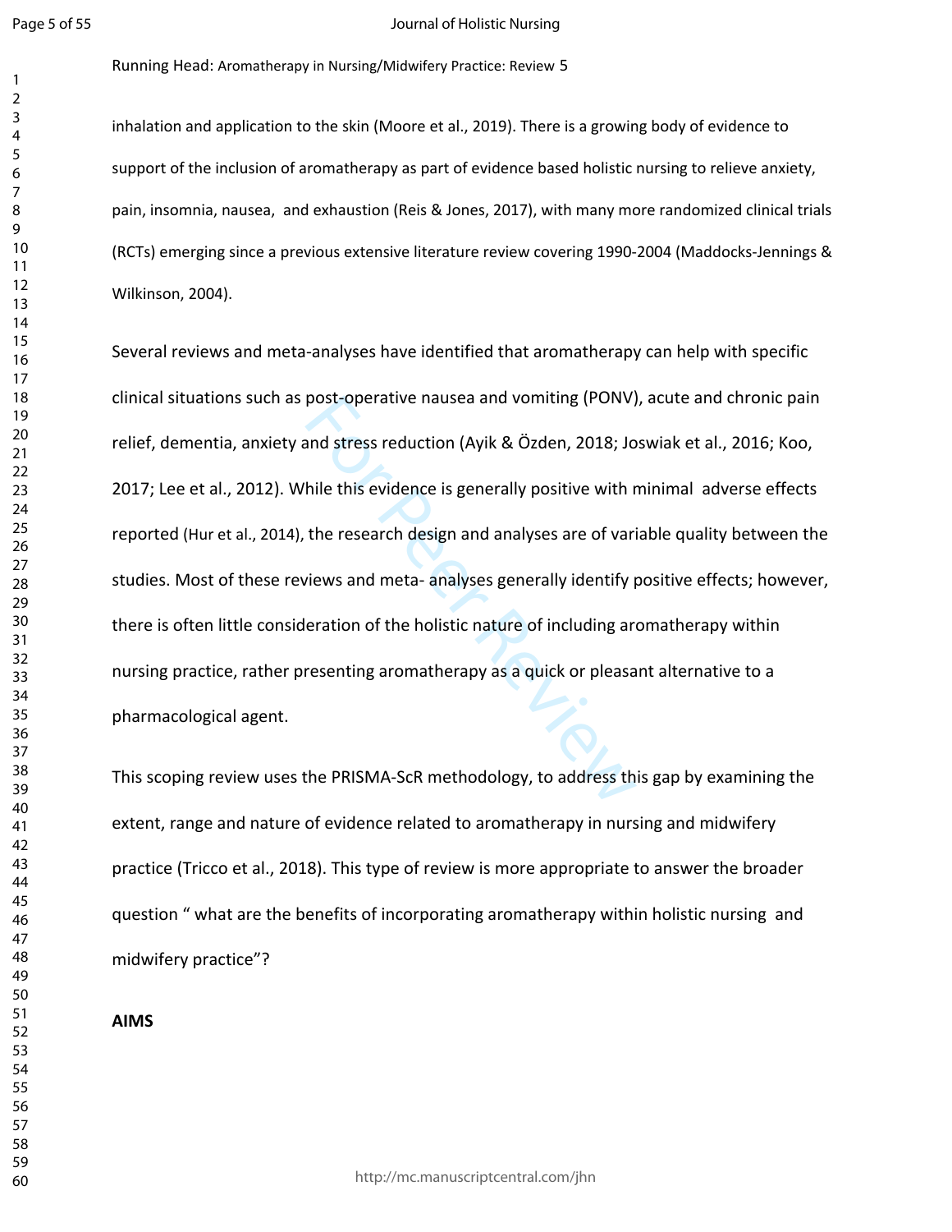inhalation and application to the skin (Moore et al., 2019). There is a growing body of evidence to support of the inclusion of aromatherapy as part of evidence based holistic nursing to relieve anxiety, pain, insomnia, nausea, and exhaustion (Reis & Jones, 2017), with many more randomized clinical trials (RCTs) emerging since a previous extensive literature review covering 1990-2004 (Maddocks-Jennings & Wilkinson, 2004).

Several reviews and meta-analyses have identified that aromatherapy can help with specific clinical situations such as post-operative nausea and vomiting (PONV), acute and chronic pain relief, dementia, anxiety and stress reduction (Ayik & Özden, 2018; Joswiak et al., 2016; Koo, 2017; Lee et al., 2012). While this evidence is generally positive with minimal adverse effects reported (Hur et al., 2014), the research design and analyses are of variable quality between the studies. Most of these reviews and meta- analyses generally identify positive effects; however, there is often little consideration of the holistic nature of including aromatherapy within nursing practice, rather presenting aromatherapy as a quick or pleasant alternative to a pharmacological agent.

This scoping review uses the PRISMA-ScR methodology, to address this gap by examining the extent, range and nature of evidence related to aromatherapy in nursing and midwifery practice (Tricco et al., 2018). This type of review is more appropriate to answer the broader question " what are the benefits of incorporating aromatherapy within holistic nursing and midwifery practice"?

**AIMS**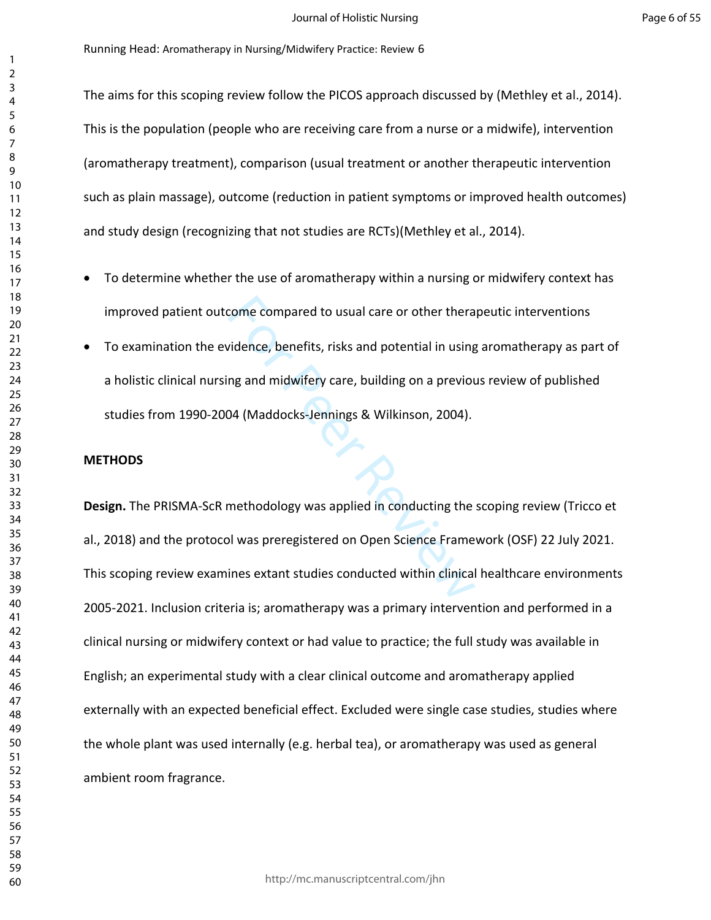The aims for this scoping review follow the PICOS approach discussed by (Methley et al., 2014). This is the population (people who are receiving care from a nurse or a midwife), intervention (aromatherapy treatment), comparison (usual treatment or another therapeutic intervention such as plain massage), outcome (reduction in patient symptoms or improved health outcomes) and study design (recognizing that not studies are RCTs)(Methley et al., 2014).

- To determine whether the use of aromatherapy within a nursing or midwifery context has improved patient outcome compared to usual care or other therapeutic interventions
- To examination the evidence, benefits, risks and potential in using aromatherapy as part of a holistic clinical nursing and midwifery care, building on a previous review of published studies from 1990-2004 (Maddocks-Jennings & Wilkinson, 2004).

## METHODS

**Design.** The PRISMA-ScR methodology was applied in conducting the scoping review (Tricco et al., 2018) and the protocol was preregistered on Open Science Framework (OSF) 22 July 2021. This scoping review examines extant studies conducted within clinical healthcare environments 2005-2021. Inclusion criteria is; aromatherapy was a primary intervention and performed in a clinical nursing or midwifery context or had value to practice; the full study was available in English; an experimental study with a clear clinical outcome and aromatherapy applied externally with an expected beneficial effect. Excluded were single case studies, studies where the whole plant was used internally (e.g. herbal tea), or aromatherapy was used as general ambient room fragrance.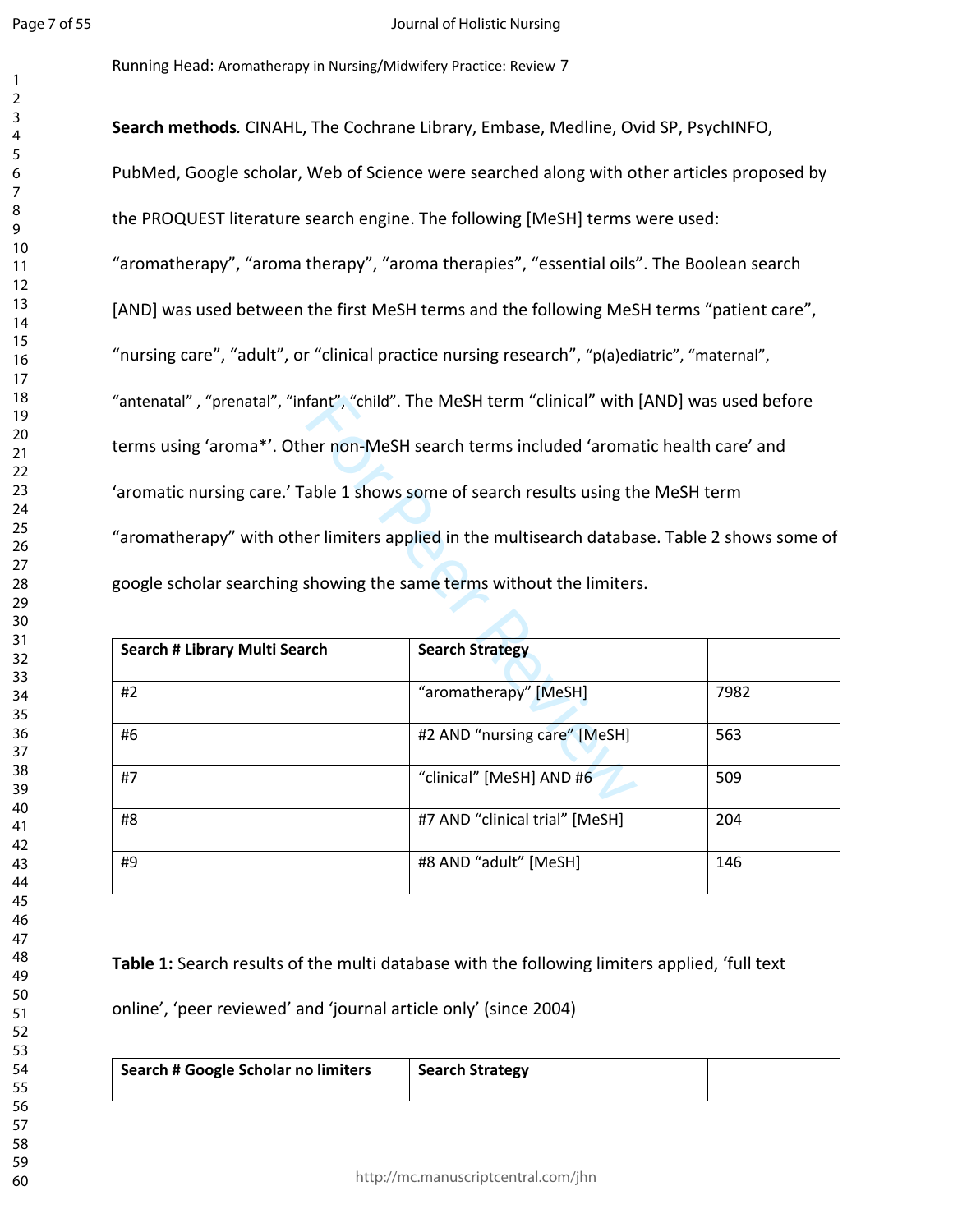**Search methods**. CINAHL, The Cochrane Library, Embase, Medline, Ovid SP, PsychINFO, PubMed, Google scholar, Web of Science were searched along with other articles proposed by the PROQUEST literature search engine. The following [MeSH] terms were used: “aromatherapy”, “aroma therapy”, “aroma therapies”, “essential oils”. The Boolean search [AND] was used between the first MeSH terms and the following MeSH terms “patient care”, “nursing care”, “adult”, or “clinical practice nursing research”, “p(a)ediatric”, “maternal”, “antenatal” , “prenatal”, “infant”, “child”. The MeSH term “clinical” with [AND] was used before terms using ‘aroma*’. Other non-MeSH search terms included ‘aromatic health care’ and ‘aromatic nursing care.’ Table 1 shows some of search results using the MeSH term “aromatherapy” with other limiters applied in the multisearch database. Table 2 shows some of google scholar searching showing the same terms without the limiters.

| Search # Library Multi Search | Search Strategy | |
|---|---|---|
| #2 | “aromatherapy” [MeSH] | 7982 |
| #6 | #2 AND “nursing care” [MeSH] | 563 |
| #7 | “clinical” [MeSH] AND #6 | 509 |
| #8 | #7 AND “clinical trial” [MeSH] | 204 |
| #9 | #8 AND “adult” [MeSH] | 146 |

**Table 1:** Search results of the multi database with the following limiters applied, ‘full text online’, ‘peer reviewed’ and ‘journal article only’ (since 2004)

| Search # Google Scholar no limiters | Search Strategy | |
|---|---|---|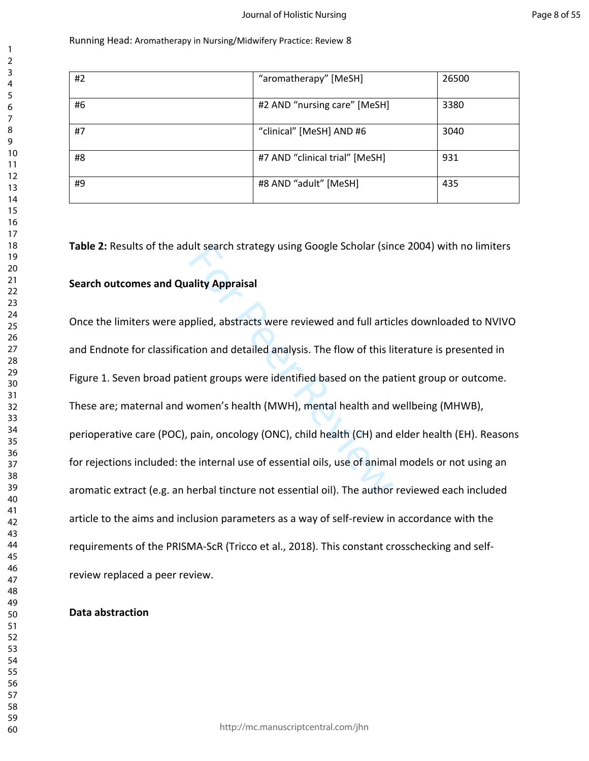| #2 | "aromatherapy" [MeSH] | 26500 |
| --- | --- | --- |
| #6 | #2 AND "nursing care" [MeSH] | 3380 |
| #7 | "clinical" [MeSH] AND #6 | 3040 |
| #8 | #7 AND "clinical trial" [MeSH] | 931 |
| #9 | #8 AND "adult" [MeSH] | 435 |

**Table 2:** Results of the adult search strategy using Google Scholar (since 2004) with no limiters

**Search outcomes and Quality Appraisal**

Once the limiters were applied, abstracts were reviewed and full articles downloaded to NVIVO and Endnote for classification and detailed analysis. The flow of this literature is presented in Figure 1. Seven broad patient groups were identified based on the patient group or outcome. These are; maternal and women's health (MWH), mental health and wellbeing (MHWB), perioperative care (POC), pain, oncology (ONC), child health (CH) and elder health (EH). Reasons for rejections included: the internal use of essential oils, use of animal models or not using an aromatic extract (e.g. an herbal tincture not essential oil). The author reviewed each included article to the aims and inclusion parameters as a way of self-review in accordance with the requirements of the PRISMA-ScR (Tricco et al., 2018). This constant crosschecking and self-review replaced a peer review.

**Data abstraction**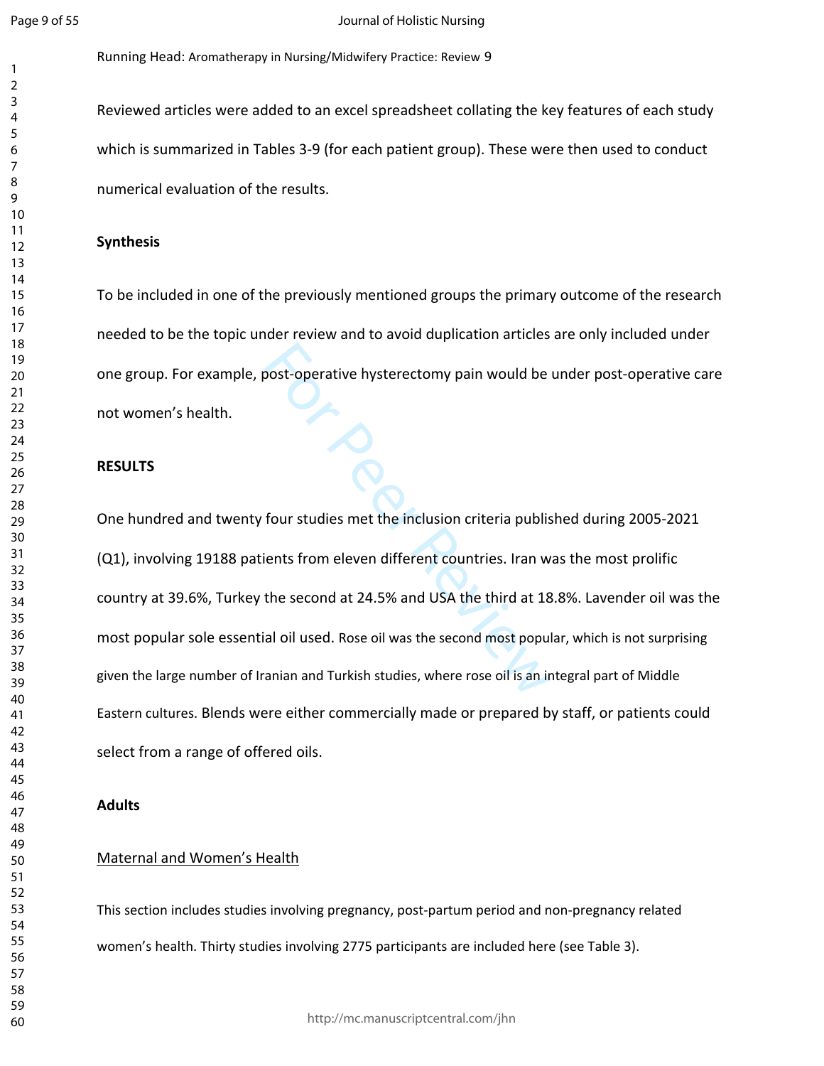Reviewed articles were added to an excel spreadsheet collating the key features of each study which is summarized in Tables 3-9 (for each patient group). These were then used to conduct numerical evaluation of the results.

**Synthesis**

To be included in one of the previously mentioned groups the primary outcome of the research needed to be the topic under review and to avoid duplication articles are only included under one group. For example, post-operative hysterectomy pain would be under post-operative care not women's health.

**RESULTS**

One hundred and twenty four studies met the inclusion criteria published during 2005-2021 (Q1), involving 19188 patients from eleven different countries. Iran was the most prolific country at 39.6%, Turkey the second at 24.5% and USA the third at 18.8%. Lavender oil was the most popular sole essential oil used. Rose oil was the second most popular, which is not surprising given the large number of Iranian and Turkish studies, where rose oil is an integral part of Middle Eastern cultures. Blends were either commercially made or prepared by staff, or patients could select from a range of offered oils.

**Adults**

Maternal and Women's Health

This section includes studies involving pregnancy, post-partum period and non-pregnancy related women's health. Thirty studies involving 2775 participants are included here (see Table 3).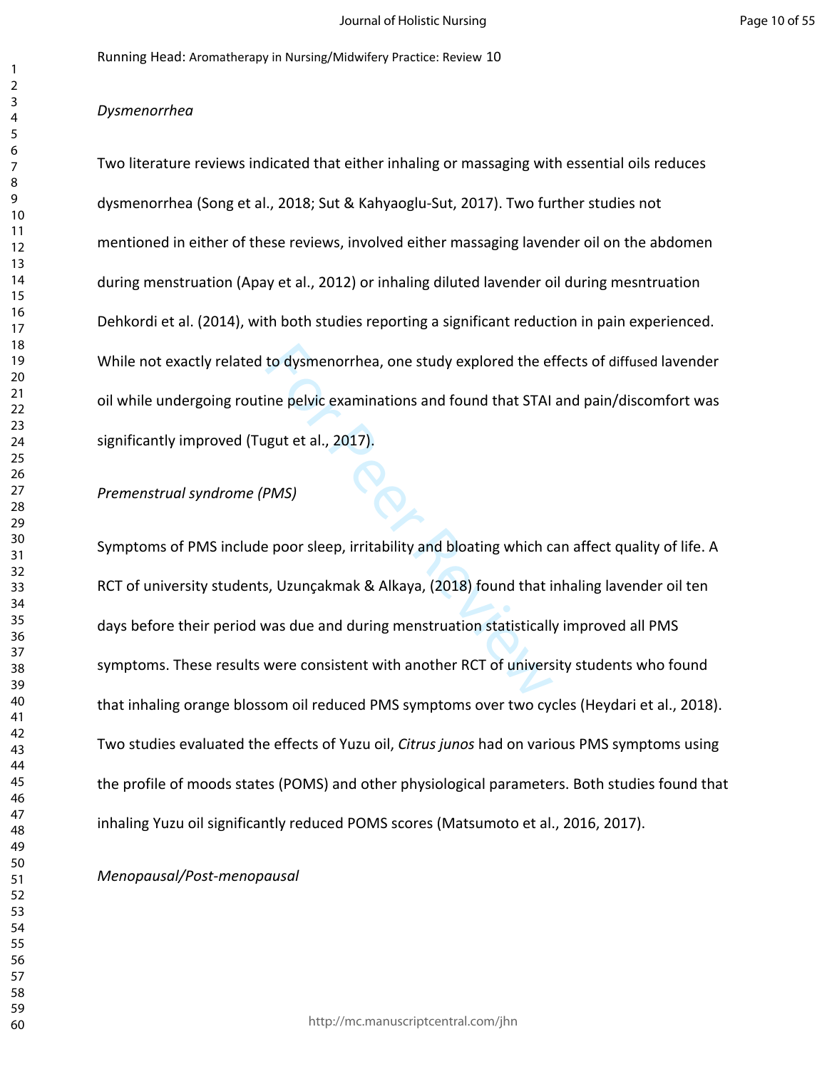*Dysmenorrhea*

Two literature reviews indicated that either inhaling or massaging with essential oils reduces dysmenorrhea (Song et al., 2018; Sut & Kahyaoglu-Sut, 2017). Two further studies not mentioned in either of these reviews, involved either massaging lavender oil on the abdomen during menstruation (Apay et al., 2012) or inhaling diluted lavender oil during mesntruation Dehkordi et al. (2014), with both studies reporting a significant reduction in pain experienced. While not exactly related to dysmenorrhea, one study explored the effects of diffused lavender oil while undergoing routine pelvic examinations and found that STAI and pain/discomfort was significantly improved (Tugut et al., 2017).

*Premenstrual syndrome (PMS)*

Symptoms of PMS include poor sleep, irritability and bloating which can affect quality of life. A RCT of university students, Uzunçakmak & Alkaya, (2018) found that inhaling lavender oil ten days before their period was due and during menstruation statistically improved all PMS symptoms. These results were consistent with another RCT of university students who found that inhaling orange blossom oil reduced PMS symptoms over two cycles (Heydari et al., 2018). Two studies evaluated the effects of Yuzu oil, *Citrus junos* had on various PMS symptoms using the profile of moods states (POMS) and other physiological parameters. Both studies found that inhaling Yuzu oil significantly reduced POMS scores (Matsumoto et al., 2016, 2017).

*Menopausal/Post-menopausal*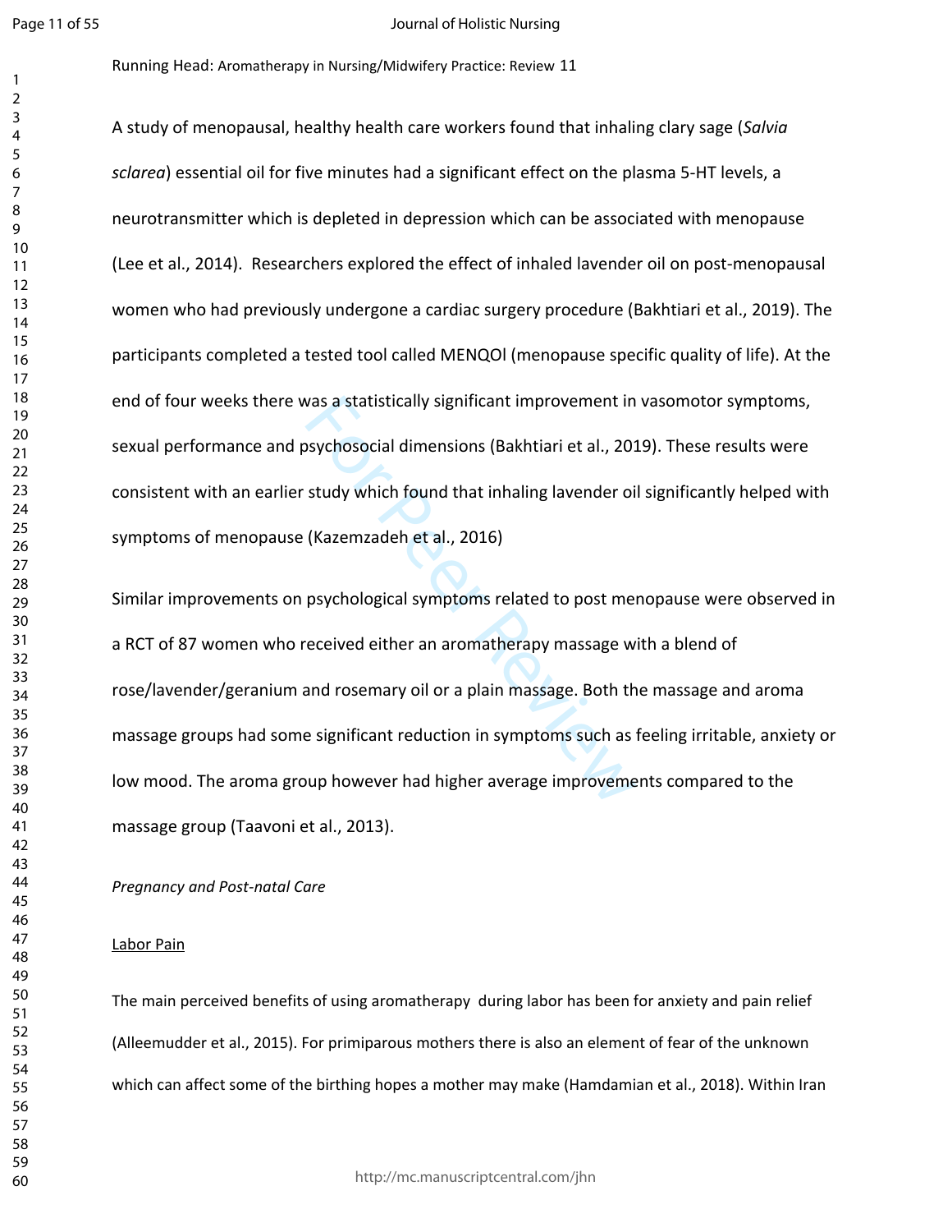A study of menopausal, healthy health care workers found that inhaling clary sage (*Salvia sclarea*) essential oil for five minutes had a significant effect on the plasma 5-HT levels, a neurotransmitter which is depleted in depression which can be associated with menopause (Lee et al., 2014). Researchers explored the effect of inhaled lavender oil on post-menopausal women who had previously undergone a cardiac surgery procedure (Bakhtiari et al., 2019). The participants completed a tested tool called MENQOl (menopause specific quality of life). At the end of four weeks there was a statistically significant improvement in vasomotor symptoms, sexual performance and psychosocial dimensions (Bakhtiari et al., 2019). These results were consistent with an earlier study which found that inhaling lavender oil significantly helped with symptoms of menopause (Kazemzadeh et al., 2016)

Similar improvements on psychological symptoms related to post menopause were observed in a RCT of 87 women who received either an aromatherapy massage with a blend of rose/lavender/geranium and rosemary oil or a plain massage. Both the massage and aroma massage groups had some significant reduction in symptoms such as feeling irritable, anxiety or low mood. The aroma group however had higher average improvements compared to the massage group (Taavoni et al., 2013).

*Pregnancy and Post-natal Care*

<u>Labor Pain</u>

The main perceived benefits of using aromatherapy during labor has been for anxiety and pain relief (Alleemudder et al., 2015). For primiparous mothers there is also an element of fear of the unknown which can affect some of the birthing hopes a mother may make (Hamdamian et al., 2018). Within Iran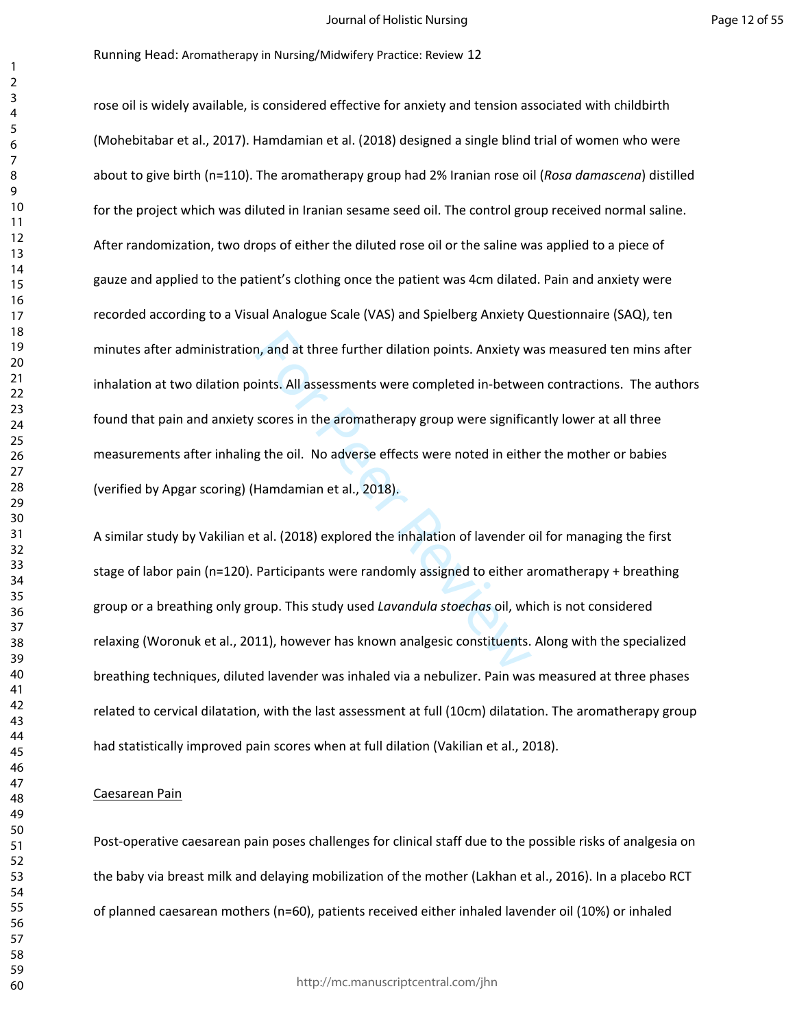rose oil is widely available, is considered effective for anxiety and tension associated with childbirth (Mohebitabar et al., 2017). Hamdamian et al. (2018) designed a single blind trial of women who were about to give birth (n=110). The aromatherapy group had 2% Iranian rose oil (*Rosa damascena*) distilled for the project which was diluted in Iranian sesame seed oil. The control group received normal saline. After randomization, two drops of either the diluted rose oil or the saline was applied to a piece of gauze and applied to the patient's clothing once the patient was 4cm dilated. Pain and anxiety were recorded according to a Visual Analogue Scale (VAS) and Spielberg Anxiety Questionnaire (SAQ), ten minutes after administration, and at three further dilation points. Anxiety was measured ten mins after inhalation at two dilation points. All assessments were completed in-between contractions. The authors found that pain and anxiety scores in the aromatherapy group were significantly lower at all three measurements after inhaling the oil. No adverse effects were noted in either the mother or babies (verified by Apgar scoring) (Hamdamian et al., 2018).

A similar study by Vakilian et al. (2018) explored the inhalation of lavender oil for managing the first stage of labor pain (n=120). Participants were randomly assigned to either aromatherapy + breathing group or a breathing only group. This study used *Lavandula stoechas* oil, which is not considered relaxing (Woronuk et al., 2011), however has known analgesic constituents. Along with the specialized breathing techniques, diluted lavender was inhaled via a nebulizer. Pain was measured at three phases related to cervical dilatation, with the last assessment at full (10cm) dilatation. The aromatherapy group had statistically improved pain scores when at full dilation (Vakilian et al., 2018).

Caesarean Pain

Post-operative caesarean pain poses challenges for clinical staff due to the possible risks of analgesia on the baby via breast milk and delaying mobilization of the mother (Lakhan et al., 2016). In a placebo RCT of planned caesarean mothers (n=60), patients received either inhaled lavender oil (10%) or inhaled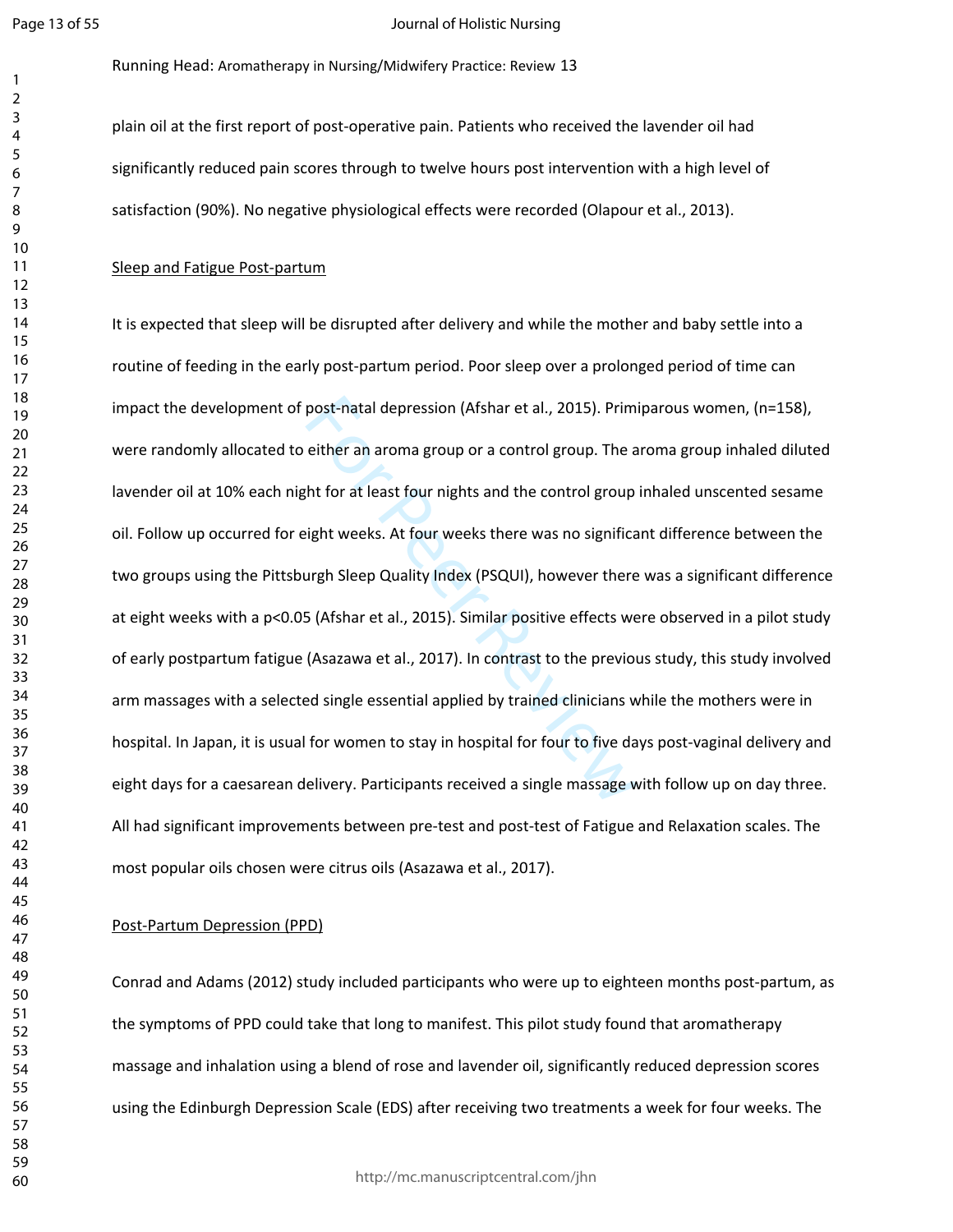plain oil at the first report of post-operative pain. Patients who received the lavender oil had significantly reduced pain scores through to twelve hours post intervention with a high level of satisfaction (90%). No negative physiological effects were recorded (Olapour et al., 2013).

Sleep and Fatigue Post-partum

It is expected that sleep will be disrupted after delivery and while the mother and baby settle into a routine of feeding in the early post-partum period. Poor sleep over a prolonged period of time can impact the development of post-natal depression (Afshar et al., 2015). Primiparous women, (n=158), were randomly allocated to either an aroma group or a control group. The aroma group inhaled diluted lavender oil at 10% each night for at least four nights and the control group inhaled unscented sesame oil. Follow up occurred for eight weeks. At four weeks there was no significant difference between the two groups using the Pittsburgh Sleep Quality Index (PSQUI), however there was a significant difference at eight weeks with a $p<0.05$ (Afshar et al., 2015). Similar positive effects were observed in a pilot study of early postpartum fatigue (Asazawa et al., 2017). In contrast to the previous study, this study involved arm massages with a selected single essential applied by trained clinicians while the mothers were in hospital. In Japan, it is usual for women to stay in hospital for four to five days post-vaginal delivery and eight days for a caesarean delivery. Participants received a single massage with follow up on day three. All had significant improvements between pre-test and post-test of Fatigue and Relaxation scales. The most popular oils chosen were citrus oils (Asazawa et al., 2017).

Post-Partum Depression (PPD)

Conrad and Adams (2012) study included participants who were up to eighteen months post-partum, as the symptoms of PPD could take that long to manifest. This pilot study found that aromatherapy massage and inhalation using a blend of rose and lavender oil, significantly reduced depression scores using the Edinburgh Depression Scale (EDS) after receiving two treatments a week for four weeks. The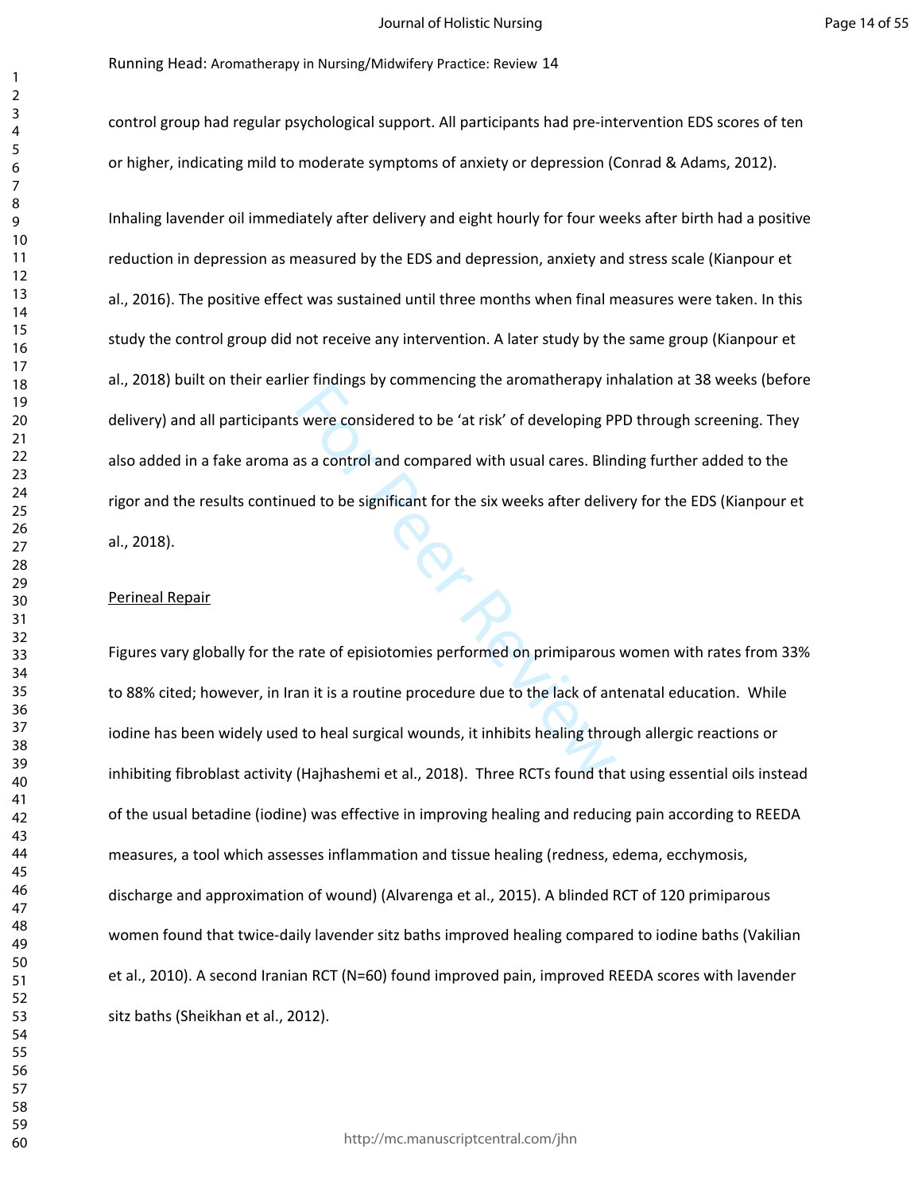control group had regular psychological support. All participants had pre-intervention EDS scores of ten or higher, indicating mild to moderate symptoms of anxiety or depression (Conrad & Adams, 2012).

Inhaling lavender oil immediately after delivery and eight hourly for four weeks after birth had a positive reduction in depression as measured by the EDS and depression, anxiety and stress scale (Kianpour et al., 2016). The positive effect was sustained until three months when final measures were taken. In this study the control group did not receive any intervention. A later study by the same group (Kianpour et al., 2018) built on their earlier findings by commencing the aromatherapy inhalation at 38 weeks (before delivery) and all participants were considered to be 'at risk' of developing PPD through screening. They also added in a fake aroma as a control and compared with usual cares. Blinding further added to the rigor and the results continued to be significant for the six weeks after delivery for the EDS (Kianpour et al., 2018).

<u>Perineal Repair</u>

Figures vary globally for the rate of episiotomies performed on primiparous women with rates from 33% to 88% cited; however, in Iran it is a routine procedure due to the lack of antenatal education. While iodine has been widely used to heal surgical wounds, it inhibits healing through allergic reactions or inhibiting fibroblast activity (Hajhashemi et al., 2018). Three RCTs found that using essential oils instead of the usual betadine (iodine) was effective in improving healing and reducing pain according to REEDA measures, a tool which assesses inflammation and tissue healing (redness, edema, ecchymosis, discharge and approximation of wound) (Alvarenga et al., 2015). A blinded RCT of 120 primiparous women found that twice-daily lavender sitz baths improved healing compared to iodine baths (Vakilian et al., 2010). A second Iranian RCT (N=60) found improved pain, improved REEDA scores with lavender sitz baths (Sheikhan et al., 2012).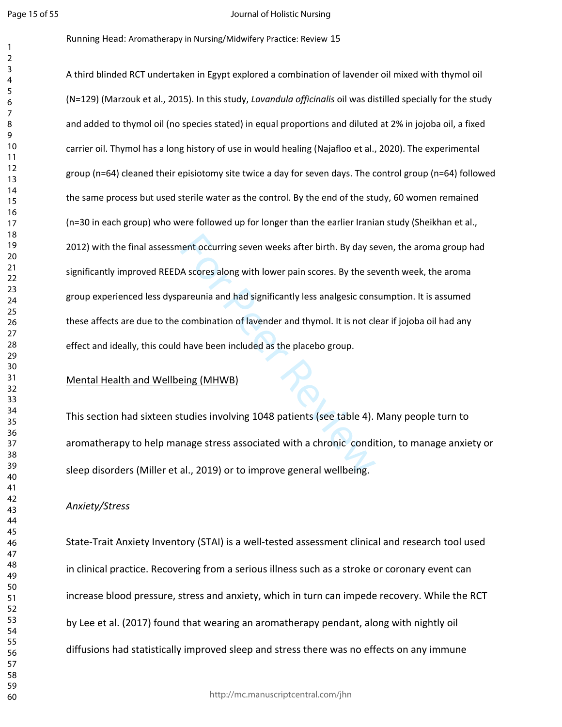A third blinded RCT undertaken in Egypt explored a combination of lavender oil mixed with thymol oil (N=129) (Marzouk et al., 2015). In this study, *Lavandula officinalis* oil was distilled specially for the study and added to thymol oil (no species stated) in equal proportions and diluted at 2% in jojoba oil, a fixed carrier oil. Thymol has a long history of use in would healing (Najafloo et al., 2020). The experimental group (n=64) cleaned their episiotomy site twice a day for seven days. The control group (n=64) followed the same process but used sterile water as the control. By the end of the study, 60 women remained (n=30 in each group) who were followed up for longer than the earlier Iranian study (Sheikhan et al., 2012) with the final assessment occurring seven weeks after birth. By day seven, the aroma group had significantly improved REEDA scores along with lower pain scores. By the seventh week, the aroma group experienced less dyspareunia and had significantly less analgesic consumption. It is assumed these affects are due to the combination of lavender and thymol. It is not clear if jojoba oil had any effect and ideally, this could have been included as the placebo group.

## Mental Health and Wellbeing (MHWB)

This section had sixteen studies involving 1048 patients (see table 4). Many people turn to aromatherapy to help manage stress associated with a chronic condition, to manage anxiety or sleep disorders (Miller et al., 2019) or to improve general wellbeing.

### *Anxiety/Stress*

State-Trait Anxiety Inventory (STAI) is a well-tested assessment clinical and research tool used in clinical practice. Recovering from a serious illness such as a stroke or coronary event can increase blood pressure, stress and anxiety, which in turn can impede recovery. While the RCT by Lee et al. (2017) found that wearing an aromatherapy pendant, along with nightly oil diffusions had statistically improved sleep and stress there was no effects on any immune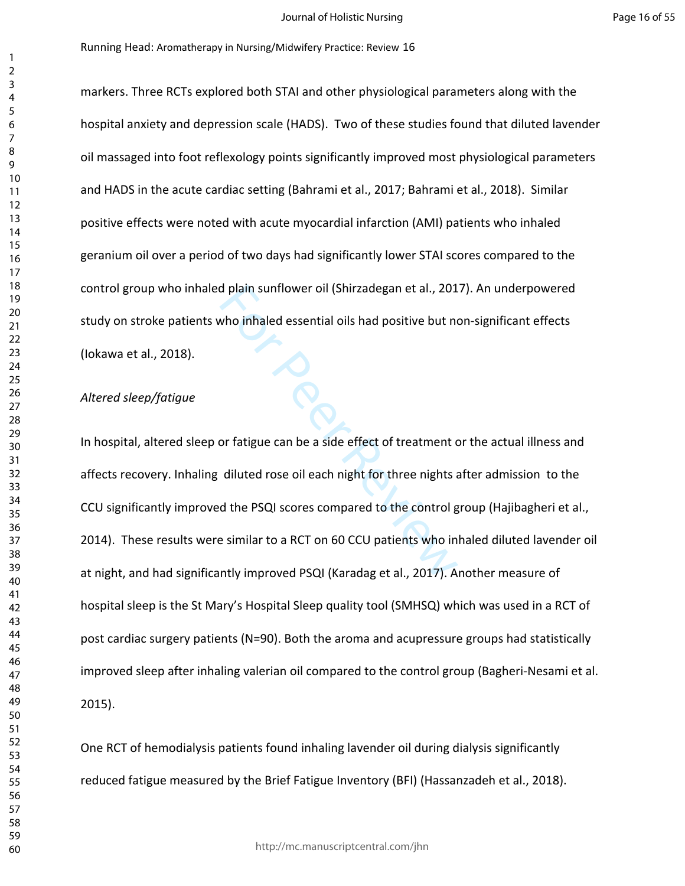markers. Three RCTs explored both STAI and other physiological parameters along with the hospital anxiety and depression scale (HADS). Two of these studies found that diluted lavender oil massaged into foot reflexology points significantly improved most physiological parameters and HADS in the acute cardiac setting (Bahrami et al., 2017; Bahrami et al., 2018). Similar positive effects were noted with acute myocardial infarction (AMI) patients who inhaled geranium oil over a period of two days had significantly lower STAI scores compared to the control group who inhaled plain sunflower oil (Shirzadegan et al., 2017). An underpowered study on stroke patients who inhaled essential oils had positive but non-significant effects (Iokawa et al., 2018).

*Altered sleep/fatigue*

In hospital, altered sleep or fatigue can be a side effect of treatment or the actual illness and affects recovery. Inhaling diluted rose oil each night for three nights after admission to the CCU significantly improved the PSQI scores compared to the control group (Hajibagheri et al., 2014). These results were similar to a RCT on 60 CCU patients who inhaled diluted lavender oil at night, and had significantly improved PSQI (Karadag et al., 2017). Another measure of hospital sleep is the St Mary's Hospital Sleep quality tool (SMHSQ) which was used in a RCT of post cardiac surgery patients (N=90). Both the aroma and acupressure groups had statistically improved sleep after inhaling valerian oil compared to the control group (Bagheri-Nesami et al. 2015).

One RCT of hemodialysis patients found inhaling lavender oil during dialysis significantly reduced fatigue measured by the Brief Fatigue Inventory (BFI) (Hassanzadeh et al., 2018).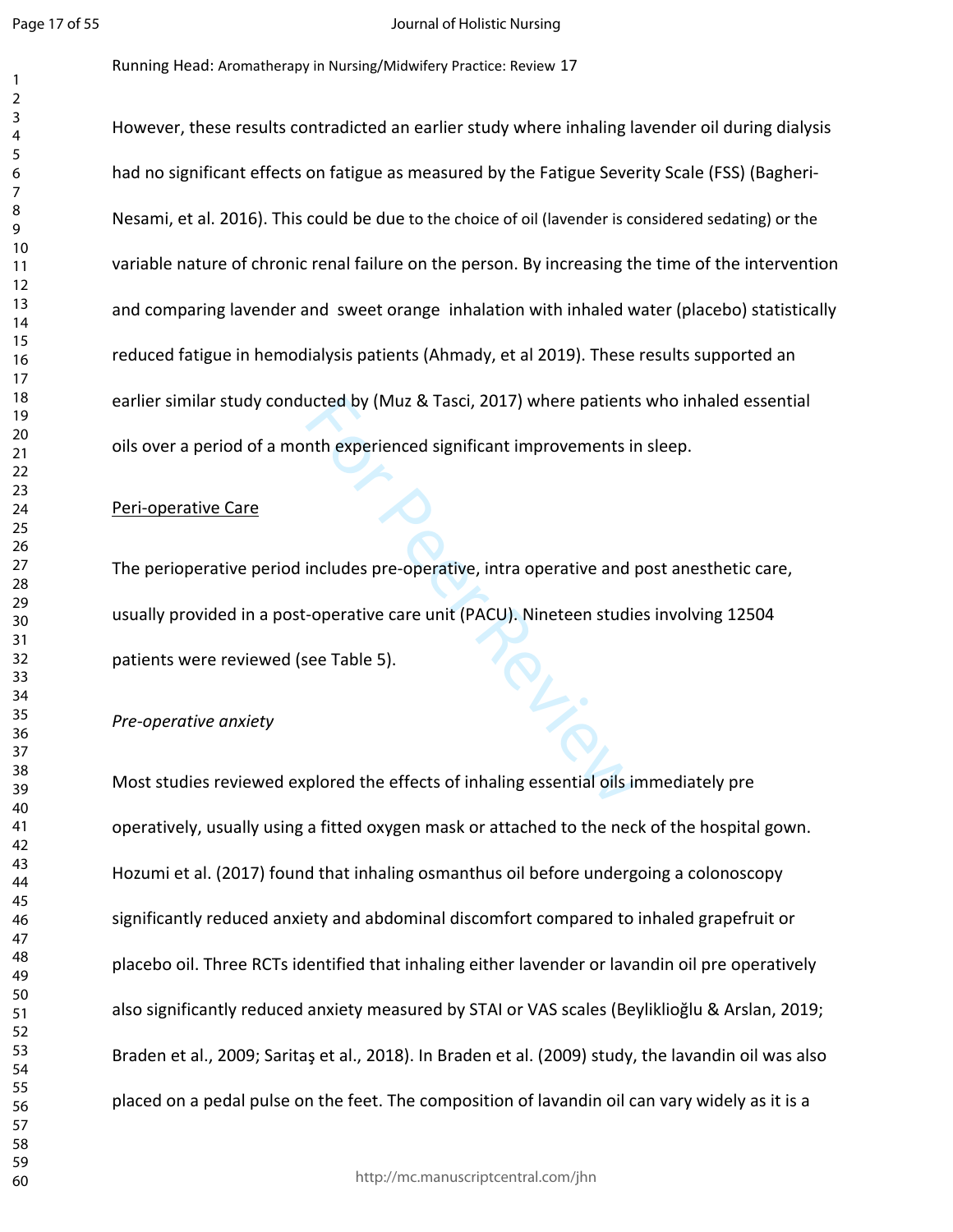However, these results contradicted an earlier study where inhaling lavender oil during dialysis had no significant effects on fatigue as measured by the Fatigue Severity Scale (FSS) (Bagheri-Nesami, et al. 2016). This could be due to the choice of oil (lavender is considered sedating) or the variable nature of chronic renal failure on the person. By increasing the time of the intervention and comparing lavender and sweet orange inhalation with inhaled water (placebo) statistically reduced fatigue in hemodialysis patients (Ahmady, et al 2019). These results supported an earlier similar study conducted by (Muz & Tasci, 2017) where patients who inhaled essential oils over a period of a month experienced significant improvements in sleep.

## Peri-operative Care

The perioperative period includes pre-operative, intra operative and post anesthetic care, usually provided in a post-operative care unit (PACU). Nineteen studies involving 12504 patients were reviewed (see Table 5).

### *Pre-operative anxiety*

Most studies reviewed explored the effects of inhaling essential oils immediately pre operatively, usually using a fitted oxygen mask or attached to the neck of the hospital gown. Hozumi et al. (2017) found that inhaling osmanthus oil before undergoing a colonoscopy significantly reduced anxiety and abdominal discomfort compared to inhaled grapefruit or placebo oil. Three RCTs identified that inhaling either lavender or lavandin oil pre operatively also significantly reduced anxiety measured by STAI or VAS scales (Beyliklioğlu & Arslan, 2019; Braden et al., 2009; Saritaş et al., 2018). In Braden et al. (2009) study, the lavandin oil was also placed on a pedal pulse on the feet. The composition of lavandin oil can vary widely as it is a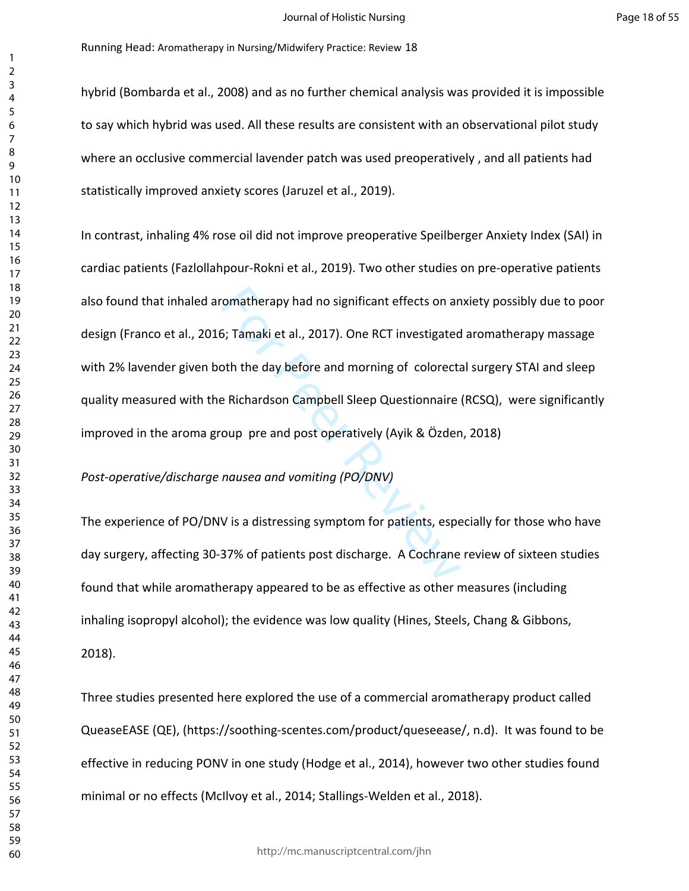hybrid (Bombarda et al., 2008) and as no further chemical analysis was provided it is impossible to say which hybrid was used. All these results are consistent with an observational pilot study where an occlusive commercial lavender patch was used preoperatively , and all patients had statistically improved anxiety scores (Jaruzel et al., 2019).

In contrast, inhaling 4% rose oil did not improve preoperative Speilberger Anxiety Index (SAI) in cardiac patients (Fazlollahpour-Rokni et al., 2019). Two other studies on pre-operative patients also found that inhaled aromatherapy had no significant effects on anxiety possibly due to poor design (Franco et al., 2016; Tamaki et al., 2017). One RCT investigated aromatherapy massage with 2% lavender given both the day before and morning of colorectal surgery STAI and sleep quality measured with the Richardson Campbell Sleep Questionnaire (RCSQ), were significantly improved in the aroma group pre and post operatively (Ayik & Özden, 2018)

*Post-operative/discharge nausea and vomiting (PO/DNV)*

The experience of PO/DNV is a distressing symptom for patients, especially for those who have day surgery, affecting 30-37% of patients post discharge. A Cochrane review of sixteen studies found that while aromatherapy appeared to be as effective as other measures (including inhaling isopropyl alcohol); the evidence was low quality (Hines, Steels, Chang & Gibbons, 2018).

Three studies presented here explored the use of a commercial aromatherapy product called QueaseEASE (QE), (https://soothing-scentes.com/product/queseease/, n.d). It was found to be effective in reducing PONV in one study (Hodge et al., 2014), however two other studies found minimal or no effects (McIlvoy et al., 2014; Stallings-Welden et al., 2018).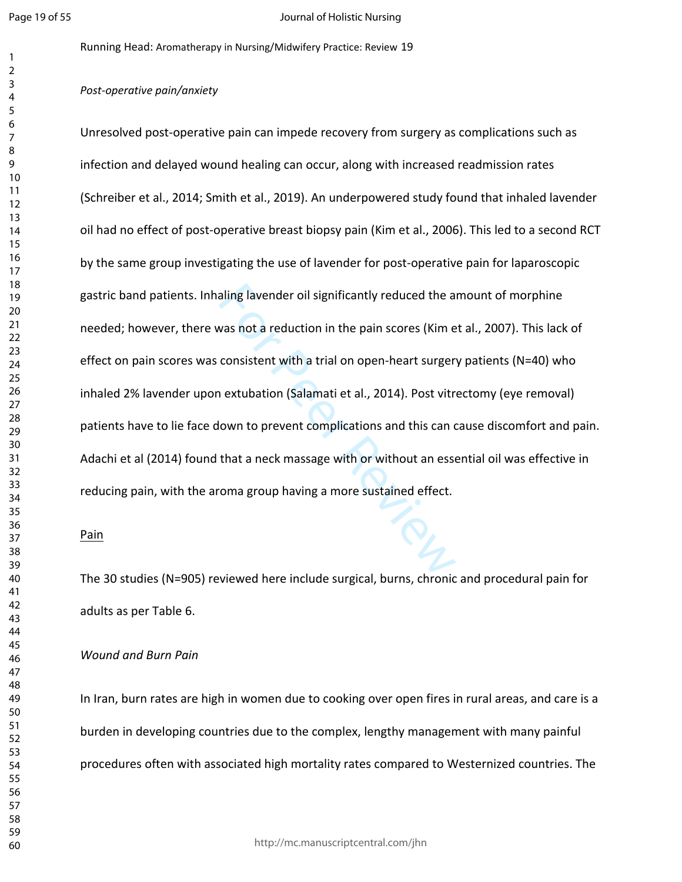*Post-operative pain/anxiety*

Unresolved post-operative pain can impede recovery from surgery as complications such as infection and delayed wound healing can occur, along with increased readmission rates (Schreiber et al., 2014; Smith et al., 2019). An underpowered study found that inhaled lavender oil had no effect of post-operative breast biopsy pain (Kim et al., 2006). This led to a second RCT by the same group investigating the use of lavender for post-operative pain for laparoscopic gastric band patients. Inhaling lavender oil significantly reduced the amount of morphine needed; however, there was not a reduction in the pain scores (Kim et al., 2007). This lack of effect on pain scores was consistent with a trial on open-heart surgery patients (N=40) who inhaled 2% lavender upon extubation (Salamati et al., 2014). Post vitrectomy (eye removal) patients have to lie face down to prevent complications and this can cause discomfort and pain. Adachi et al (2014) found that a neck massage with or without an essential oil was effective in reducing pain, with the aroma group having a more sustained effect.

## Pain

The 30 studies (N=905) reviewed here include surgical, burns, chronic and procedural pain for adults as per Table 6.

*Wound and Burn Pain*

In Iran, burn rates are high in women due to cooking over open fires in rural areas, and care is a burden in developing countries due to the complex, lengthy management with many painful procedures often with associated high mortality rates compared to Westernized countries. The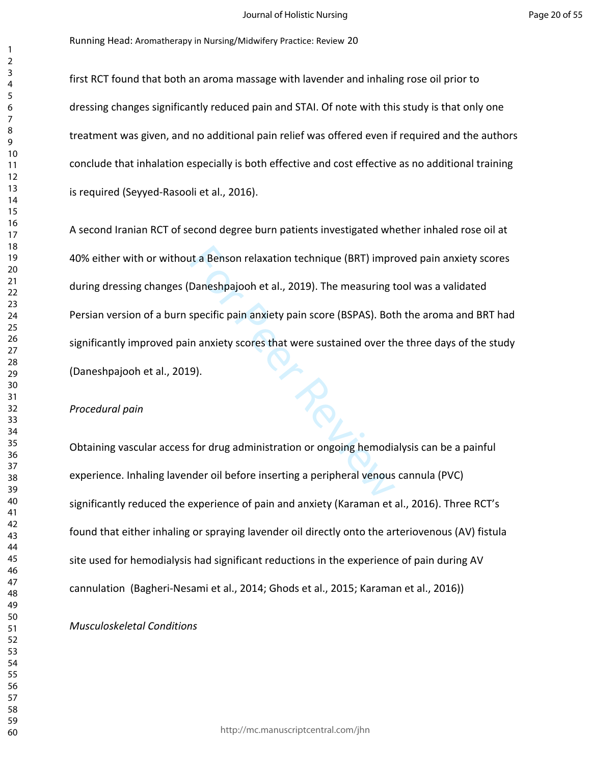first RCT found that both an aroma massage with lavender and inhaling rose oil prior to dressing changes significantly reduced pain and STAI. Of note with this study is that only one treatment was given, and no additional pain relief was offered even if required and the authors conclude that inhalation especially is both effective and cost effective as no additional training is required (Seyyed-Rasooli et al., 2016).

A second Iranian RCT of second degree burn patients investigated whether inhaled rose oil at 40% either with or without a Benson relaxation technique (BRT) improved pain anxiety scores during dressing changes (Daneshpajooh et al., 2019). The measuring tool was a validated Persian version of a burn specific pain anxiety pain score (BSPAS). Both the aroma and BRT had significantly improved pain anxiety scores that were sustained over the three days of the study (Daneshpajooh et al., 2019).

*Procedural pain*

Obtaining vascular access for drug administration or ongoing hemodialysis can be a painful experience. Inhaling lavender oil before inserting a peripheral venous cannula (PVC) significantly reduced the experience of pain and anxiety (Karaman et al., 2016). Three RCT's found that either inhaling or spraying lavender oil directly onto the arteriovenous (AV) fistula site used for hemodialysis had significant reductions in the experience of pain during AV cannulation (Bagheri-Nesami et al., 2014; Ghods et al., 2015; Karaman et al., 2016))

*Musculoskeletal Conditions*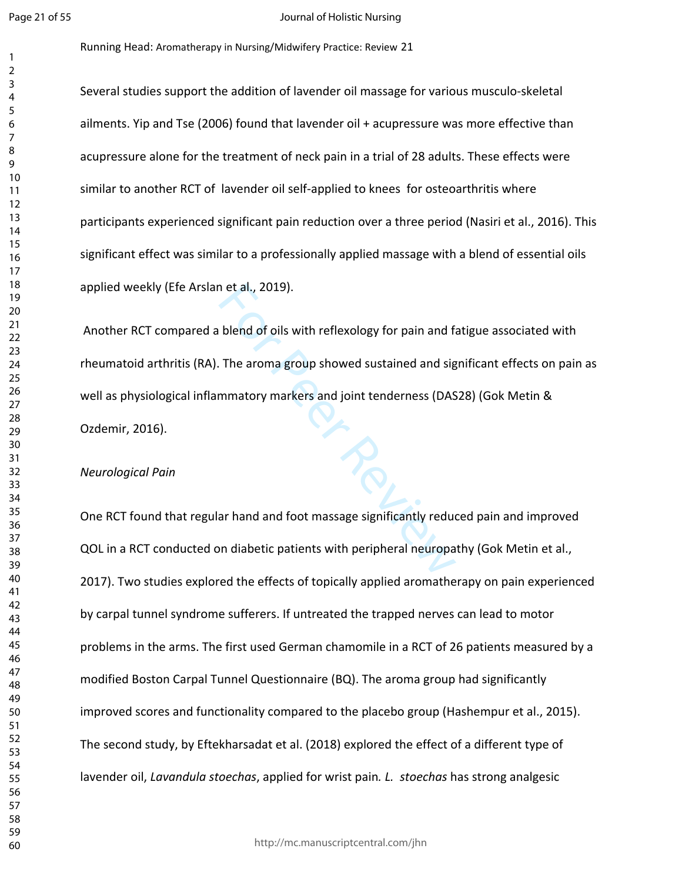Several studies support the addition of lavender oil massage for various musculo-skeletal ailments. Yip and Tse (2006) found that lavender oil + acupressure was more effective than acupressure alone for the treatment of neck pain in a trial of 28 adults. These effects were similar to another RCT of  lavender oil self-applied to knees  for osteoarthritis where participants experienced significant pain reduction over a three period (Nasiri et al., 2016). This significant effect was similar to a professionally applied massage with a blend of essential oils applied weekly (Efe Arslan et al., 2019).

Another RCT compared a blend of oils with reflexology for pain and fatigue associated with rheumatoid arthritis (RA). The aroma group showed sustained and significant effects on pain as well as physiological inflammatory markers and joint tenderness (DAS28) (Gok Metin & Ozdemir, 2016).

*Neurological Pain*

One RCT found that regular hand and foot massage significantly reduced pain and improved QOL in a RCT conducted on diabetic patients with peripheral neuropathy (Gok Metin et al., 2017). Two studies explored the effects of topically applied aromatherapy on pain experienced by carpal tunnel syndrome sufferers. If untreated the trapped nerves can lead to motor problems in the arms. The first used German chamomile in a RCT of 26 patients measured by a modified Boston Carpal Tunnel Questionnaire (BQ). The aroma group had significantly improved scores and functionality compared to the placebo group (Hashempur et al., 2015). The second study, by Eftekharsadat et al. (2018) explored the effect of a different type of lavender oil, *Lavandula stoechas*, applied for wrist pain. *L. stoechas* has strong analgesic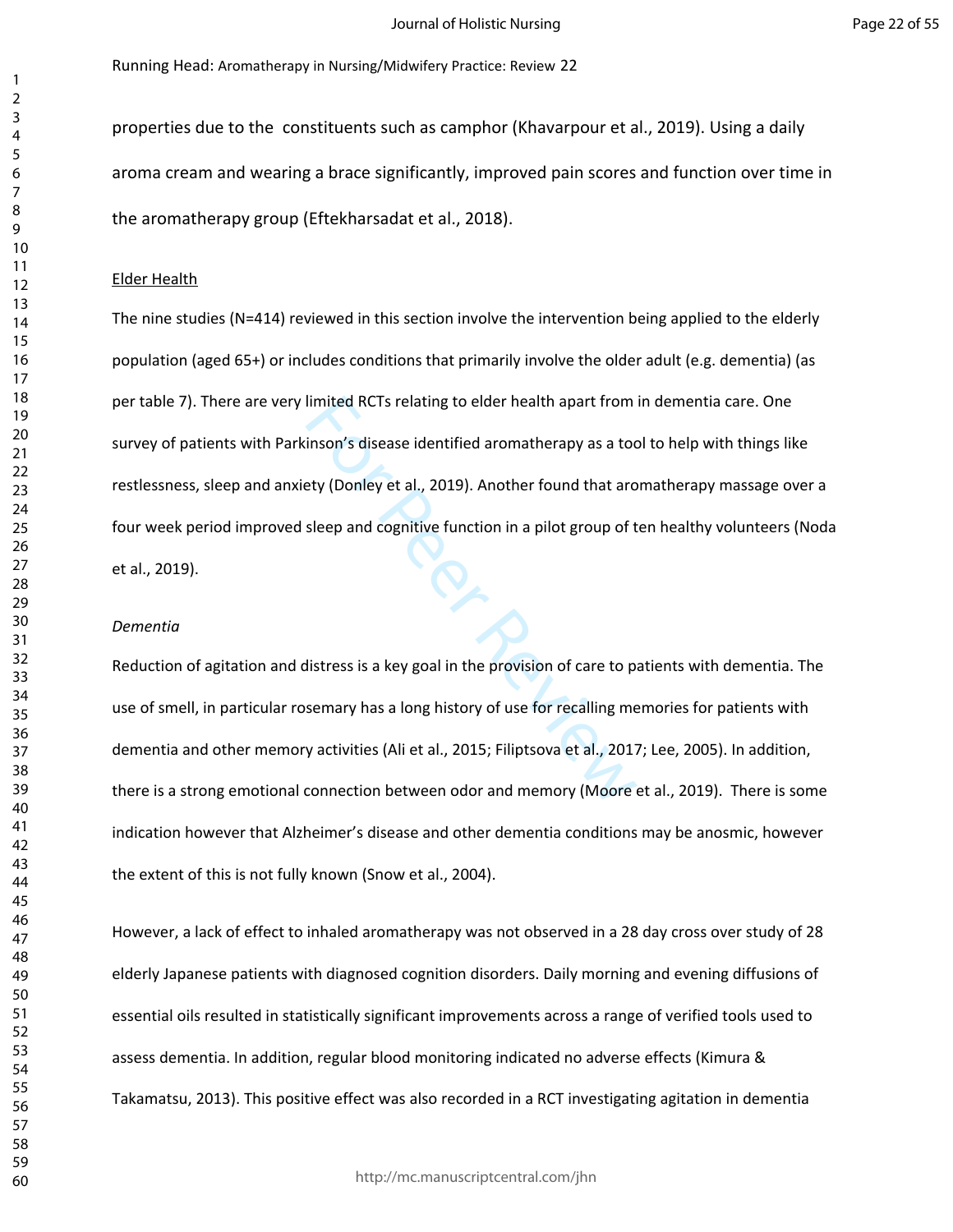properties due to the constituents such as camphor (Khavarpour et al., 2019). Using a daily aroma cream and wearing a brace significantly, improved pain scores and function over time in the aromatherapy group (Eftekharsadat et al., 2018).

Elder Health

The nine studies (N=414) reviewed in this section involve the intervention being applied to the elderly population (aged 65+) or includes conditions that primarily involve the older adult (e.g. dementia) (as per table 7). There are very limited RCTs relating to elder health apart from in dementia care. One survey of patients with Parkinson's disease identified aromatherapy as a tool to help with things like restlessness, sleep and anxiety (Donley et al., 2019). Another found that aromatherapy massage over a four week period improved sleep and cognitive function in a pilot group of ten healthy volunteers (Noda et al., 2019).

*Dementia*

Reduction of agitation and distress is a key goal in the provision of care to patients with dementia. The use of smell, in particular rosemary has a long history of use for recalling memories for patients with dementia and other memory activities (Ali et al., 2015; Filiptsova et al., 2017; Lee, 2005). In addition, there is a strong emotional connection between odor and memory (Moore et al., 2019). There is some indication however that Alzheimer's disease and other dementia conditions may be anosmic, however the extent of this is not fully known (Snow et al., 2004).

However, a lack of effect to inhaled aromatherapy was not observed in a 28 day cross over study of 28 elderly Japanese patients with diagnosed cognition disorders. Daily morning and evening diffusions of essential oils resulted in statistically significant improvements across a range of verified tools used to assess dementia. In addition, regular blood monitoring indicated no adverse effects (Kimura & Takamatsu, 2013). This positive effect was also recorded in a RCT investigating agitation in dementia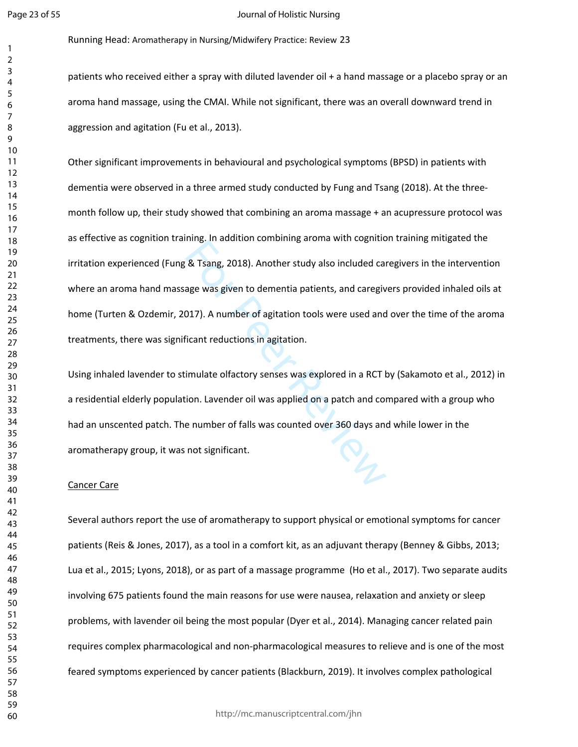patients who received either a spray with diluted lavender oil + a hand massage or a placebo spray or an aroma hand massage, using the CMAI. While not significant, there was an overall downward trend in aggression and agitation (Fu et al., 2013).

Other significant improvements in behavioural and psychological symptoms (BPSD) in patients with dementia were observed in a three armed study conducted by Fung and Tsang (2018). At the three-month follow up, their study showed that combining an aroma massage + an acupressure protocol was as effective as cognition training. In addition combining aroma with cognition training mitigated the irritation experienced (Fung & Tsang, 2018). Another study also included caregivers in the intervention where an aroma hand massage was given to dementia patients, and caregivers provided inhaled oils at home (Turten & Ozdemir, 2017). A number of agitation tools were used and over the time of the aroma treatments, there was significant reductions in agitation.

Using inhaled lavender to stimulate olfactory senses was explored in a RCT by (Sakamoto et al., 2012) in a residential elderly population. Lavender oil was applied on a patch and compared with a group who had an unscented patch. The number of falls was counted over 360 days and while lower in the aromatherapy group, it was not significant.

Cancer Care

Several authors report the use of aromatherapy to support physical or emotional symptoms for cancer patients (Reis & Jones, 2017), as a tool in a comfort kit, as an adjuvant therapy (Benney & Gibbs, 2013; Lua et al., 2015; Lyons, 2018), or as part of a massage programme (Ho et al., 2017). Two separate audits involving 675 patients found the main reasons for use were nausea, relaxation and anxiety or sleep problems, with lavender oil being the most popular (Dyer et al., 2014). Managing cancer related pain requires complex pharmacological and non-pharmacological measures to relieve and is one of the most feared symptoms experienced by cancer patients (Blackburn, 2019). It involves complex pathological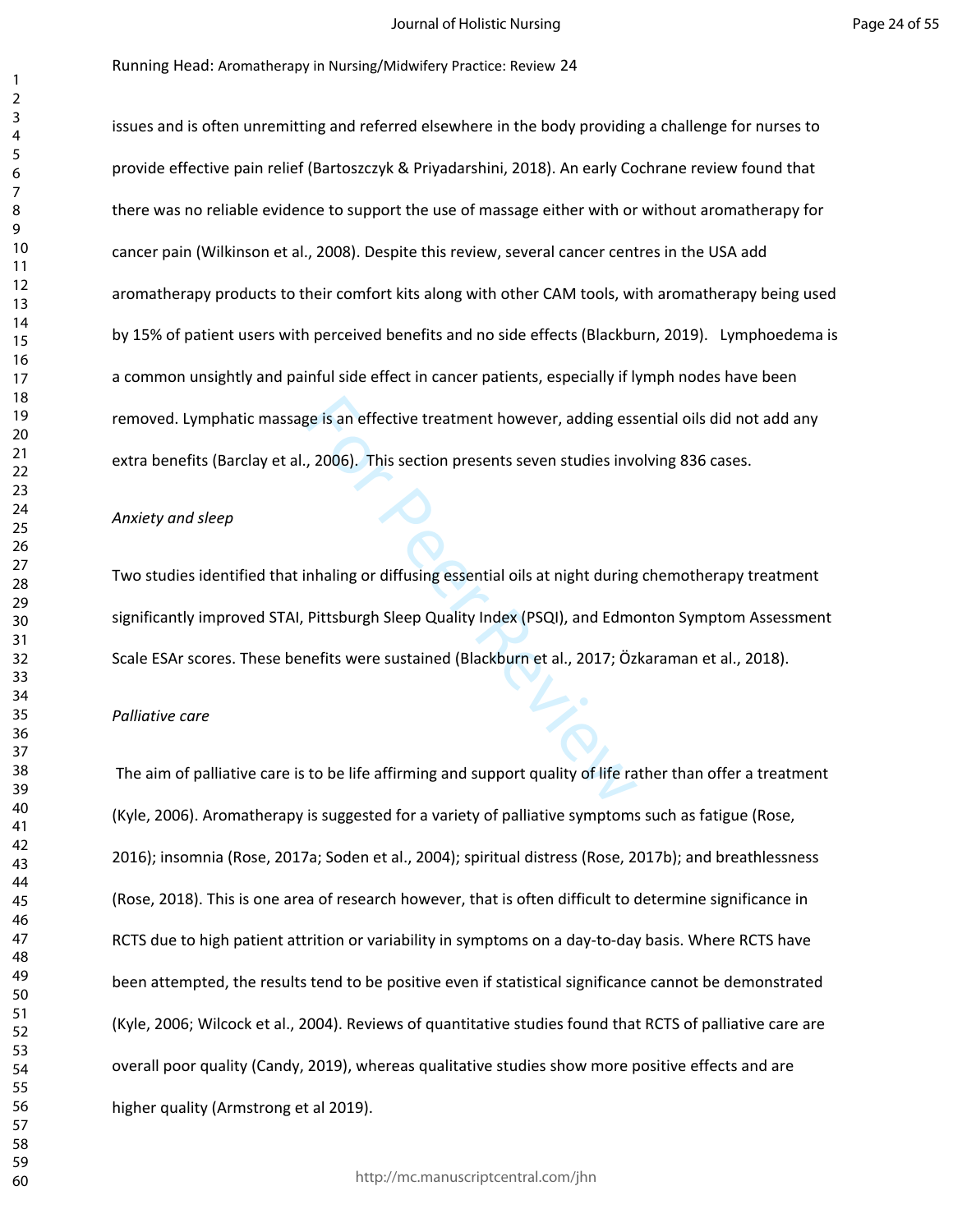issues and is often unremitting and referred elsewhere in the body providing a challenge for nurses to provide effective pain relief (Bartoszczyk & Priyadarshini, 2018). An early Cochrane review found that there was no reliable evidence to support the use of massage either with or without aromatherapy for cancer pain (Wilkinson et al., 2008). Despite this review, several cancer centres in the USA add aromatherapy products to their comfort kits along with other CAM tools, with aromatherapy being used by 15% of patient users with perceived benefits and no side effects (Blackburn, 2019). Lymphoedema is a common unsightly and painful side effect in cancer patients, especially if lymph nodes have been removed. Lymphatic massage is an effective treatment however, adding essential oils did not add any extra benefits (Barclay et al., 2006). This section presents seven studies involving 836 cases.

*Anxiety and sleep*

Two studies identified that inhaling or diffusing essential oils at night during chemotherapy treatment significantly improved STAI, Pittsburgh Sleep Quality Index (PSQI), and Edmonton Symptom Assessment Scale ESAr scores. These benefits were sustained (Blackburn et al., 2017; Özkaraman et al., 2018).

*Palliative care*

The aim of palliative care is to be life affirming and support quality of life rather than offer a treatment (Kyle, 2006). Aromatherapy is suggested for a variety of palliative symptoms such as fatigue (Rose, 2016); insomnia (Rose, 2017a; Soden et al., 2004); spiritual distress (Rose, 2017b); and breathlessness (Rose, 2018). This is one area of research however, that is often difficult to determine significance in RCTS due to high patient attrition or variability in symptoms on a day-to-day basis. Where RCTS have been attempted, the results tend to be positive even if statistical significance cannot be demonstrated (Kyle, 2006; Wilcock et al., 2004). Reviews of quantitative studies found that RCTS of palliative care are overall poor quality (Candy, 2019), whereas qualitative studies show more positive effects and are higher quality (Armstrong et al 2019).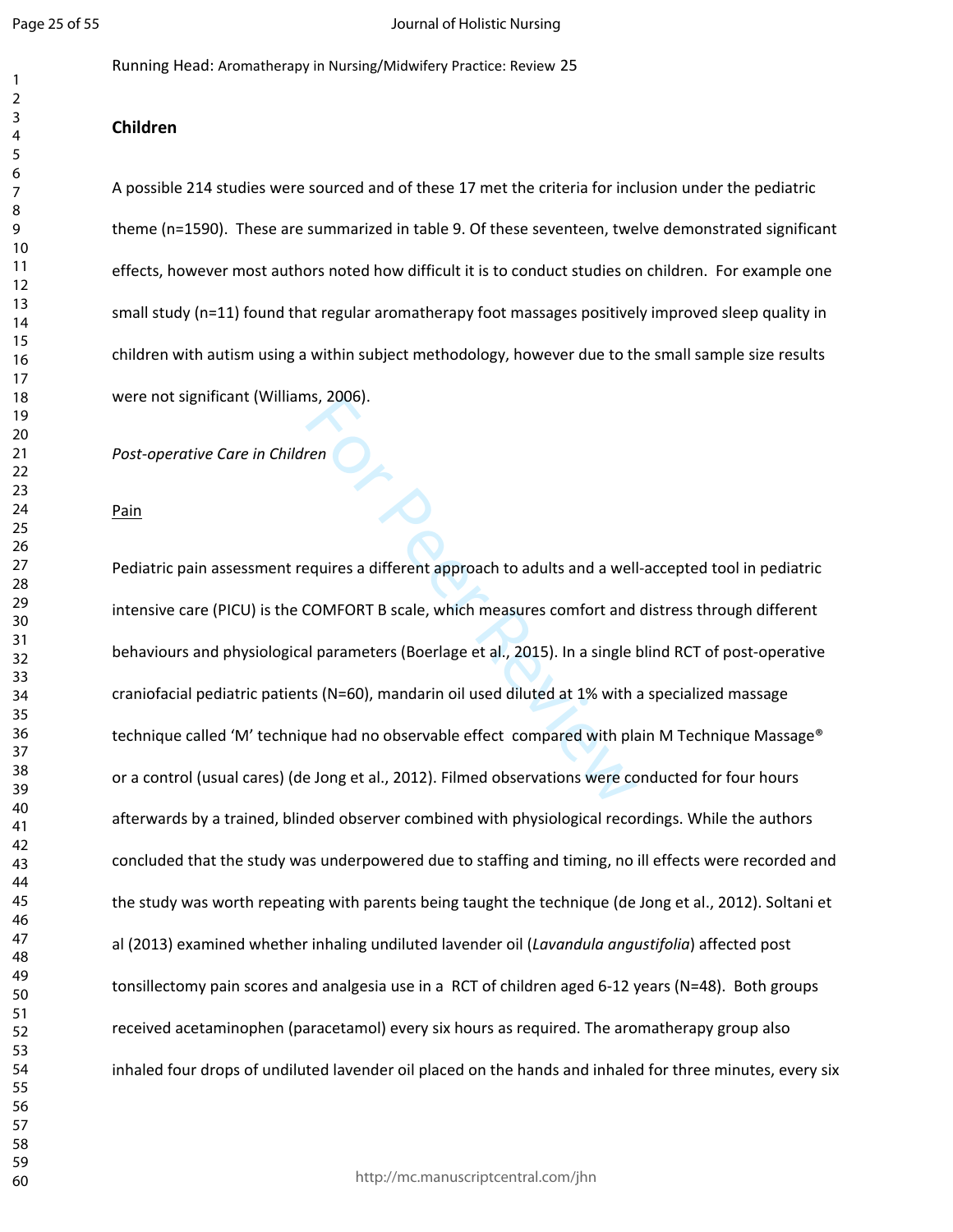## Children

A possible 214 studies were sourced and of these 17 met the criteria for inclusion under the pediatric theme (n=1590). These are summarized in table 9. Of these seventeen, twelve demonstrated significant effects, however most authors noted how difficult it is to conduct studies on children. For example one small study (n=11) found that regular aromatherapy foot massages positively improved sleep quality in children with autism using a within subject methodology, however due to the small sample size results were not significant (Williams, 2006).

*Post-operative Care in Children*

Pain

Pediatric pain assessment requires a different approach to adults and a well-accepted tool in pediatric intensive care (PICU) is the COMFORT B scale, which measures comfort and distress through different behaviours and physiological parameters (Boerlage et al., 2015). In a single blind RCT of post-operative craniofacial pediatric patients (N=60), mandarin oil used diluted at 1% with a specialized massage technique called 'M' technique had no observable effect compared with plain M Technique Massage® or a control (usual cares) (de Jong et al., 2012). Filmed observations were conducted for four hours afterwards by a trained, blinded observer combined with physiological recordings. While the authors concluded that the study was underpowered due to staffing and timing, no ill effects were recorded and the study was worth repeating with parents being taught the technique (de Jong et al., 2012). Soltani et al (2013) examined whether inhaling undiluted lavender oil (*Lavandula angustifolia*) affected post tonsillectomy pain scores and analgesia use in a RCT of children aged 6-12 years (N=48). Both groups received acetaminophen (paracetamol) every six hours as required. The aromatherapy group also inhaled four drops of undiluted lavender oil placed on the hands and inhaled for three minutes, every six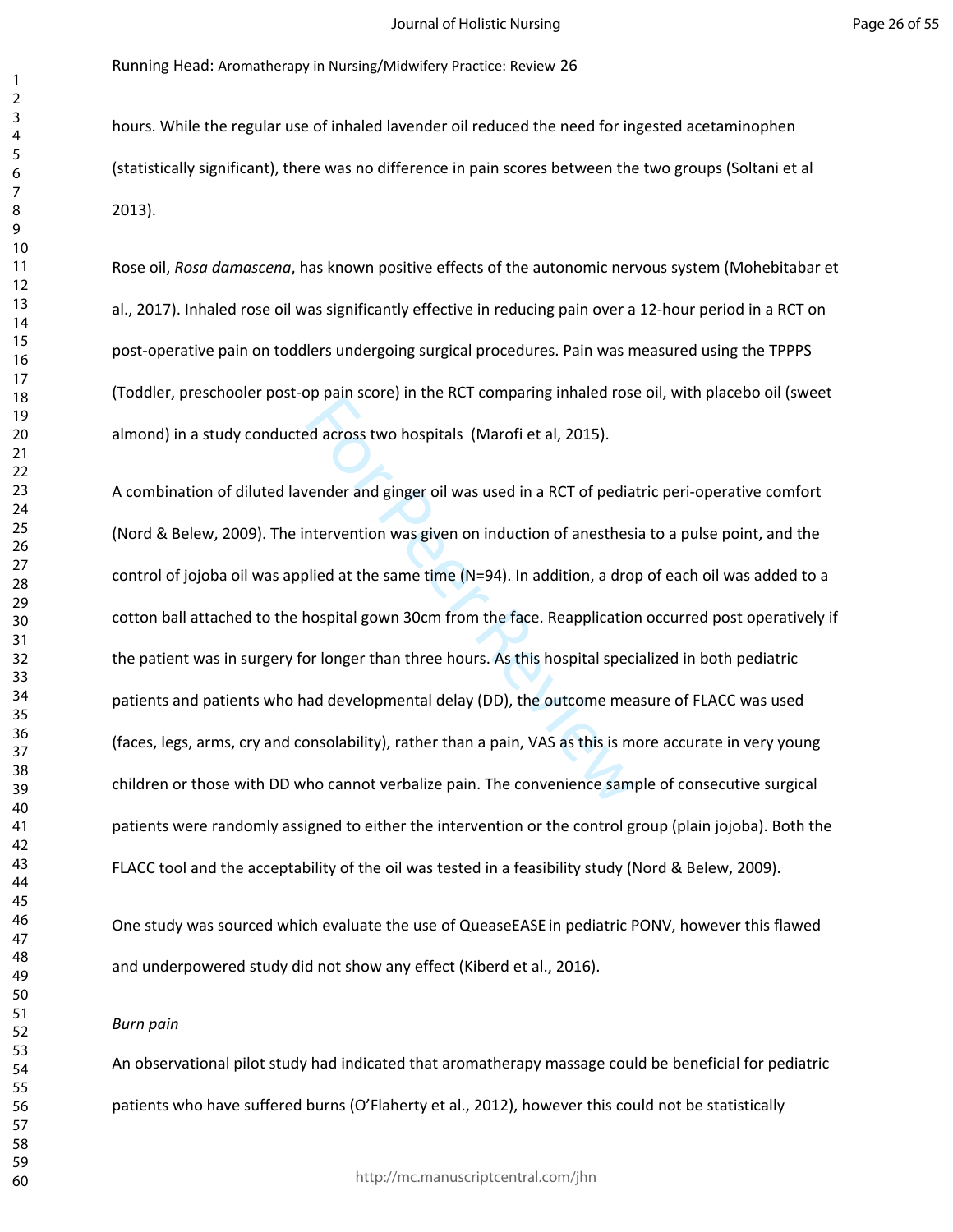hours. While the regular use of inhaled lavender oil reduced the need for ingested acetaminophen (statistically significant), there was no difference in pain scores between the two groups (Soltani et al 2013).

Rose oil, *Rosa damascena*, has known positive effects of the autonomic nervous system (Mohebitabar et al., 2017). Inhaled rose oil was significantly effective in reducing pain over a 12-hour period in a RCT on post-operative pain on toddlers undergoing surgical procedures. Pain was measured using the TPPPS (Toddler, preschooler post-op pain score) in the RCT comparing inhaled rose oil, with placebo oil (sweet almond) in a study conducted across two hospitals (Marofi et al, 2015).

A combination of diluted lavender and ginger oil was used in a RCT of pediatric peri-operative comfort (Nord & Belew, 2009). The intervention was given on induction of anesthesia to a pulse point, and the control of jojoba oil was applied at the same time (N=94). In addition, a drop of each oil was added to a cotton ball attached to the hospital gown 30cm from the face. Reapplication occurred post operatively if the patient was in surgery for longer than three hours. As this hospital specialized in both pediatric patients and patients who had developmental delay (DD), the outcome measure of FLACC was used (faces, legs, arms, cry and consolability), rather than a pain, VAS as this is more accurate in very young children or those with DD who cannot verbalize pain. The convenience sample of consecutive surgical patients were randomly assigned to either the intervention or the control group (plain jojoba). Both the FLACC tool and the acceptability of the oil was tested in a feasibility study (Nord & Belew, 2009).

One study was sourced which evaluate the use of QueaseEASE in pediatric PONV, however this flawed and underpowered study did not show any effect (Kiberd et al., 2016).

*Burn pain*

An observational pilot study had indicated that aromatherapy massage could be beneficial for pediatric patients who have suffered burns (O'Flaherty et al., 2012), however this could not be statistically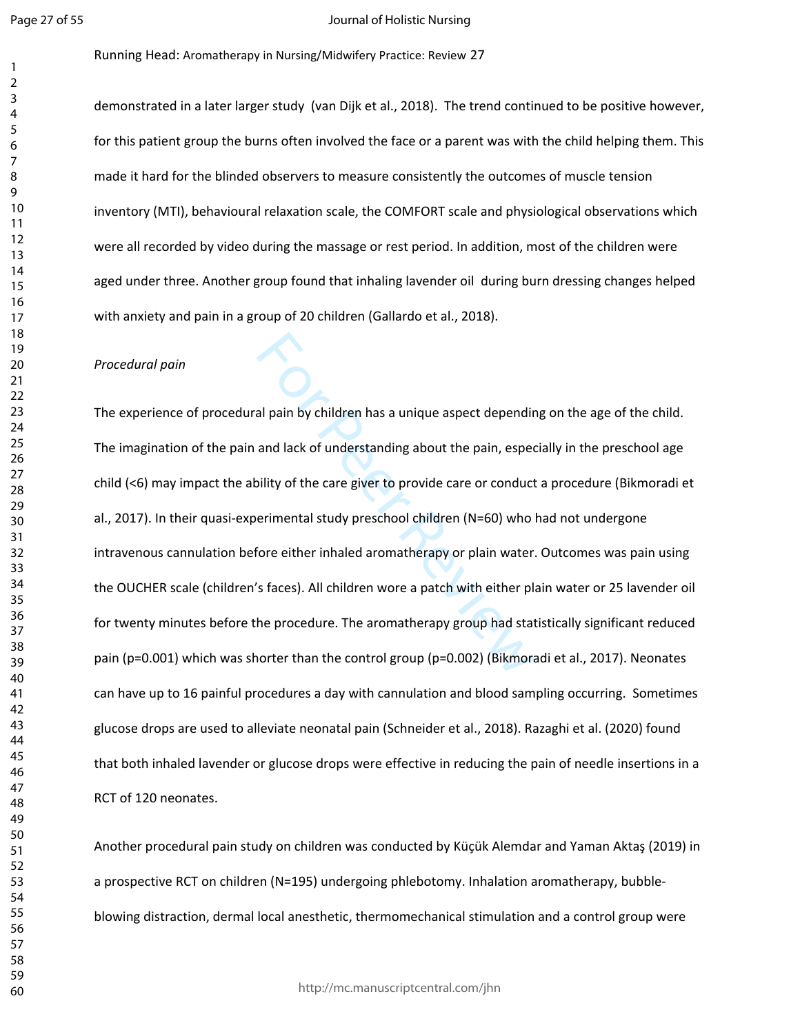demonstrated in a later larger study (van Dijk et al., 2018). The trend continued to be positive however, for this patient group the burns often involved the face or a parent was with the child helping them. This made it hard for the blinded observers to measure consistently the outcomes of muscle tension inventory (MTI), behavioural relaxation scale, the COMFORT scale and physiological observations which were all recorded by video during the massage or rest period. In addition, most of the children were aged under three. Another group found that inhaling lavender oil during burn dressing changes helped with anxiety and pain in a group of 20 children (Gallardo et al., 2018).

*Procedural pain*

The experience of procedural pain by children has a unique aspect depending on the age of the child. The imagination of the pain and lack of understanding about the pain, especially in the preschool age child (<6) may impact the ability of the care giver to provide care or conduct a procedure (Bikmoradi et al., 2017). In their quasi-experimental study preschool children (N=60) who had not undergone intravenous cannulation before either inhaled aromatherapy or plain water. Outcomes was pain using the OUCHER scale (children's faces). All children wore a patch with either plain water or 25 lavender oil for twenty minutes before the procedure. The aromatherapy group had statistically significant reduced pain (p=0.001) which was shorter than the control group (p=0.002) (Bikmoradi et al., 2017). Neonates can have up to 16 painful procedures a day with cannulation and blood sampling occurring. Sometimes glucose drops are used to alleviate neonatal pain (Schneider et al., 2018). Razaghi et al. (2020) found that both inhaled lavender or glucose drops were effective in reducing the pain of needle insertions in a RCT of 120 neonates.

Another procedural pain study on children was conducted by Küçük Alemdar and Yaman Aktaş (2019) in a prospective RCT on children (N=195) undergoing phlebotomy. Inhalation aromatherapy, bubble-blowing distraction, dermal local anesthetic, thermomechanical stimulation and a control group were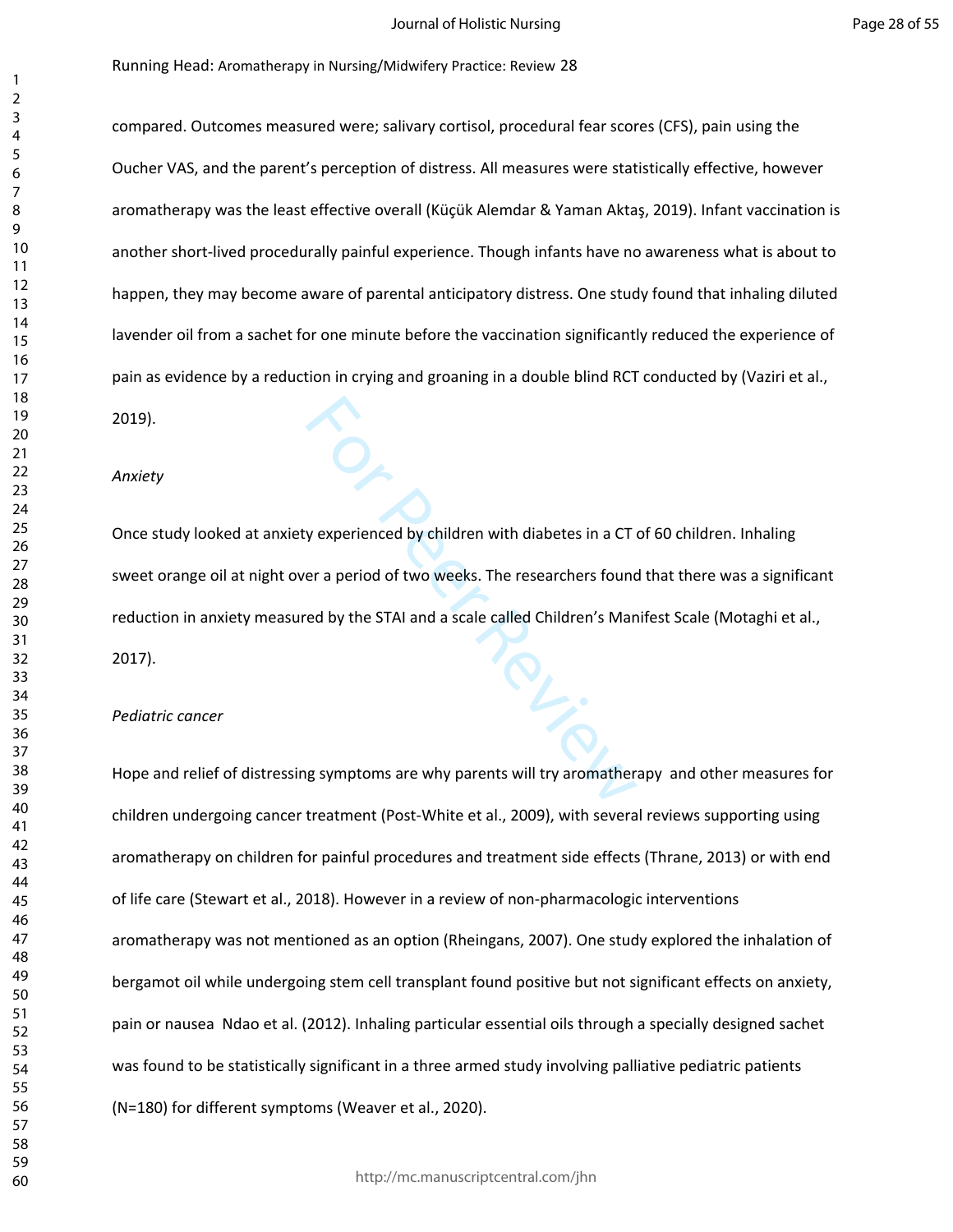compared. Outcomes measured were; salivary cortisol, procedural fear scores (CFS), pain using the Oucher VAS, and the parent's perception of distress. All measures were statistically effective, however aromatherapy was the least effective overall (Küçük Alemdar & Yaman Aktaş, 2019). Infant vaccination is another short-lived procedurally painful experience. Though infants have no awareness what is about to happen, they may become aware of parental anticipatory distress. One study found that inhaling diluted lavender oil from a sachet for one minute before the vaccination significantly reduced the experience of pain as evidence by a reduction in crying and groaning in a double blind RCT conducted by (Vaziri et al., 2019).

*Anxiety*

Once study looked at anxiety experienced by children with diabetes in a CT of 60 children. Inhaling sweet orange oil at night over a period of two weeks. The researchers found that there was a significant reduction in anxiety measured by the STAI and a scale called Children's Manifest Scale (Motaghi et al., 2017).

*Pediatric cancer*

Hope and relief of distressing symptoms are why parents will try aromatherapy and other measures for children undergoing cancer treatment (Post-White et al., 2009), with several reviews supporting using aromatherapy on children for painful procedures and treatment side effects (Thrane, 2013) or with end of life care (Stewart et al., 2018). However in a review of non-pharmacologic interventions aromatherapy was not mentioned as an option (Rheingans, 2007). One study explored the inhalation of bergamot oil while undergoing stem cell transplant found positive but not significant effects on anxiety, pain or nausea Ndao et al. (2012). Inhaling particular essential oils through a specially designed sachet was found to be statistically significant in a three armed study involving palliative pediatric patients (N=180) for different symptoms (Weaver et al., 2020).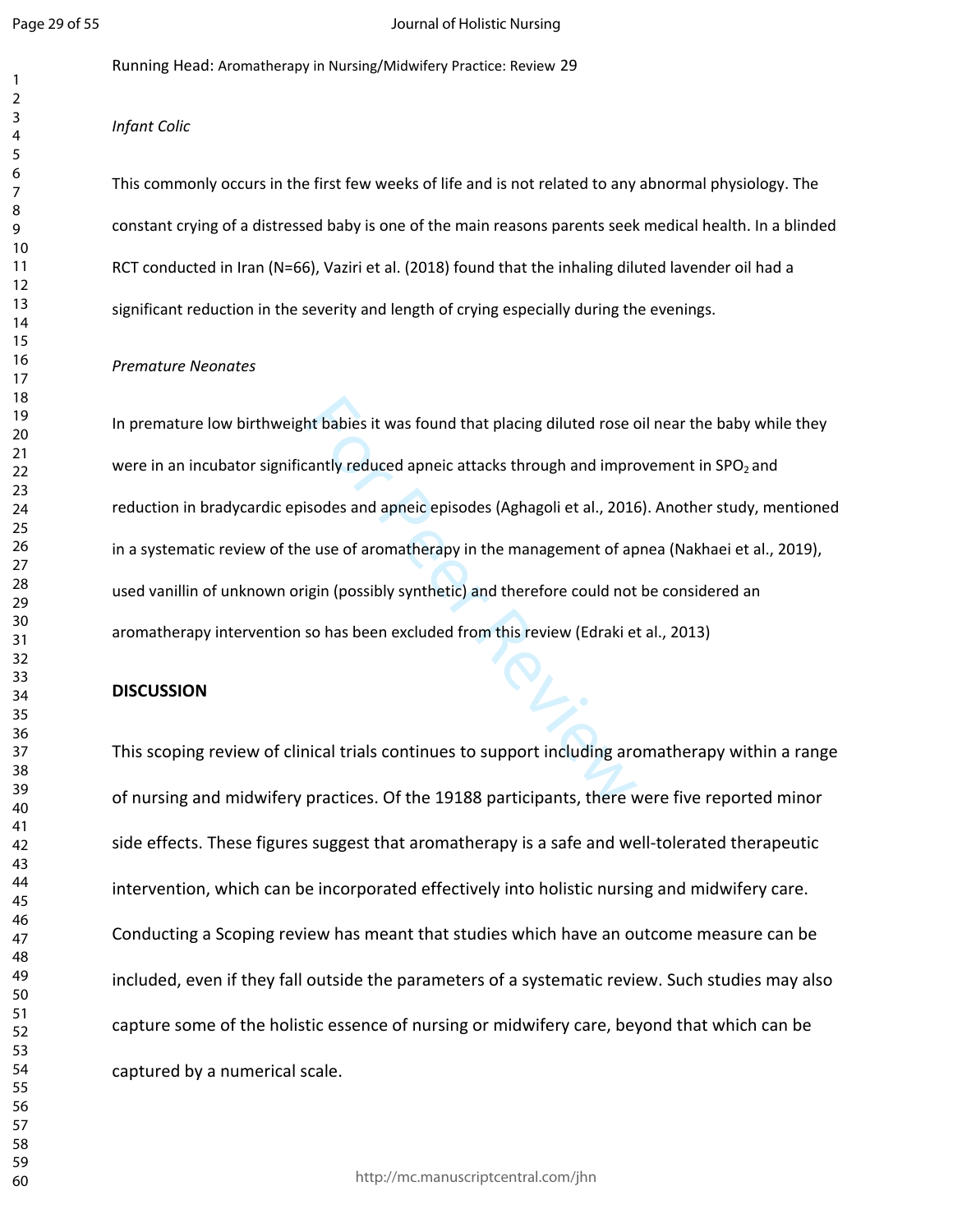*Infant Colic*

This commonly occurs in the first few weeks of life and is not related to any abnormal physiology. The constant crying of a distressed baby is one of the main reasons parents seek medical health. In a blinded RCT conducted in Iran (N=66), Vaziri et al. (2018) found that the inhaling diluted lavender oil had a significant reduction in the severity and length of crying especially during the evenings.

*Premature Neonates*

In premature low birthweight babies it was found that placing diluted rose oil near the baby while they were in an incubator significantly reduced apneic attacks through and improvement in $SPO_2$ and reduction in bradycardic episodes and apneic episodes (Aghagoli et al., 2016). Another study, mentioned in a systematic review of the use of aromatherapy in the management of apnea (Nakhaei et al., 2019), used vanillin of unknown origin (possibly synthetic) and therefore could not be considered an aromatherapy intervention so has been excluded from this review (Edraki et al., 2013)

**DISCUSSION**

This scoping review of clinical trials continues to support including aromatherapy within a range of nursing and midwifery practices. Of the 19188 participants, there were five reported minor side effects. These figures suggest that aromatherapy is a safe and well-tolerated therapeutic intervention, which can be incorporated effectively into holistic nursing and midwifery care. Conducting a Scoping review has meant that studies which have an outcome measure can be included, even if they fall outside the parameters of a systematic review. Such studies may also capture some of the holistic essence of nursing or midwifery care, beyond that which can be captured by a numerical scale.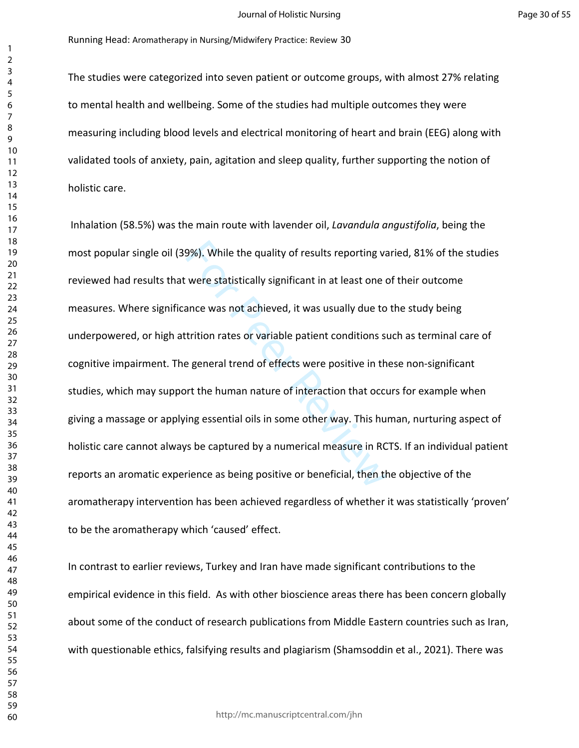The studies were categorized into seven patient or outcome groups, with almost 27% relating to mental health and wellbeing. Some of the studies had multiple outcomes they were measuring including blood levels and electrical monitoring of heart and brain (EEG) along with validated tools of anxiety, pain, agitation and sleep quality, further supporting the notion of holistic care.

Inhalation (58.5%) was the main route with lavender oil, *Lavandula angustifolia*, being the most popular single oil (39%). While the quality of results reporting varied, 81% of the studies reviewed had results that were statistically significant in at least one of their outcome measures. Where significance was not achieved, it was usually due to the study being underpowered, or high attrition rates or variable patient conditions such as terminal care of cognitive impairment. The general trend of effects were positive in these non-significant studies, which may support the human nature of interaction that occurs for example when giving a massage or applying essential oils in some other way. This human, nurturing aspect of holistic care cannot always be captured by a numerical measure in RCTS. If an individual patient reports an aromatic experience as being positive or beneficial, then the objective of the aromatherapy intervention has been achieved regardless of whether it was statistically 'proven' to be the aromatherapy which 'caused' effect.

In contrast to earlier reviews, Turkey and Iran have made significant contributions to the empirical evidence in this field. As with other bioscience areas there has been concern globally about some of the conduct of research publications from Middle Eastern countries such as Iran, with questionable ethics, falsifying results and plagiarism (Shamsoddin et al., 2021). There was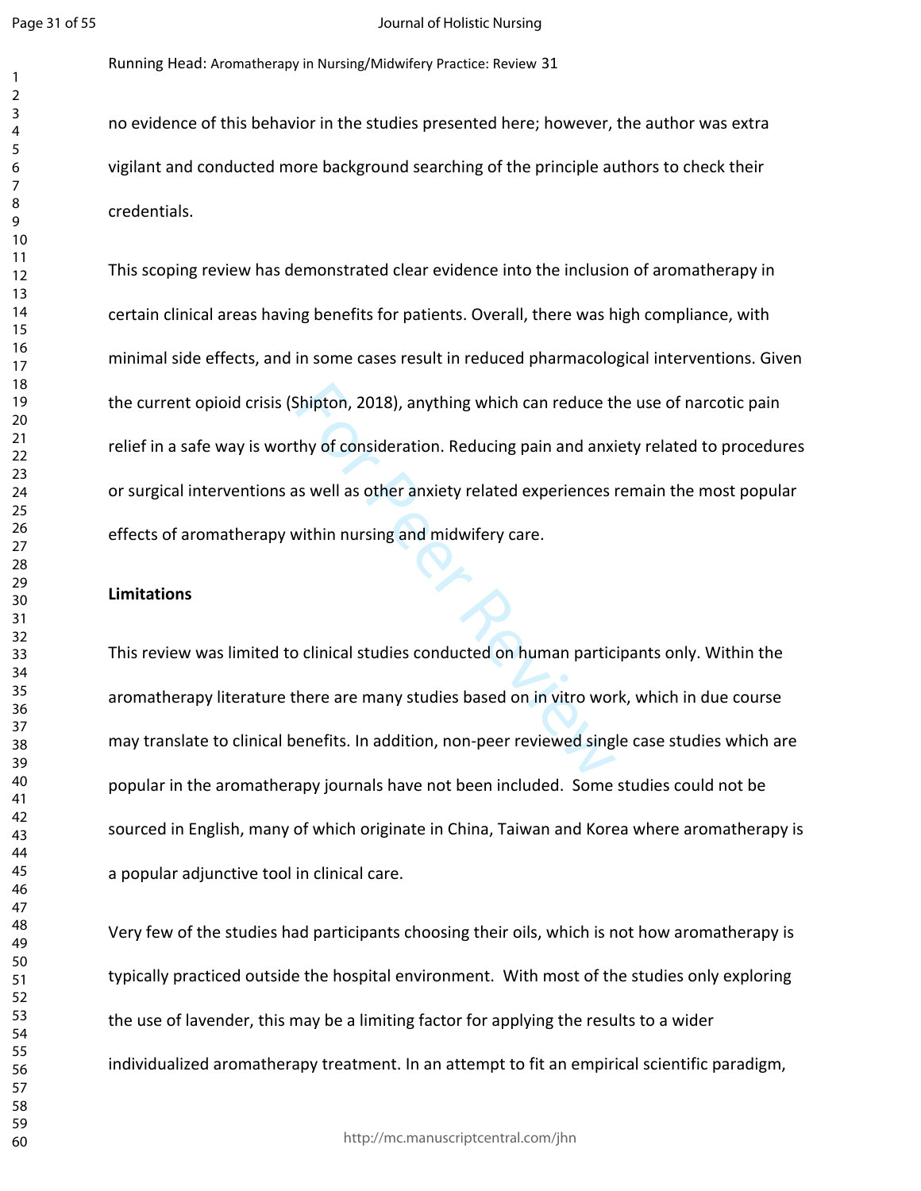no evidence of this behavior in the studies presented here; however, the author was extra vigilant and conducted more background searching of the principle authors to check their credentials.

This scoping review has demonstrated clear evidence into the inclusion of aromatherapy in certain clinical areas having benefits for patients. Overall, there was high compliance, with minimal side effects, and in some cases result in reduced pharmacological interventions. Given the current opioid crisis (Shipton, 2018), anything which can reduce the use of narcotic pain relief in a safe way is worthy of consideration. Reducing pain and anxiety related to procedures or surgical interventions as well as other anxiety related experiences remain the most popular effects of aromatherapy within nursing and midwifery care.

**Limitations**

This review was limited to clinical studies conducted on human participants only. Within the aromatherapy literature there are many studies based on in vitro work, which in due course may translate to clinical benefits. In addition, non-peer reviewed single case studies which are popular in the aromatherapy journals have not been included. Some studies could not be sourced in English, many of which originate in China, Taiwan and Korea where aromatherapy is a popular adjunctive tool in clinical care.

Very few of the studies had participants choosing their oils, which is not how aromatherapy is typically practiced outside the hospital environment. With most of the studies only exploring the use of lavender, this may be a limiting factor for applying the results to a wider individualized aromatherapy treatment. In an attempt to fit an empirical scientific paradigm,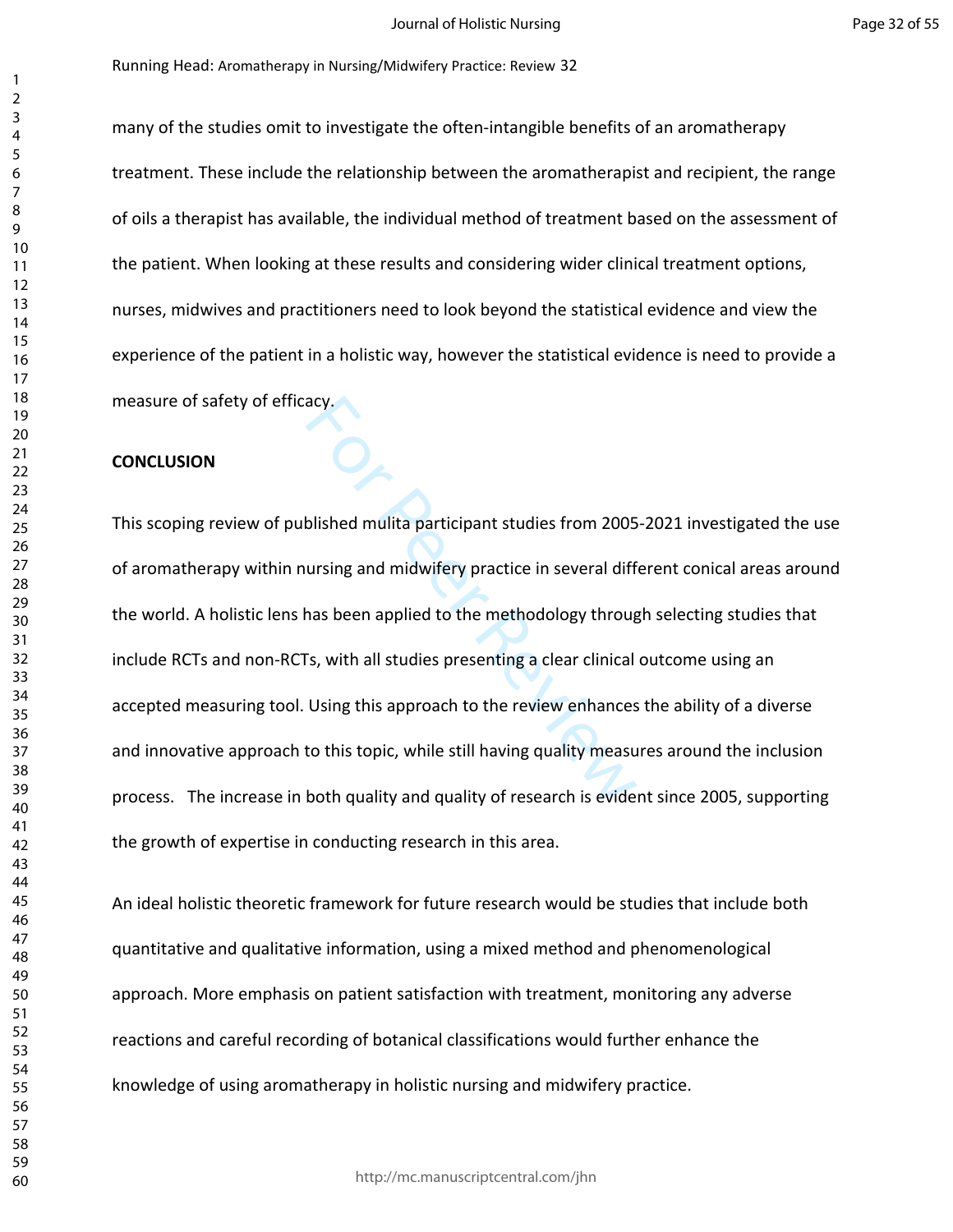many of the studies omit to investigate the often-intangible benefits of an aromatherapy treatment. These include the relationship between the aromatherapist and recipient, the range of oils a therapist has available, the individual method of treatment based on the assessment of the patient. When looking at these results and considering wider clinical treatment options, nurses, midwives and practitioners need to look beyond the statistical evidence and view the experience of the patient in a holistic way, however the statistical evidence is need to provide a measure of safety of efficacy.

**CONCLUSION**

This scoping review of published mulita participant studies from 2005-2021 investigated the use of aromatherapy within nursing and midwifery practice in several different conical areas around the world. A holistic lens has been applied to the methodology through selecting studies that include RCTs and non-RCTs, with all studies presenting a clear clinical outcome using an accepted measuring tool. Using this approach to the review enhances the ability of a diverse and innovative approach to this topic, while still having quality measures around the inclusion process. The increase in both quality and quality of research is evident since 2005, supporting the growth of expertise in conducting research in this area.

An ideal holistic theoretic framework for future research would be studies that include both quantitative and qualitative information, using a mixed method and phenomenological approach. More emphasis on patient satisfaction with treatment, monitoring any adverse reactions and careful recording of botanical classifications would further enhance the knowledge of using aromatherapy in holistic nursing and midwifery practice.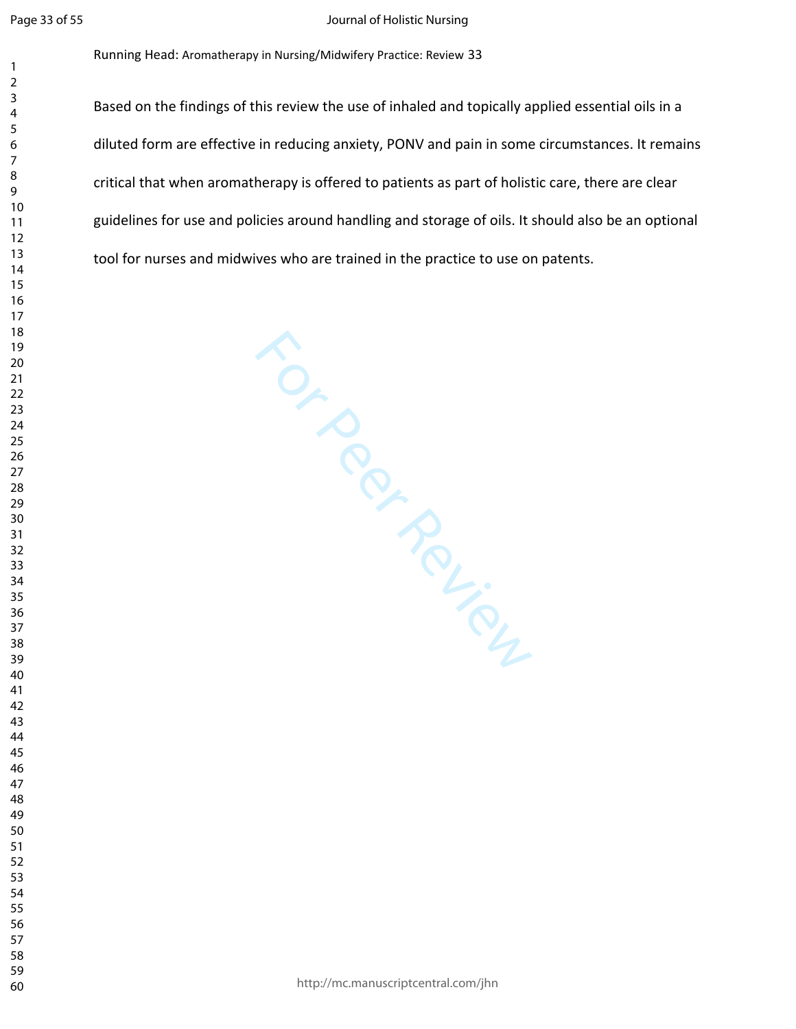Based on the findings of this review the use of inhaled and topically applied essential oils in a diluted form are effective in reducing anxiety, PONV and pain in some circumstances. It remains critical that when aromatherapy is offered to patients as part of holistic care, there are clear guidelines for use and policies around handling and storage of oils. It should also be an optional tool for nurses and midwives who are trained in the practice to use on patents.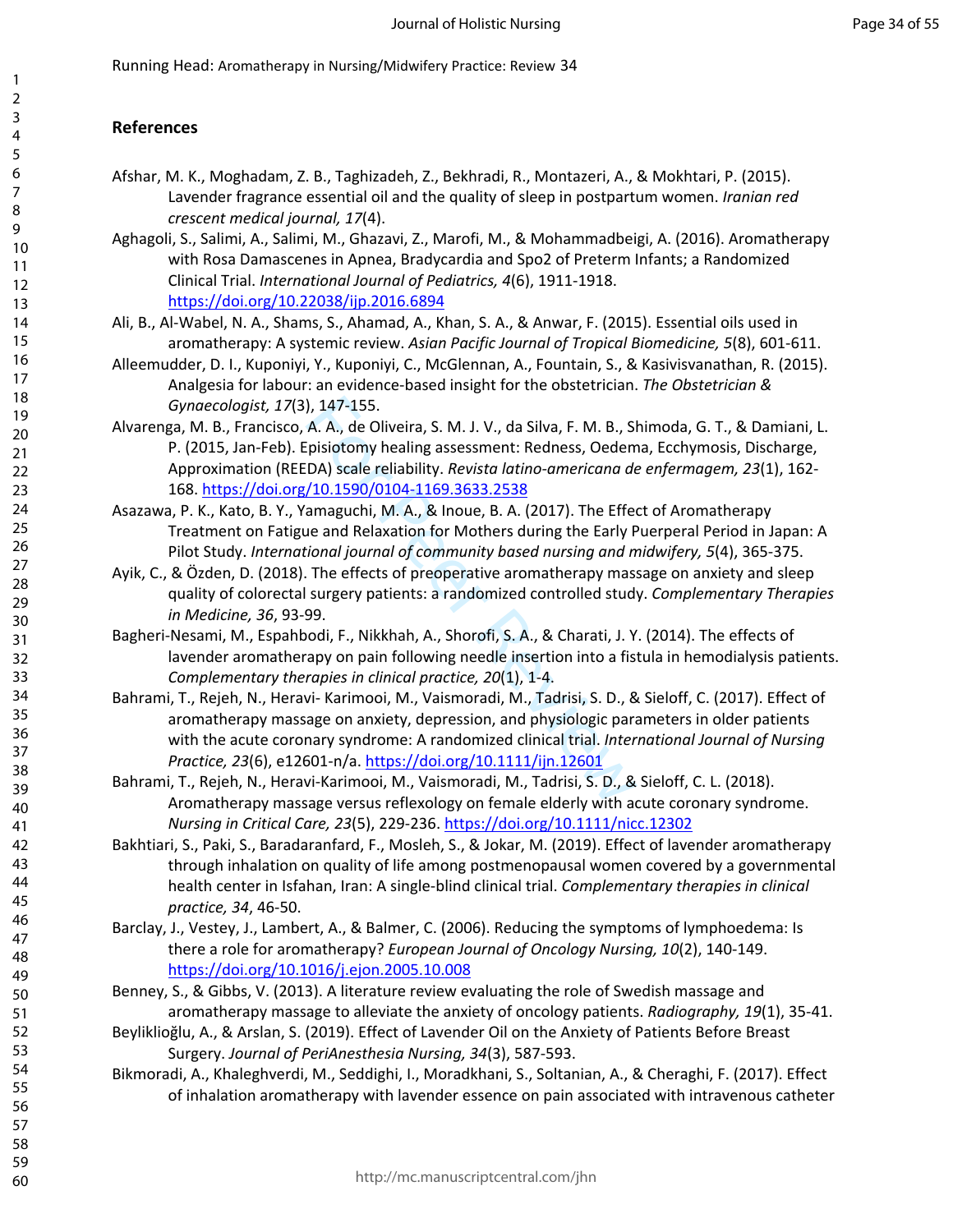## References

Afshar, M. K., Moghadam, Z. B., Taghizadeh, Z., Bekhradi, R., Montazeri, A., & Mokhtari, P. (2015). Lavender fragrance essential oil and the quality of sleep in postpartum women. *Iranian red crescent medical journal, 17*(4).

Aghagoli, S., Salimi, A., Salimi, M., Ghazavi, Z., Marofi, M., & Mohammadbeigi, A. (2016). Aromatherapy with Rosa Damascenes in Apnea, Bradycardia and Spo2 of Preterm Infants; a Randomized Clinical Trial. *International Journal of Pediatrics, 4*(6), 1911-1918. https://doi.org/10.22038/ijp.2016.6894

Ali, B., Al-Wabel, N. A., Shams, S., Ahamad, A., Khan, S. A., & Anwar, F. (2015). Essential oils used in aromatherapy: A systemic review. *Asian Pacific Journal of Tropical Biomedicine, 5*(8), 601-611.

Alleemudder, D. I., Kuponiyi, Y., Kuponiyi, C., McGlennan, A., Fountain, S., & Kasivisvanathan, R. (2015). Analgesia for labour: an evidence-based insight for the obstetrician. *The Obstetrician & Gynaecologist, 17*(3), 147-155.

Alvarenga, M. B., Francisco, A. A., de Oliveira, S. M. J. V., da Silva, F. M. B., Shimoda, G. T., & Damiani, L. P. (2015, Jan-Feb). Episiotomy healing assessment: Redness, Oedema, Ecchymosis, Discharge, Approximation (REEDA) scale reliability. *Revista latino-americana de enfermagem, 23*(1), 162-168. https://doi.org/10.1590/0104-1169.3633.2538

Asazawa, P. K., Kato, B. Y., Yamaguchi, M. A., & Inoue, B. A. (2017). The Effect of Aromatherapy Treatment on Fatigue and Relaxation for Mothers during the Early Puerperal Period in Japan: A Pilot Study. *International journal of community based nursing and midwifery, 5*(4), 365-375.

Ayik, C., & Özden, D. (2018). The effects of preoperative aromatherapy massage on anxiety and sleep quality of colorectal surgery patients: a randomized controlled study. *Complementary Therapies in Medicine, 36*, 93-99.

Bagheri-Nesami, M., Espahbodi, F., Nikkhah, A., Shorofi, S. A., & Charati, J. Y. (2014). The effects of lavender aromatherapy on pain following needle insertion into a fistula in hemodialysis patients. *Complementary therapies in clinical practice, 20*(1), 1-4.

Bahrami, T., Rejeh, N., Heravi- Karimooi, M., Vaismoradi, M., Tadrisi, S. D., & Sieloff, C. (2017). Effect of aromatherapy massage on anxiety, depression, and physiologic parameters in older patients with the acute coronary syndrome: A randomized clinical trial. *International Journal of Nursing Practice, 23*(6), e12601-n/a. https://doi.org/10.1111/ijn.12601

Bahrami, T., Rejeh, N., Heravi-Karimooi, M., Vaismoradi, M., Tadrisi, S. D., & Sieloff, C. L. (2018). Aromatherapy massage versus reflexology on female elderly with acute coronary syndrome. *Nursing in Critical Care, 23*(5), 229-236. https://doi.org/10.1111/nicc.12302

Bakhtiari, S., Paki, S., Baradaranfard, F., Mosleh, S., & Jokar, M. (2019). Effect of lavender aromatherapy through inhalation on quality of life among postmenopausal women covered by a governmental health center in Isfahan, Iran: A single-blind clinical trial. *Complementary therapies in clinical practice, 34*, 46-50.

Barclay, J., Vestey, J., Lambert, A., & Balmer, C. (2006). Reducing the symptoms of lymphoedema: Is there a role for aromatherapy? *European Journal of Oncology Nursing, 10*(2), 140-149. https://doi.org/10.1016/j.ejon.2005.10.008

Benney, S., & Gibbs, V. (2013). A literature review evaluating the role of Swedish massage and aromatherapy massage to alleviate the anxiety of oncology patients. *Radiography, 19*(1), 35-41.

Beyliklioğlu, A., & Arslan, S. (2019). Effect of Lavender Oil on the Anxiety of Patients Before Breast Surgery. *Journal of PeriAnesthesia Nursing, 34*(3), 587-593.

Bikmoradi, A., Khaleghverdi, M., Seddighi, I., Moradkhani, S., Soltanian, A., & Cheraghi, F. (2017). Effect of inhalation aromatherapy with lavender essence on pain associated with intravenous catheter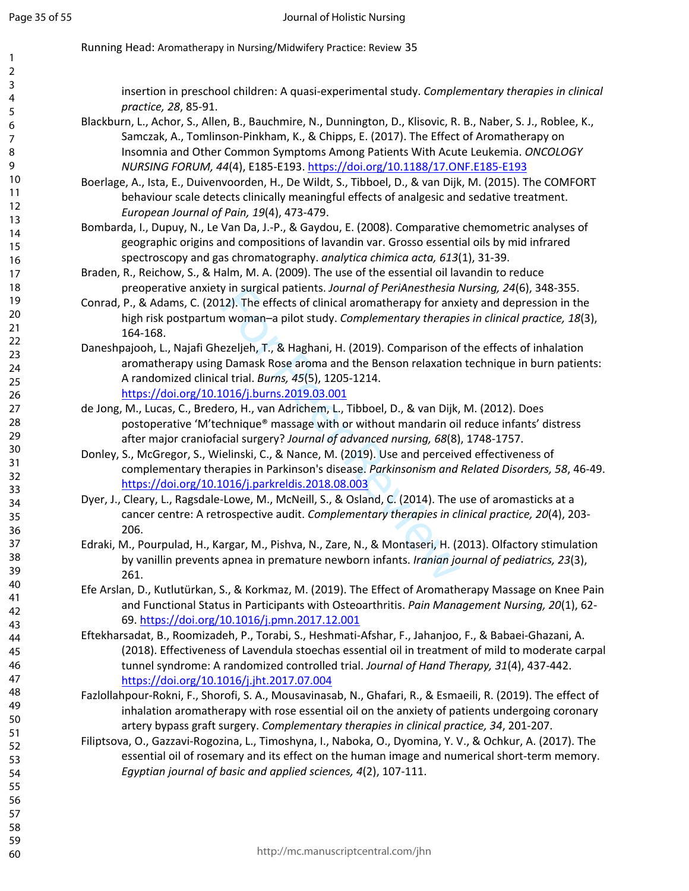insertion in preschool children: A quasi-experimental study. *Complementary therapies in clinical practice, 28*, 85-91.

Blackburn, L., Achor, S., Allen, B., Bauchmire, N., Dunnington, D., Klisovic, R. B., Naber, S. J., Roblee, K., Samczak, A., Tomlinson-Pinkham, K., & Chipps, E. (2017). The Effect of Aromatherapy on Insomnia and Other Common Symptoms Among Patients With Acute Leukemia. *ONCOLOGY NURSING FORUM, 44*(4), E185-E193. https://doi.org/10.1188/17.ONF.E185-E193

Boerlage, A., Ista, E., Duivenvoorden, H., De Wildt, S., Tibboel, D., & van Dijk, M. (2015). The COMFORT behaviour scale detects clinically meaningful effects of analgesic and sedative treatment. *European Journal of Pain, 19*(4), 473-479.

Bombarda, I., Dupuy, N., Le Van Da, J.-P., & Gaydou, E. (2008). Comparative chemometric analyses of geographic origins and compositions of lavandin var. Grosso essential oils by mid infrared spectroscopy and gas chromatography. *analytica chimica acta, 613*(1), 31-39.

Braden, R., Reichow, S., & Halm, M. A. (2009). The use of the essential oil lavandin to reduce preoperative anxiety in surgical patients. *Journal of PeriAnesthesia Nursing, 24*(6), 348-355.

Conrad, P., & Adams, C. (2012). The effects of clinical aromatherapy for anxiety and depression in the high risk postpartum woman–a pilot study. *Complementary therapies in clinical practice, 18*(3), 164-168.

Daneshpajooh, L., Najafi Ghezeljeh, T., & Haghani, H. (2019). Comparison of the effects of inhalation aromatherapy using Damask Rose aroma and the Benson relaxation technique in burn patients: A randomized clinical trial. *Burns, 45*(5), 1205-1214. https://doi.org/10.1016/j.burns.2019.03.001

de Jong, M., Lucas, C., Bredero, H., van Adrichem, L., Tibboel, D., & van Dijk, M. (2012). Does postoperative 'M'technique® massage with or without mandarin oil reduce infants' distress after major craniofacial surgery? *Journal of advanced nursing, 68*(8), 1748-1757.

Donley, S., McGregor, S., Wielinski, C., & Nance, M. (2019). Use and perceived effectiveness of complementary therapies in Parkinson's disease. *Parkinsonism and Related Disorders, 58*, 46-49. https://doi.org/10.1016/j.parkreldis.2018.08.003

Dyer, J., Cleary, L., Ragsdale-Lowe, M., McNeill, S., & Osland, C. (2014). The use of aromasticks at a cancer centre: A retrospective audit. *Complementary therapies in clinical practice, 20*(4), 203-206.

Edraki, M., Pourpulad, H., Kargar, M., Pishva, N., Zare, N., & Montaseri, H. (2013). Olfactory stimulation by vanillin prevents apnea in premature newborn infants. *Iranian journal of pediatrics, 23*(3), 261.

Efe Arslan, D., Kutlutürkan, S., & Korkmaz, M. (2019). The Effect of Aromatherapy Massage on Knee Pain and Functional Status in Participants with Osteoarthritis. *Pain Management Nursing, 20*(1), 62-69. https://doi.org/10.1016/j.pmn.2017.12.001

Eftekharsadat, B., Roomizadeh, P., Torabi, S., Heshmati-Afshar, F., Jahanjoo, F., & Babaei-Ghazani, A. (2018). Effectiveness of Lavendula stoechas essential oil in treatment of mild to moderate carpal tunnel syndrome: A randomized controlled trial. *Journal of Hand Therapy, 31*(4), 437-442. https://doi.org/10.1016/j.jht.2017.07.004

Fazlollahpour-Rokni, F., Shorofi, S. A., Mousavinasab, N., Ghafari, R., & Esmaeili, R. (2019). The effect of inhalation aromatherapy with rose essential oil on the anxiety of patients undergoing coronary artery bypass graft surgery. *Complementary therapies in clinical practice, 34*, 201-207.

Filiptsova, O., Gazzavi-Rogozina, L., Timoshyna, I., Naboka, O., Dyomina, Y. V., & Ochkur, A. (2017). The essential oil of rosemary and its effect on the human image and numerical short-term memory. *Egyptian journal of basic and applied sciences, 4*(2), 107-111.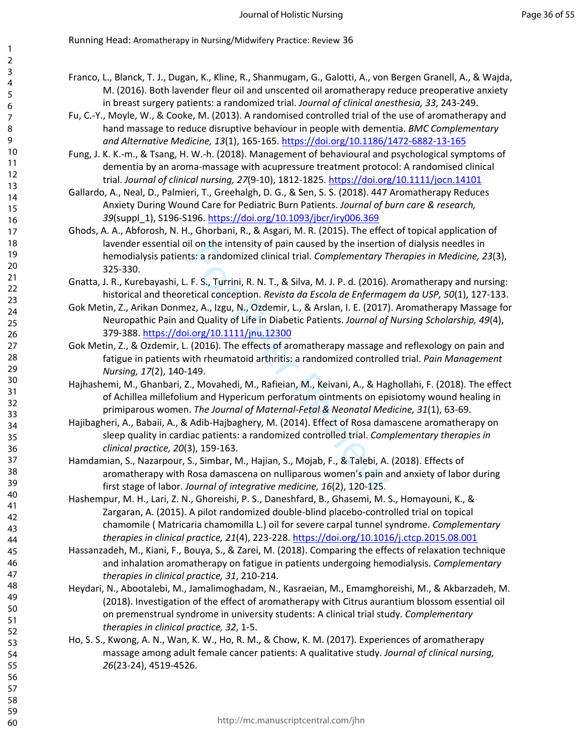Franco, L., Blanck, T. J., Dugan, K., Kline, R., Shanmugam, G., Galotti, A., von Bergen Granell, A., & Wajda, M. (2016). Both lavender fleur oil and unscented oil aromatherapy reduce preoperative anxiety in breast surgery patients: a randomized trial. *Journal of clinical anesthesia, 33*, 243-249.

Fu, C.-Y., Moyle, W., & Cooke, M. (2013). A randomised controlled trial of the use of aromatherapy and hand massage to reduce disruptive behaviour in people with dementia. *BMC Complementary and Alternative Medicine, 13*(1), 165-165. https://doi.org/10.1186/1472-6882-13-165

Fung, J. K. K.-m., & Tsang, H. W.-h. (2018). Management of behavioural and psychological symptoms of dementia by an aroma-massage with acupressure treatment protocol: A randomised clinical trial. *Journal of clinical nursing, 27*(9-10), 1812-1825. https://doi.org/10.1111/jocn.14101

Gallardo, A., Neal, D., Palmieri, T., Greehalgh, D. G., & Sen, S. S. (2018). 447 Aromatherapy Reduces Anxiety During Wound Care for Pediatric Burn Patients. *Journal of burn care & research, 39*(suppl_1), S196-S196. https://doi.org/10.1093/jbcr/iry006.369

Ghods, A. A., Abforosh, N. H., Ghorbani, R., & Asgari, M. R. (2015). The effect of topical application of lavender essential oil on the intensity of pain caused by the insertion of dialysis needles in hemodialysis patients: a randomized clinical trial. *Complementary Therapies in Medicine, 23*(3), 325-330.

Gnatta, J. R., Kurebayashi, L. F. S., Turrini, R. N. T., & Silva, M. J. P. d. (2016). Aromatherapy and nursing: historical and theoretical conception. *Revista da Escola de Enfermagem da USP, 50*(1), 127-133.

Gok Metin, Z., Arikan Donmez, A., Izgu, N., Ozdemir, L., & Arslan, I. E. (2017). Aromatherapy Massage for Neuropathic Pain and Quality of Life in Diabetic Patients. *Journal of Nursing Scholarship, 49*(4), 379-388. https://doi.org/10.1111/jnu.12300

Gok Metin, Z., & Ozdemir, L. (2016). The effects of aromatherapy massage and reflexology on pain and fatigue in patients with rheumatoid arthritis: a randomized controlled trial. *Pain Management Nursing, 17*(2), 140-149.

Hajhashemi, M., Ghanbari, Z., Movahedi, M., Rafieian, M., Keivani, A., & Haghollahi, F. (2018). The effect of Achillea millefolium and Hypericum perforatum ointments on episiotomy wound healing in primiparous women. *The Journal of Maternal-Fetal & Neonatal Medicine, 31*(1), 63-69.

Hajibagheri, A., Babaii, A., & Adib-Hajbaghery, M. (2014). Effect of Rosa damascene aromatherapy on sleep quality in cardiac patients: a randomized controlled trial. *Complementary therapies in clinical practice, 20*(3), 159-163.

Hamdamian, S., Nazarpour, S., Simbar, M., Hajian, S., Mojab, F., & Talebi, A. (2018). Effects of aromatherapy with Rosa damascena on nulliparous women's pain and anxiety of labor during first stage of labor. *Journal of integrative medicine, 16*(2), 120-125.

Hashempur, M. H., Lari, Z. N., Ghoreishi, P. S., Daneshfard, B., Ghasemi, M. S., Homayouni, K., & Zargaran, A. (2015). A pilot randomized double-blind placebo-controlled trial on topical chamomile ( Matricaria chamomilla L.) oil for severe carpal tunnel syndrome. *Complementary therapies in clinical practice, 21*(4), 223-228. https://doi.org/10.1016/j.ctcp.2015.08.001

Hassanzadeh, M., Kiani, F., Bouya, S., & Zarei, M. (2018). Comparing the effects of relaxation technique and inhalation aromatherapy on fatigue in patients undergoing hemodialysis. *Complementary therapies in clinical practice, 31*, 210-214.

Heydari, N., Abootalebi, M., Jamalimoghadam, N., Kasraeian, M., Emamghoreishi, M., & Akbarzadeh, M. (2018). Investigation of the effect of aromatherapy with Citrus aurantium blossom essential oil on premenstrual syndrome in university students: A clinical trial study. *Complementary therapies in clinical practice, 32*, 1-5.

Ho, S. S., Kwong, A. N., Wan, K. W., Ho, R. M., & Chow, K. M. (2017). Experiences of aromatherapy massage among adult female cancer patients: A qualitative study. *Journal of clinical nursing, 26*(23-24), 4519-4526.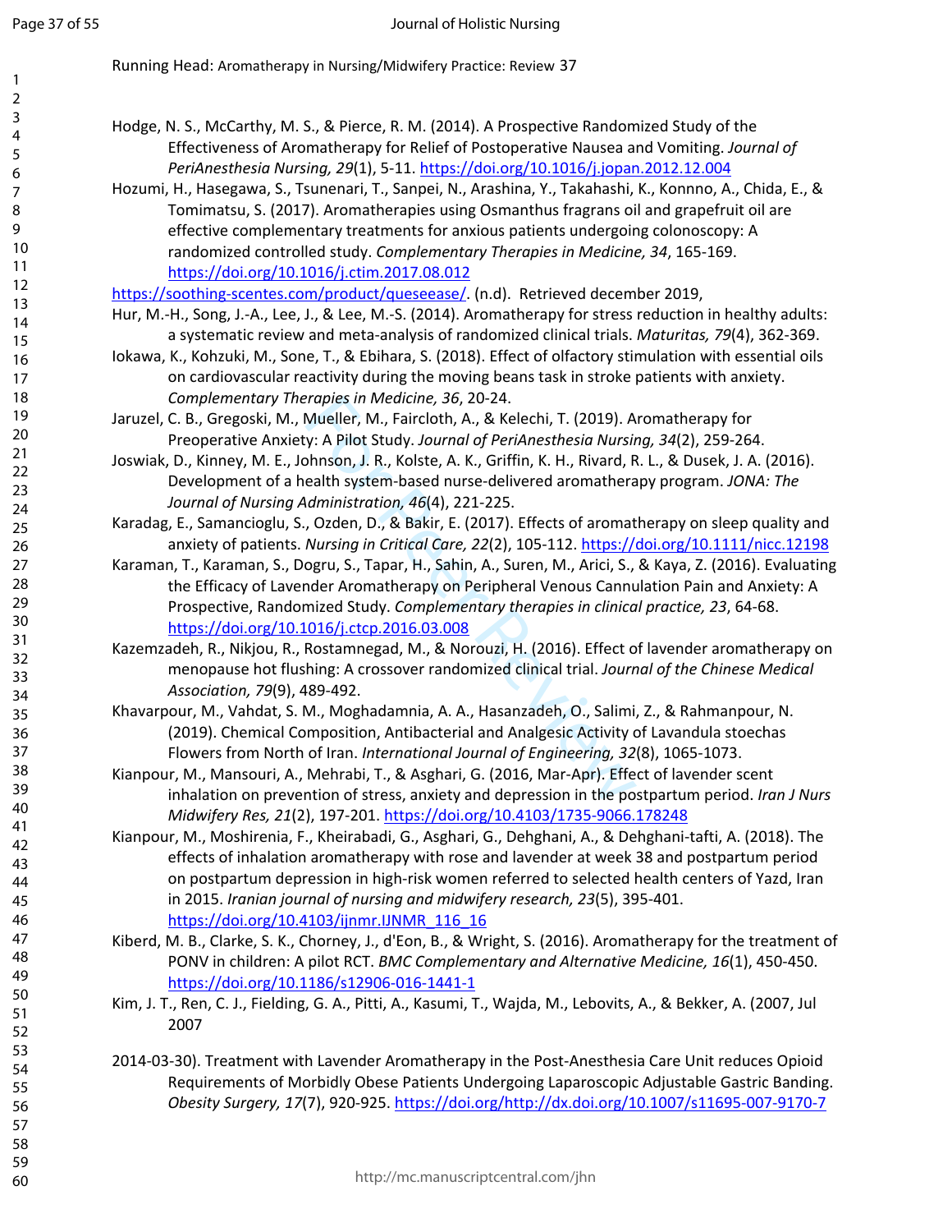Hodge, N. S., McCarthy, M. S., & Pierce, R. M. (2014). A Prospective Randomized Study of the Effectiveness of Aromatherapy for Relief of Postoperative Nausea and Vomiting. *Journal of PeriAnesthesia Nursing, 29*(1), 5-11. https://doi.org/10.1016/j.jopan.2012.12.004

Hozumi, H., Hasegawa, S., Tsunenari, T., Sanpei, N., Arashina, Y., Takahashi, K., Konnno, A., Chida, E., & Tomimatsu, S. (2017). Aromatherapies using Osmanthus fragrans oil and grapefruit oil are effective complementary treatments for anxious patients undergoing colonoscopy: A randomized controlled study. *Complementary Therapies in Medicine, 34*, 165-169. https://doi.org/10.1016/j.ctim.2017.08.012

https://soothing-scentes.com/product/queseease/. (n.d). Retrieved december 2019,

Hur, M.-H., Song, J.-A., Lee, J., & Lee, M.-S. (2014). Aromatherapy for stress reduction in healthy adults: a systematic review and meta-analysis of randomized clinical trials. *Maturitas, 79*(4), 362-369.

Iokawa, K., Kohzuki, M., Sone, T., & Ebihara, S. (2018). Effect of olfactory stimulation with essential oils on cardiovascular reactivity during the moving beans task in stroke patients with anxiety. *Complementary Therapies in Medicine, 36*, 20-24.

Jaruzel, C. B., Gregoski, M., Mueller, M., Faircloth, A., & Kelechi, T. (2019). Aromatherapy for Preoperative Anxiety: A Pilot Study. *Journal of PeriAnesthesia Nursing, 34*(2), 259-264.

Joswiak, D., Kinney, M. E., Johnson, J. R., Kolste, A. K., Griffin, K. H., Rivard, R. L., & Dusek, J. A. (2016). Development of a health system-based nurse-delivered aromatherapy program. *JONA: The Journal of Nursing Administration, 46*(4), 221-225.

Karadag, E., Samancioglu, S., Ozden, D., & Bakir, E. (2017). Effects of aromatherapy on sleep quality and anxiety of patients. *Nursing in Critical Care, 22*(2), 105-112. https://doi.org/10.1111/nicc.12198

Karaman, T., Karaman, S., Dogru, S., Tapar, H., Sahin, A., Suren, M., Arici, S., & Kaya, Z. (2016). Evaluating the Efficacy of Lavender Aromatherapy on Peripheral Venous Cannulation Pain and Anxiety: A Prospective, Randomized Study. *Complementary therapies in clinical practice, 23*, 64-68. https://doi.org/10.1016/j.ctcp.2016.03.008

Kazemzadeh, R., Nikjou, R., Rostamnegad, M., & Norouzi, H. (2016). Effect of lavender aromatherapy on menopause hot flushing: A crossover randomized clinical trial. *Journal of the Chinese Medical Association, 79*(9), 489-492.

Khavarpour, M., Vahdat, S. M., Moghadamnia, A. A., Hasanzadeh, O., Salimi, Z., & Rahmanpour, N. (2019). Chemical Composition, Antibacterial and Analgesic Activity of Lavandula stoechas Flowers from North of Iran. *International Journal of Engineering, 32*(8), 1065-1073.

Kianpour, M., Mansouri, A., Mehrabi, T., & Asghari, G. (2016, Mar-Apr). Effect of lavender scent inhalation on prevention of stress, anxiety and depression in the postpartum period. *Iran J Nurs Midwifery Res, 21*(2), 197-201. https://doi.org/10.4103/1735-9066.178248

Kianpour, M., Moshirenia, F., Kheirabadi, G., Asghari, G., Dehghani, A., & Dehghani-tafti, A. (2018). The effects of inhalation aromatherapy with rose and lavender at week 38 and postpartum period on postpartum depression in high-risk women referred to selected health centers of Yazd, Iran in 2015. *Iranian journal of nursing and midwifery research, 23*(5), 395-401. https://doi.org/10.4103/ijnmr.IJNMR_116_16

Kiberd, M. B., Clarke, S. K., Chorney, J., d'Eon, B., & Wright, S. (2016). Aromatherapy for the treatment of PONV in children: A pilot RCT. *BMC Complementary and Alternative Medicine, 16*(1), 450-450. https://doi.org/10.1186/s12906-016-1441-1

Kim, J. T., Ren, C. J., Fielding, G. A., Pitti, A., Kasumi, T., Wajda, M., Lebovits, A., & Bekker, A. (2007, Jul 2007

2014-03-30). Treatment with Lavender Aromatherapy in the Post-Anesthesia Care Unit reduces Opioid Requirements of Morbidly Obese Patients Undergoing Laparoscopic Adjustable Gastric Banding. *Obesity Surgery, 17*(7), 920-925. https://doi.org/http://dx.doi.org/10.1007/s11695-007-9170-7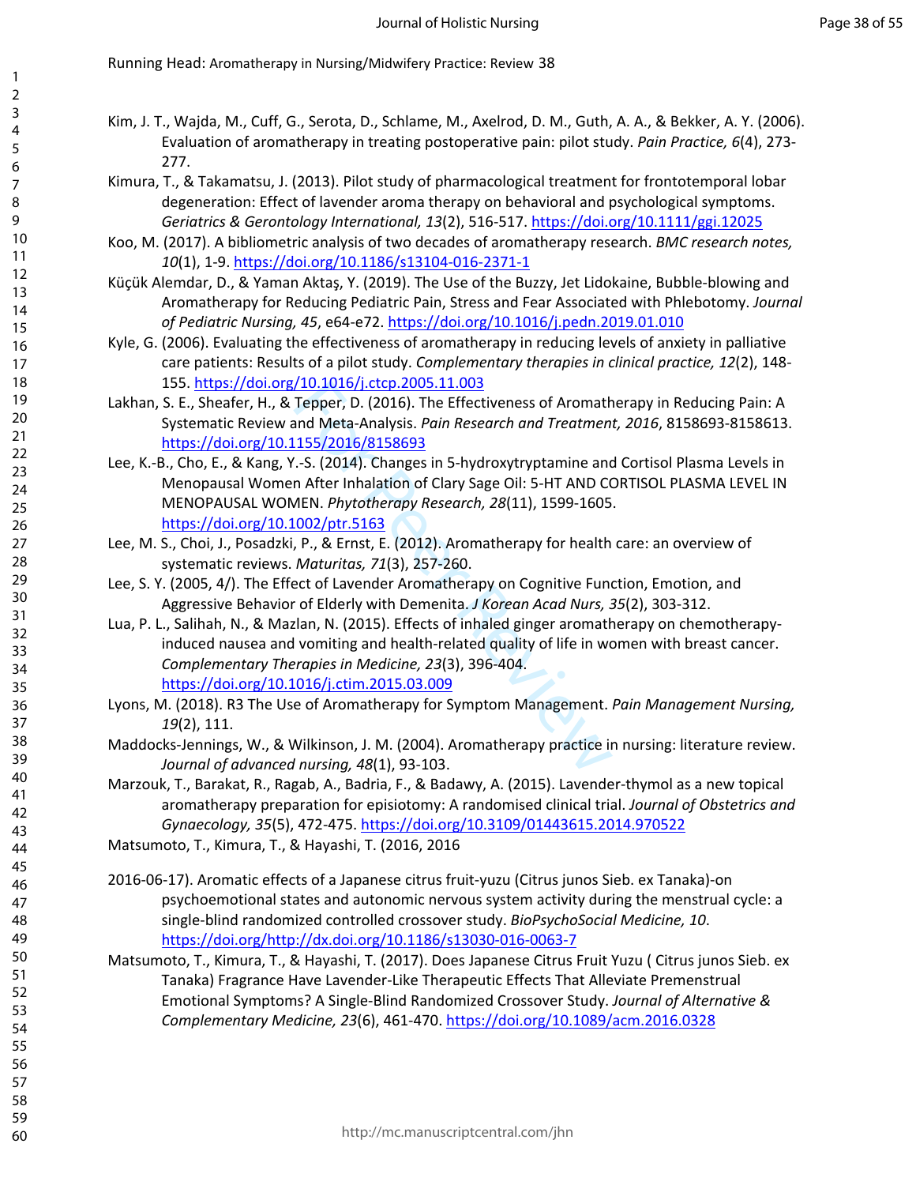Kim, J. T., Wajda, M., Cuff, G., Serota, D., Schlame, M., Axelrod, D. M., Guth, A. A., & Bekker, A. Y. (2006). Evaluation of aromatherapy in treating postoperative pain: pilot study. *Pain Practice, 6*(4), 273-277.

Kimura, T., & Takamatsu, J. (2013). Pilot study of pharmacological treatment for frontotemporal lobar degeneration: Effect of lavender aroma therapy on behavioral and psychological symptoms. *Geriatrics & Gerontology International, 13*(2), 516-517. https://doi.org/10.1111/ggi.12025

Koo, M. (2017). A bibliometric analysis of two decades of aromatherapy research. *BMC research notes, 10*(1), 1-9. https://doi.org/10.1186/s13104-016-2371-1

Küçük Alemdar, D., & Yaman Aktaş, Y. (2019). The Use of the Buzzy, Jet Lidokaine, Bubble-blowing and Aromatherapy for Reducing Pediatric Pain, Stress and Fear Associated with Phlebotomy. *Journal of Pediatric Nursing, 45*, e64-e72. https://doi.org/10.1016/j.pedn.2019.01.010

Kyle, G. (2006). Evaluating the effectiveness of aromatherapy in reducing levels of anxiety in palliative care patients: Results of a pilot study. *Complementary therapies in clinical practice, 12*(2), 148-155. https://doi.org/10.1016/j.ctcp.2005.11.003

Lakhan, S. E., Sheafer, H., & Tepper, D. (2016). The Effectiveness of Aromatherapy in Reducing Pain: A Systematic Review and Meta-Analysis. *Pain Research and Treatment, 2016*, 8158693-8158613. https://doi.org/10.1155/2016/8158693

Lee, K.-B., Cho, E., & Kang, Y.-S. (2014). Changes in 5-hydroxytryptamine and Cortisol Plasma Levels in Menopausal Women After Inhalation of Clary Sage Oil: 5-HT AND CORTISOL PLASMA LEVEL IN MENOPAUSAL WOMEN. *Phytotherapy Research, 28*(11), 1599-1605. https://doi.org/10.1002/ptr.5163

Lee, M. S., Choi, J., Posadzki, P., & Ernst, E. (2012). Aromatherapy for health care: an overview of systematic reviews. *Maturitas, 71*(3), 257-260.

Lee, S. Y. (2005, 4/). The Effect of Lavender Aromatherapy on Cognitive Function, Emotion, and Aggressive Behavior of Elderly with Demenita. *J Korean Acad Nurs, 35*(2), 303-312.

Lua, P. L., Salihah, N., & Mazlan, N. (2015). Effects of inhaled ginger aromatherapy on chemotherapy-induced nausea and vomiting and health-related quality of life in women with breast cancer. *Complementary Therapies in Medicine, 23*(3), 396-404. https://doi.org/10.1016/j.ctim.2015.03.009

Lyons, M. (2018). R3 The Use of Aromatherapy for Symptom Management. *Pain Management Nursing, 19*(2), 111.

Maddocks-Jennings, W., & Wilkinson, J. M. (2004). Aromatherapy practice in nursing: literature review. *Journal of advanced nursing, 48*(1), 93-103.

Marzouk, T., Barakat, R., Ragab, A., Badria, F., & Badawy, A. (2015). Lavender-thymol as a new topical aromatherapy preparation for episiotomy: A randomised clinical trial. *Journal of Obstetrics and Gynaecology, 35*(5), 472-475. https://doi.org/10.3109/01443615.2014.970522

Matsumoto, T., Kimura, T., & Hayashi, T. (2016, 2016

2016-06-17). Aromatic effects of a Japanese citrus fruit-yuzu (Citrus junos Sieb. ex Tanaka)-on psychoemotional states and autonomic nervous system activity during the menstrual cycle: a single-blind randomized controlled crossover study. *BioPsychoSocial Medicine, 10*. https://doi.org/http://dx.doi.org/10.1186/s13030-016-0063-7

Matsumoto, T., Kimura, T., & Hayashi, T. (2017). Does Japanese Citrus Fruit Yuzu ( Citrus junos Sieb. ex Tanaka) Fragrance Have Lavender-Like Therapeutic Effects That Alleviate Premenstrual Emotional Symptoms? A Single-Blind Randomized Crossover Study. *Journal of Alternative & Complementary Medicine, 23*(6), 461-470. https://doi.org/10.1089/acm.2016.0328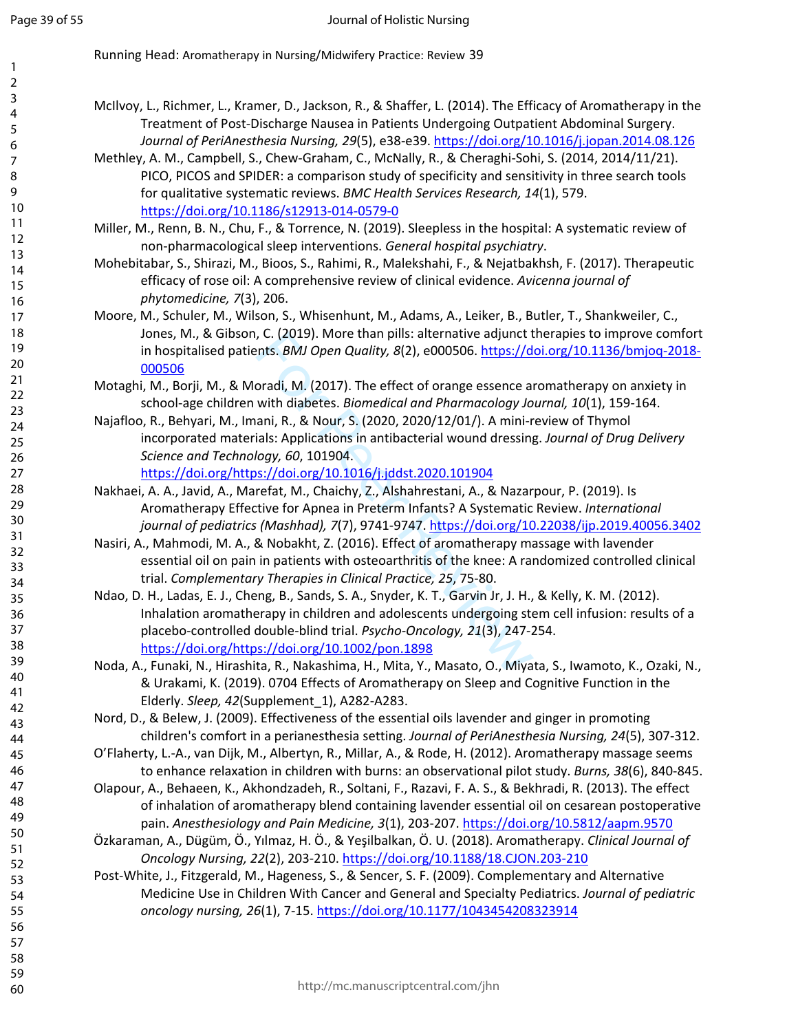McIlvoy, L., Richmer, L., Kramer, D., Jackson, R., & Shaffer, L. (2014). The Efficacy of Aromatherapy in the Treatment of Post-Discharge Nausea in Patients Undergoing Outpatient Abdominal Surgery. *Journal of PeriAnesthesia Nursing, 29*(5), e38-e39. https://doi.org/10.1016/j.jopan.2014.08.126

Methley, A. M., Campbell, S., Chew-Graham, C., McNally, R., & Cheraghi-Sohi, S. (2014, 2014/11/21). PICO, PICOS and SPIDER: a comparison study of specificity and sensitivity in three search tools for qualitative systematic reviews. *BMC Health Services Research, 14*(1), 579. https://doi.org/10.1186/s12913-014-0579-0

Miller, M., Renn, B. N., Chu, F., & Torrence, N. (2019). Sleepless in the hospital: A systematic review of non-pharmacological sleep interventions. *General hospital psychiatry*.

Mohebitabar, S., Shirazi, M., Bioos, S., Rahimi, R., Malekshahi, F., & Nejatbakhsh, F. (2017). Therapeutic efficacy of rose oil: A comprehensive review of clinical evidence. *Avicenna journal of phytomedicine, 7*(3), 206.

Moore, M., Schuler, M., Wilson, S., Whisenhunt, M., Adams, A., Leiker, B., Butler, T., Shankweiler, C., Jones, M., & Gibson, C. (2019). More than pills: alternative adjunct therapies to improve comfort in hospitalised patients. *BMJ Open Quality, 8*(2), e000506. https://doi.org/10.1136/bmjoq-2018-000506

Motaghi, M., Borji, M., & Moradi, M. (2017). The effect of orange essence aromatherapy on anxiety in school-age children with diabetes. *Biomedical and Pharmacology Journal, 10*(1), 159-164.

Najafloo, R., Behyari, M., Imani, R., & Nour, S. (2020, 2020/12/01/). A mini-review of Thymol incorporated materials: Applications in antibacterial wound dressing. *Journal of Drug Delivery Science and Technology, 60*, 101904. https://doi.org/https://doi.org/10.1016/j.jddst.2020.101904

Nakhaei, A. A., Javid, A., Marefat, M., Chaichy, Z., Alshahrestani, A., & Nazarpour, P. (2019). Is Aromatherapy Effective for Apnea in Preterm Infants? A Systematic Review. *International journal of pediatrics (Mashhad), 7*(7), 9741-9747. https://doi.org/10.22038/ijp.2019.40056.3402

Nasiri, A., Mahmodi, M. A., & Nobakht, Z. (2016). Effect of aromatherapy massage with lavender essential oil on pain in patients with osteoarthritis of the knee: A randomized controlled clinical trial. *Complementary Therapies in Clinical Practice, 25*, 75-80.

Ndao, D. H., Ladas, E. J., Cheng, B., Sands, S. A., Snyder, K. T., Garvin Jr, J. H., & Kelly, K. M. (2012). Inhalation aromatherapy in children and adolescents undergoing stem cell infusion: results of a placebo-controlled double-blind trial. *Psycho-Oncology, 21*(3), 247-254. https://doi.org/https://doi.org/10.1002/pon.1898

Noda, A., Funaki, N., Hirashita, R., Nakashima, H., Mita, Y., Masato, O., Miyata, S., Iwamoto, K., Ozaki, N., & Urakami, K. (2019). 0704 Effects of Aromatherapy on Sleep and Cognitive Function in the Elderly. *Sleep, 42*(Supplement_1), A282-A283.

Nord, D., & Belew, J. (2009). Effectiveness of the essential oils lavender and ginger in promoting children's comfort in a perianesthesia setting. *Journal of PeriAnesthesia Nursing, 24*(5), 307-312.

O'Flaherty, L.-A., van Dijk, M., Albertyn, R., Millar, A., & Rode, H. (2012). Aromatherapy massage seems to enhance relaxation in children with burns: an observational pilot study. *Burns, 38*(6), 840-845.

Olapour, A., Behaeen, K., Akhondzadeh, R., Soltani, F., Razavi, F. A. S., & Bekhradi, R. (2013). The effect of inhalation of aromatherapy blend containing lavender essential oil on cesarean postoperative pain. *Anesthesiology and Pain Medicine, 3*(1), 203-207. https://doi.org/10.5812/aapm.9570

Özkaraman, A., Dügüm, Ö., Yılmaz, H. Ö., & Yeşilbalkan, Ö. U. (2018). Aromatherapy. *Clinical Journal of Oncology Nursing, 22*(2), 203-210. https://doi.org/10.1188/18.CJON.203-210

Post-White, J., Fitzgerald, M., Hageness, S., & Sencer, S. F. (2009). Complementary and Alternative Medicine Use in Children With Cancer and General and Specialty Pediatrics. *Journal of pediatric oncology nursing, 26*(1), 7-15. https://doi.org/10.1177/1043454208323914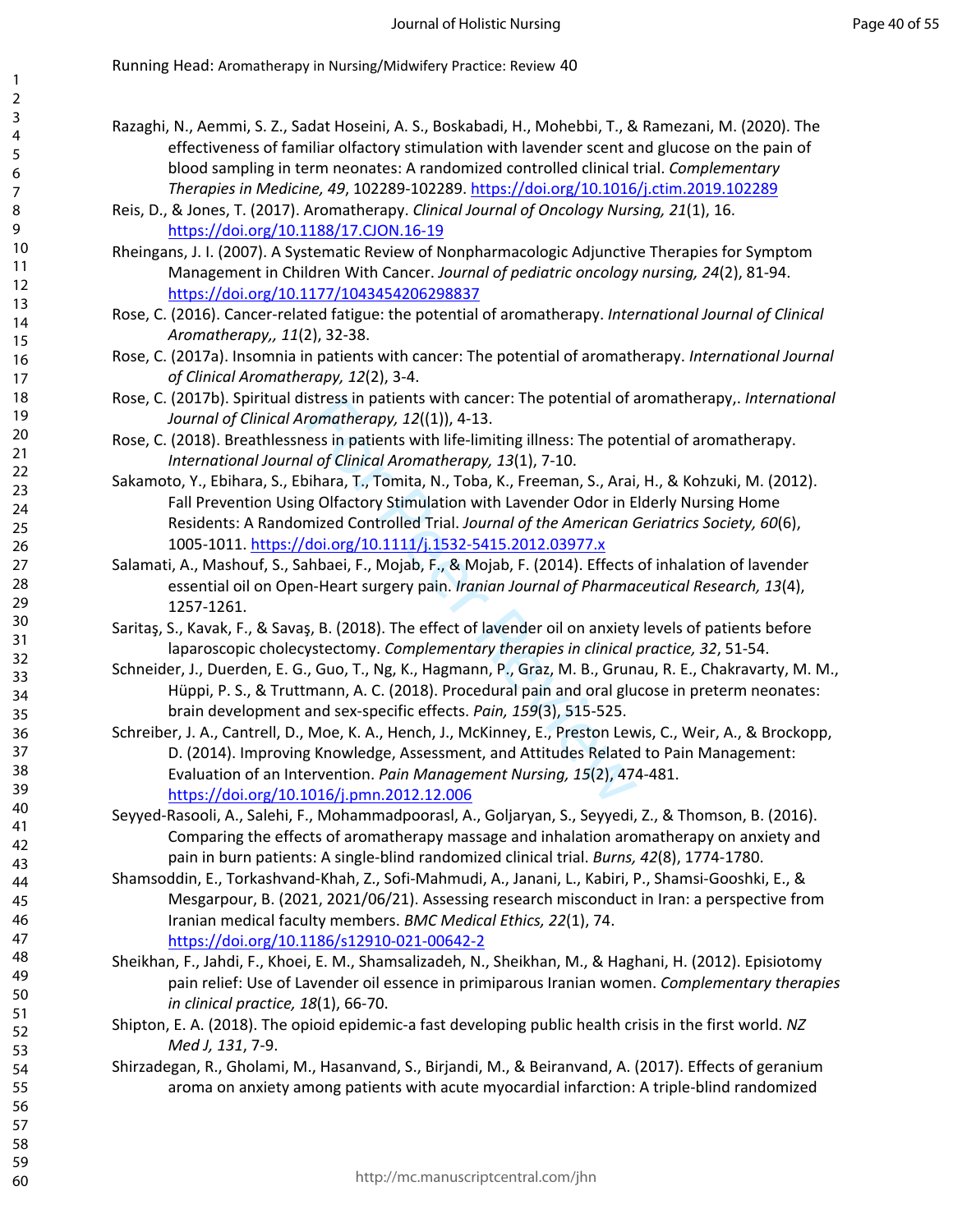Razaghi, N., Aemmi, S. Z., Sadat Hoseini, A. S., Boskabadi, H., Mohebbi, T., & Ramezani, M. (2020). The effectiveness of familiar olfactory stimulation with lavender scent and glucose on the pain of blood sampling in term neonates: A randomized controlled clinical trial. *Complementary Therapies in Medicine, 49*, 102289-102289. https://doi.org/10.1016/j.ctim.2019.102289

Reis, D., & Jones, T. (2017). Aromatherapy. *Clinical Journal of Oncology Nursing, 21*(1), 16. https://doi.org/10.1188/17.CJON.16-19

Rheingans, J. I. (2007). A Systematic Review of Nonpharmacologic Adjunctive Therapies for Symptom Management in Children With Cancer. *Journal of pediatric oncology nursing, 24*(2), 81-94. https://doi.org/10.1177/1043454206298837

Rose, C. (2016). Cancer-related fatigue: the potential of aromatherapy. *International Journal of Clinical Aromatherapy,, 11*(2), 32-38.

Rose, C. (2017a). Insomnia in patients with cancer: The potential of aromatherapy. *International Journal of Clinical Aromatherapy, 12*(2), 3-4.

Rose, C. (2017b). Spiritual distress in patients with cancer: The potential of aromatherapy,. *International Journal of Clinical Aromatherapy, 12*((1)), 4-13.

Rose, C. (2018). Breathlessness in patients with life-limiting illness: The potential of aromatherapy. *International Journal of Clinical Aromatherapy, 13*(1), 7-10.

Sakamoto, Y., Ebihara, S., Ebihara, T., Tomita, N., Toba, K., Freeman, S., Arai, H., & Kohzuki, M. (2012). Fall Prevention Using Olfactory Stimulation with Lavender Odor in Elderly Nursing Home Residents: A Randomized Controlled Trial. *Journal of the American Geriatrics Society, 60*(6), 1005-1011. https://doi.org/10.1111/j.1532-5415.2012.03977.x

Salamati, A., Mashouf, S., Sahbaei, F., Mojab, F., & Mojab, F. (2014). Effects of inhalation of lavender essential oil on Open-Heart surgery pain. *Iranian Journal of Pharmaceutical Research, 13*(4), 1257-1261.

Saritaş, S., Kavak, F., & Savaş, B. (2018). The effect of lavender oil on anxiety levels of patients before laparoscopic cholecystectomy. *Complementary therapies in clinical practice, 32*, 51-54.

Schneider, J., Duerden, E. G., Guo, T., Ng, K., Hagmann, P., Graz, M. B., Grunau, R. E., Chakravarty, M. M., Hüppi, P. S., & Truttmann, A. C. (2018). Procedural pain and oral glucose in preterm neonates: brain development and sex-specific effects. *Pain, 159*(3), 515-525.

Schreiber, J. A., Cantrell, D., Moe, K. A., Hench, J., McKinney, E., Preston Lewis, C., Weir, A., & Brockopp, D. (2014). Improving Knowledge, Assessment, and Attitudes Related to Pain Management: Evaluation of an Intervention. *Pain Management Nursing, 15*(2), 474-481. https://doi.org/10.1016/j.pmn.2012.12.006

Seyyed-Rasooli, A., Salehi, F., Mohammadpoorasl, A., Goljaryan, S., Seyyedi, Z., & Thomson, B. (2016). Comparing the effects of aromatherapy massage and inhalation aromatherapy on anxiety and pain in burn patients: A single-blind randomized clinical trial. *Burns, 42*(8), 1774-1780.

Shamsoddin, E., Torkashvand-Khah, Z., Sofi-Mahmudi, A., Janani, L., Kabiri, P., Shamsi-Gooshki, E., & Mesgarpour, B. (2021, 2021/06/21). Assessing research misconduct in Iran: a perspective from Iranian medical faculty members. *BMC Medical Ethics, 22*(1), 74. https://doi.org/10.1186/s12910-021-00642-2

Sheikhan, F., Jahdi, F., Khoei, E. M., Shamsalizadeh, N., Sheikhan, M., & Haghani, H. (2012). Episiotomy pain relief: Use of Lavender oil essence in primiparous Iranian women. *Complementary therapies in clinical practice, 18*(1), 66-70.

Shipton, E. A. (2018). The opioid epidemic-a fast developing public health crisis in the first world. *NZ Med J, 131*, 7-9.

Shirzadegan, R., Gholami, M., Hasanvand, S., Birjandi, M., & Beiranvand, A. (2017). Effects of geranium aroma on anxiety among patients with acute myocardial infarction: A triple-blind randomized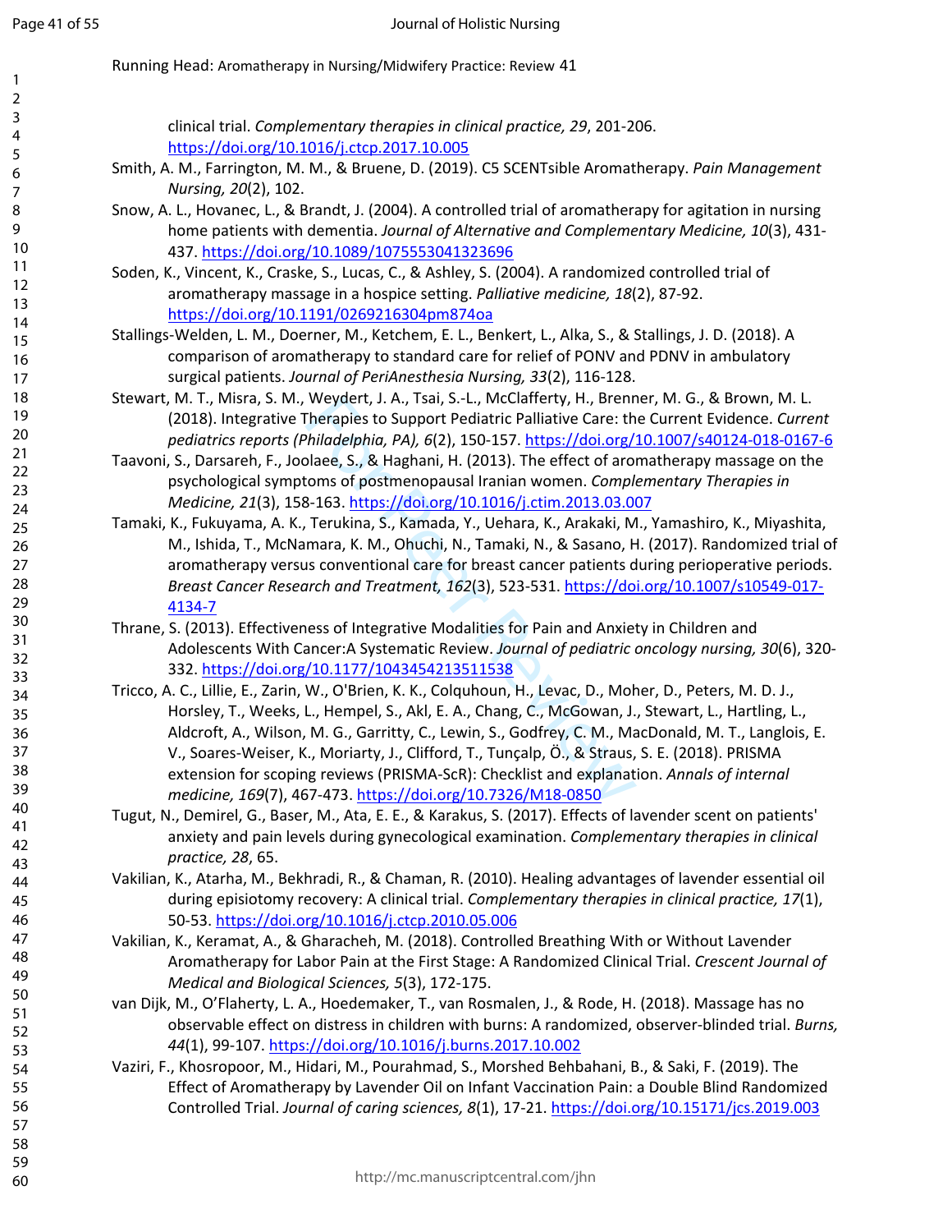clinical trial. *Complementary therapies in clinical practice, 29*, 201-206. https://doi.org/10.1016/j.ctcp.2017.10.005

Smith, A. M., Farrington, M. M., & Bruene, D. (2019). C5 SCENTsible Aromatherapy. *Pain Management Nursing, 20*(2), 102.

Snow, A. L., Hovanec, L., & Brandt, J. (2004). A controlled trial of aromatherapy for agitation in nursing home patients with dementia. *Journal of Alternative and Complementary Medicine, 10*(3), 431-437. https://doi.org/10.1089/1075553041323696

Soden, K., Vincent, K., Craske, S., Lucas, C., & Ashley, S. (2004). A randomized controlled trial of aromatherapy massage in a hospice setting. *Palliative medicine, 18*(2), 87-92. https://doi.org/10.1191/0269216304pm874oa

Stallings-Welden, L. M., Doerner, M., Ketchem, E. L., Benkert, L., Alka, S., & Stallings, J. D. (2018). A comparison of aromatherapy to standard care for relief of PONV and PDNV in ambulatory surgical patients. *Journal of PeriAnesthesia Nursing, 33*(2), 116-128.

Stewart, M. T., Misra, S. M., Weydert, J. A., Tsai, S.-L., McClafferty, H., Brenner, M. G., & Brown, M. L. (2018). Integrative Therapies to Support Pediatric Palliative Care: the Current Evidence. *Current pediatrics reports (Philadelphia, PA), 6*(2), 150-157. https://doi.org/10.1007/s40124-018-0167-6

Taavoni, S., Darsareh, F., Joolaee, S., & Haghani, H. (2013). The effect of aromatherapy massage on the psychological symptoms of postmenopausal Iranian women. *Complementary Therapies in Medicine, 21*(3), 158-163. https://doi.org/10.1016/j.ctim.2013.03.007

Tamaki, K., Fukuyama, A. K., Terukina, S., Kamada, Y., Uehara, K., Arakaki, M., Yamashiro, K., Miyashita, M., Ishida, T., McNamara, K. M., Ohuchi, N., Tamaki, N., & Sasano, H. (2017). Randomized trial of aromatherapy versus conventional care for breast cancer patients during perioperative periods. *Breast Cancer Research and Treatment, 162*(3), 523-531. https://doi.org/10.1007/s10549-017-4134-7

Thrane, S. (2013). Effectiveness of Integrative Modalities for Pain and Anxiety in Children and Adolescents With Cancer:A Systematic Review. *Journal of pediatric oncology nursing, 30*(6), 320-332. https://doi.org/10.1177/1043454213511538

Tricco, A. C., Lillie, E., Zarin, W., O'Brien, K. K., Colquhoun, H., Levac, D., Moher, D., Peters, M. D. J., Horsley, T., Weeks, L., Hempel, S., Akl, E. A., Chang, C., McGowan, J., Stewart, L., Hartling, L., Aldcroft, A., Wilson, M. G., Garritty, C., Lewin, S., Godfrey, C. M., MacDonald, M. T., Langlois, E. V., Soares-Weiser, K., Moriarty, J., Clifford, T., Tunçalp, Ö., & Straus, S. E. (2018). PRISMA extension for scoping reviews (PRISMA-ScR): Checklist and explanation. *Annals of internal medicine, 169*(7), 467-473. https://doi.org/10.7326/M18-0850

Tugut, N., Demirel, G., Baser, M., Ata, E. E., & Karakus, S. (2017). Effects of lavender scent on patients' anxiety and pain levels during gynecological examination. *Complementary therapies in clinical practice, 28*, 65.

Vakilian, K., Atarha, M., Bekhradi, R., & Chaman, R. (2010). Healing advantages of lavender essential oil during episiotomy recovery: A clinical trial. *Complementary therapies in clinical practice, 17*(1), 50-53. https://doi.org/10.1016/j.ctcp.2010.05.006

Vakilian, K., Keramat, A., & Gharacheh, M. (2018). Controlled Breathing With or Without Lavender Aromatherapy for Labor Pain at the First Stage: A Randomized Clinical Trial. *Crescent Journal of Medical and Biological Sciences, 5*(3), 172-175.

van Dijk, M., O'Flaherty, L. A., Hoedemaker, T., van Rosmalen, J., & Rode, H. (2018). Massage has no observable effect on distress in children with burns: A randomized, observer-blinded trial. *Burns, 44*(1), 99-107. https://doi.org/10.1016/j.burns.2017.10.002

Vaziri, F., Khosropoor, M., Hidari, M., Pourahmad, S., Morshed Behbahani, B., & Saki, F. (2019). The Effect of Aromatherapy by Lavender Oil on Infant Vaccination Pain: a Double Blind Randomized Controlled Trial. *Journal of caring sciences, 8*(1), 17-21. https://doi.org/10.15171/jcs.2019.003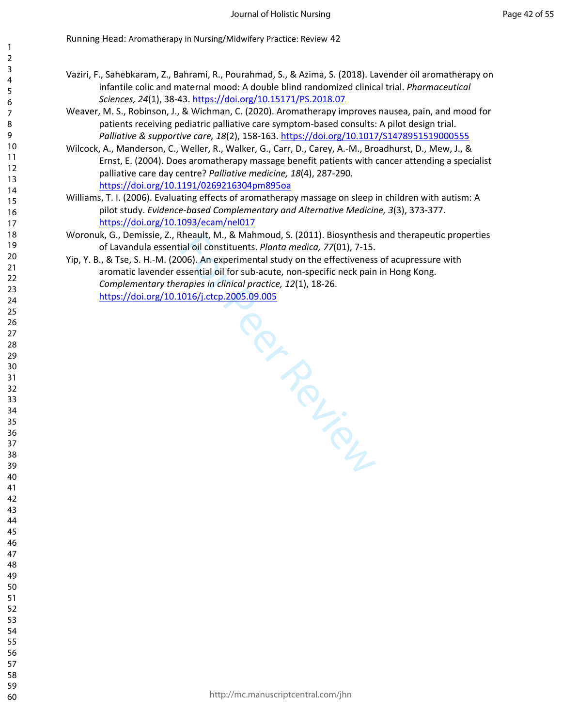Vaziri, F., Sahebkaram, Z., Bahrami, R., Pourahmad, S., & Azima, S. (2018). Lavender oil aromatherapy on infantile colic and maternal mood: A double blind randomized clinical trial. *Pharmaceutical Sciences, 24*(1), 38-43. https://doi.org/10.15171/PS.2018.07

Weaver, M. S., Robinson, J., & Wichman, C. (2020). Aromatherapy improves nausea, pain, and mood for patients receiving pediatric palliative care symptom-based consults: A pilot design trial. *Palliative & supportive care, 18*(2), 158-163. https://doi.org/10.1017/S1478951519000555

Wilcock, A., Manderson, C., Weller, R., Walker, G., Carr, D., Carey, A.-M., Broadhurst, D., Mew, J., & Ernst, E. (2004). Does aromatherapy massage benefit patients with cancer attending a specialist palliative care day centre? *Palliative medicine, 18*(4), 287-290. https://doi.org/10.1191/0269216304pm895oa

Williams, T. I. (2006). Evaluating effects of aromatherapy massage on sleep in children with autism: A pilot study. *Evidence-based Complementary and Alternative Medicine, 3*(3), 373-377. https://doi.org/10.1093/ecam/nel017

Woronuk, G., Demissie, Z., Rheault, M., & Mahmoud, S. (2011). Biosynthesis and therapeutic properties of Lavandula essential oil constituents. *Planta medica, 77*(01), 7-15.

Yip, Y. B., & Tse, S. H.-M. (2006). An experimental study on the effectiveness of acupressure with aromatic lavender essential oil for sub-acute, non-specific neck pain in Hong Kong. *Complementary therapies in clinical practice, 12*(1), 18-26. https://doi.org/10.1016/j.ctcp.2005.09.005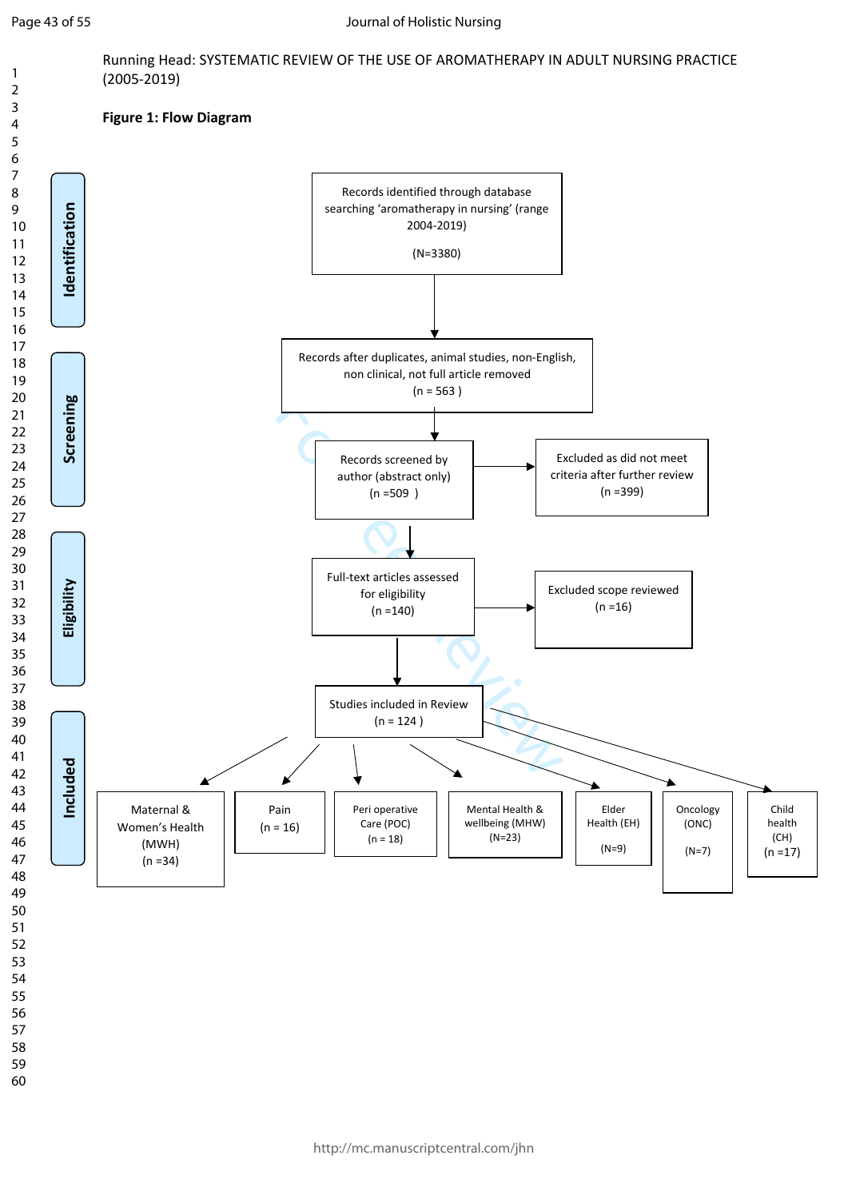Running Head: SYSTEMATIC REVIEW OF THE USE OF AROMATHERAPY IN ADULT NURSING PRACTICE (2005-2019)

**Figure 1: Flow Diagram**

**Identification**

Records identified through database searching 'aromatherapy in nursing' (range 2004-2019)

(N=3380)

**Screening**

Records after duplicates, animal studies, non-English, non clinical, not full article removed

(n = 563 )

Records screened by author (abstract only)

(n =509 )

Excluded as did not meet criteria after further review

(n =399)

**Eligibility**

Full-text articles assessed for eligibility

(n =140)

Excluded scope reviewed

(n =16)

**Included**

Studies included in Review

(n = 124 )

- Maternal & Women's Health (MWH) (n =34)
- Pain (n = 16)
- Peri operative Care (POC) (n = 18)
- Mental Health & wellbeing (MHW) (N=23)
- Elder Health (EH) (N=9)
- Oncology (ONC) (N=7)
- Child health (CH) (n =17)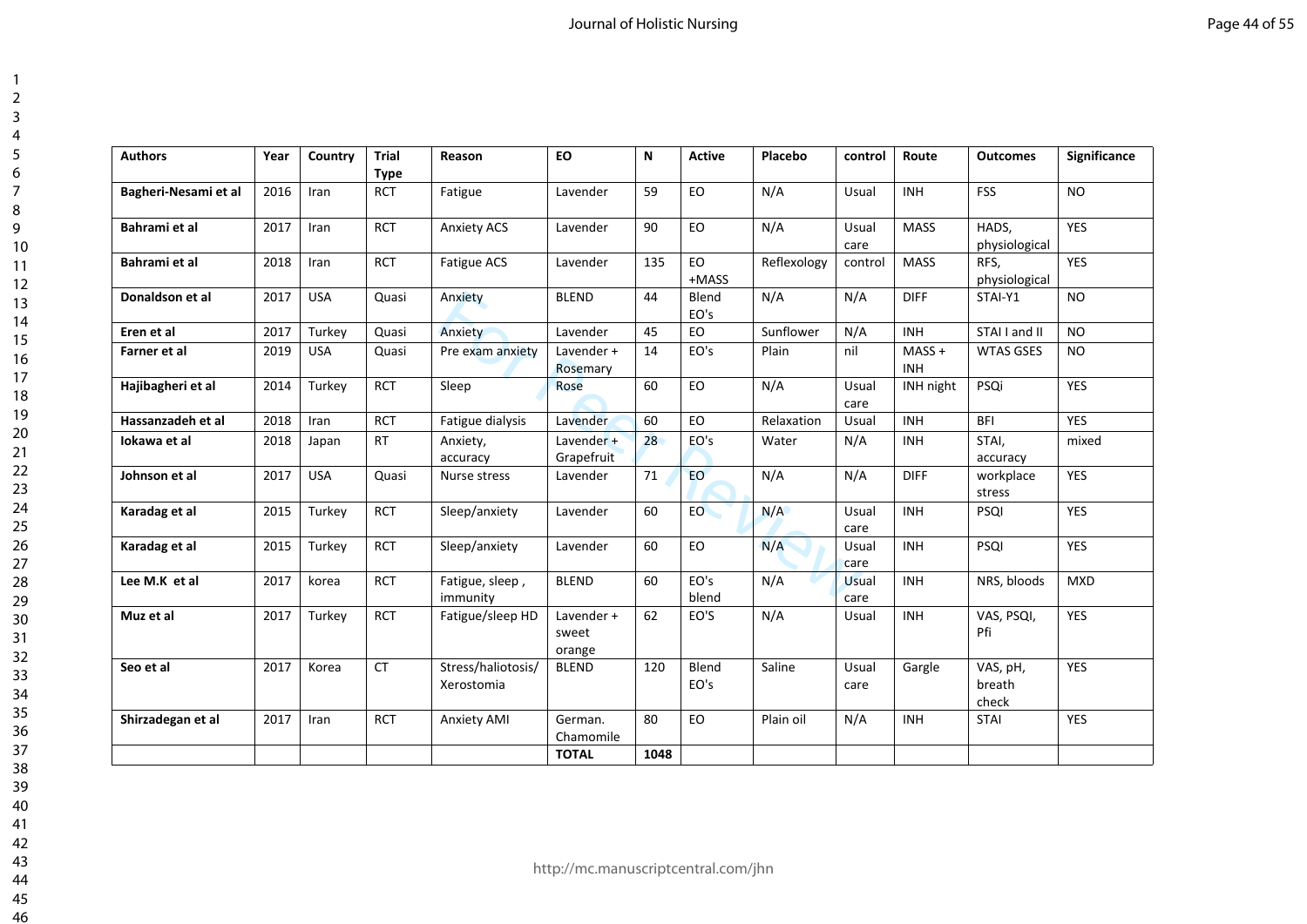| Authors | Year | Country | Trial Type | Reason | EO | N | Active | Placebo | control | Route | Outcomes | Significance |
|---|---|---|---|---|---|---|---|---|---|---|---|---|
| **Bagheri-Nesami et al** | 2016 | Iran | RCT | Fatigue | Lavender | 59 | EO | N/A | Usual | INH | FSS | NO |
| **Bahrami et al** | 2017 | Iran | RCT | Anxiety ACS | Lavender | 90 | EO | N/A | Usual care | MASS | HADS, physiological | YES |
| **Bahrami et al** | 2018 | Iran | RCT | Fatigue ACS | Lavender | 135 | EO +MASS | Reflexology | control | MASS | RFS, physiological | YES |
| **Donaldson et al** | 2017 | USA | Quasi | Anxiety | BLEND | 44 | Blend EO's | N/A | N/A | DIFF | STAI-Y1 | NO |
| **Eren et al** | 2017 | Turkey | Quasi | Anxiety | Lavender | 45 | EO | Sunflower | N/A | INH | STAI I and II | NO |
| **Farner et al** | 2019 | USA | Quasi | Pre exam anxiety | Lavender + Rosemary | 14 | EO's | Plain | nil | MASS + INH | WTAS GSES | NO |
| **Hajibagheri et al** | 2014 | Turkey | RCT | Sleep | Rose | 60 | EO | N/A | Usual care | INH night | PSQi | YES |
| **Hassanzadeh et al** | 2018 | Iran | RCT | Fatigue dialysis | Lavender | 60 | EO | Relaxation | Usual | INH | BFI | YES |
| **Iokawa et al** | 2018 | Japan | RT | Anxiety, accuracy | Lavender + Grapefruit | 28 | EO's | Water | N/A | INH | STAI, accuracy | mixed |
| **Johnson et al** | 2017 | USA | Quasi | Nurse stress | Lavender | 71 | EO | N/A | N/A | DIFF | workplace stress | YES |
| **Karadag et al** | 2015 | Turkey | RCT | Sleep/anxiety | Lavender | 60 | EO | N/A | Usual care | INH | PSQI | YES |
| **Karadag et al** | 2015 | Turkey | RCT | Sleep/anxiety | Lavender | 60 | EO | N/A | Usual care | INH | PSQI | YES |
| **Lee M.K et al** | 2017 | korea | RCT | Fatigue, sleep , immunity | BLEND | 60 | EO's blend | N/A | Usual care | INH | NRS, bloods | MXD |
| **Muz et al** | 2017 | Turkey | RCT | Fatigue/sleep HD | Lavender + sweet orange | 62 | EO'S | N/A | Usual | INH | VAS, PSQI, Pfi | YES |
| **Seo et al** | 2017 | Korea | CT | Stress/haliotosis/ Xerostomia | BLEND | 120 | Blend EO's | Saline | Usual care | Gargle | VAS, pH, breath check | YES |
| **Shirzadegan et al** | 2017 | Iran | RCT | Anxiety AMI | German. Chamomile | 80 | EO | Plain oil | N/A | INH | STAI | YES |
| | | | | | **TOTAL** | **1048** | | | | | | |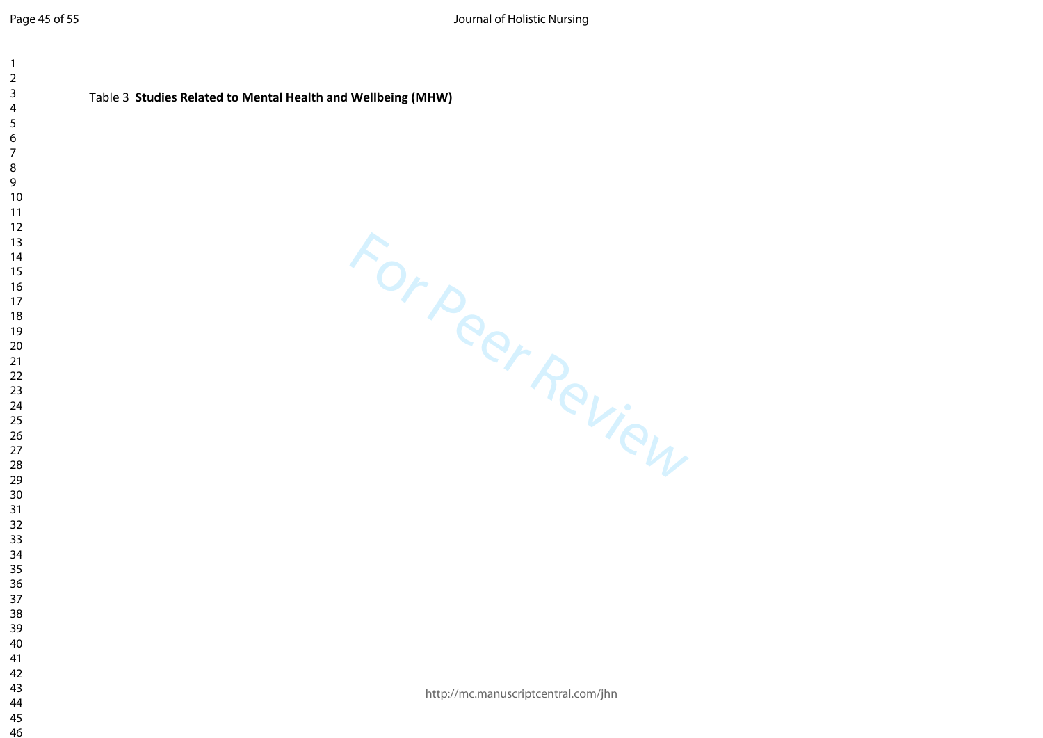Table 3 **Studies Related to Mental Health and Wellbeing (MHW)**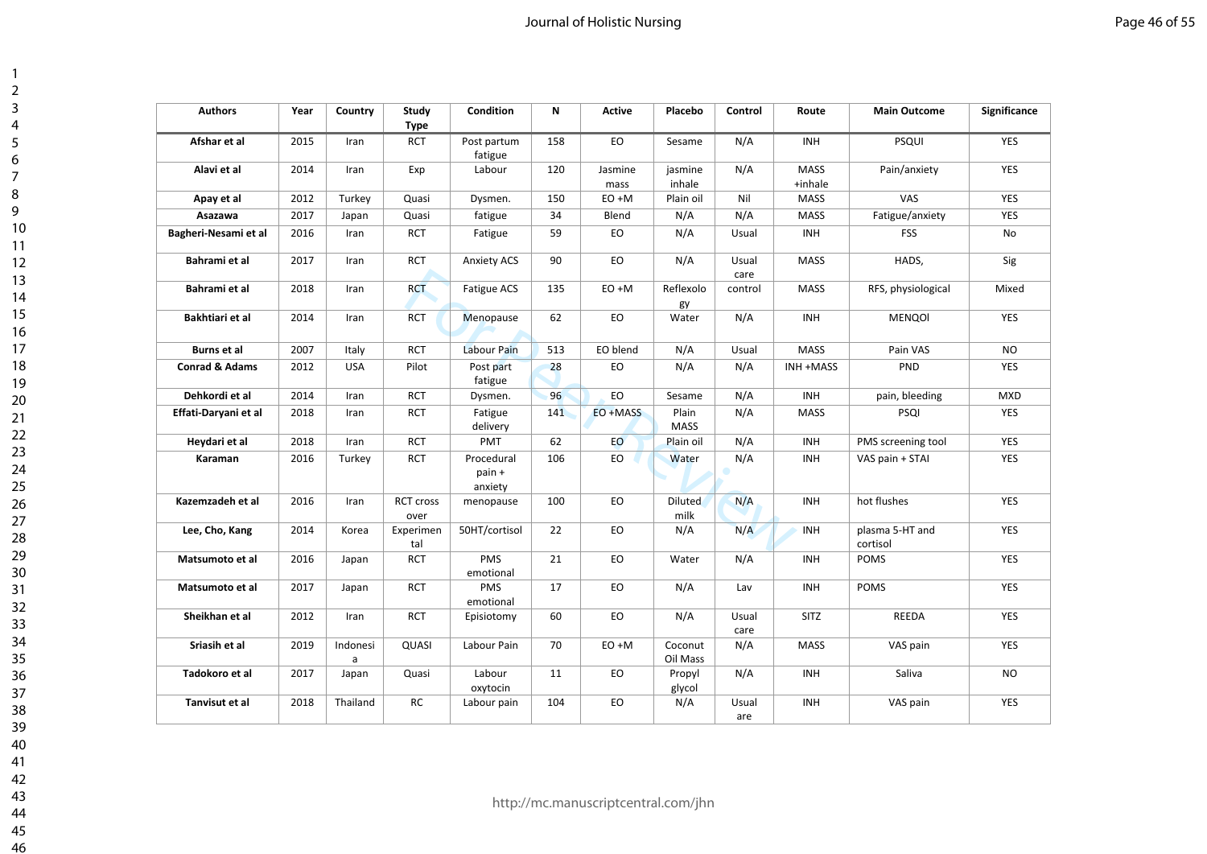| Authors | Year | Country | Study Type | Condition | N | Active | Placebo | Control | Route | Main Outcome | Significance |
|---|---|---|---|---|---|---|---|---|---|---|---|
| **Afshar et al** | 2015 | Iran | RCT | Post partum fatigue | 158 | EO | Sesame | N/A | INH | PSQUI | YES |
| **Alavi et al** | 2014 | Iran | Exp | Labour | 120 | Jasmine mass | jasmine inhale | N/A | MASS +inhale | Pain/anxiety | YES |
| **Apay et al** | 2012 | Turkey | Quasi | Dysmen. | 150 | EO +M | Plain oil | Nil | MASS | VAS | YES |
| **Asazawa** | 2017 | Japan | Quasi | fatigue | 34 | Blend | N/A | N/A | MASS | Fatigue/anxiety | YES |
| **Bagheri-Nesami et al** | 2016 | Iran | RCT | Fatigue | 59 | EO | N/A | Usual | INH | FSS | No |
| **Bahrami et al** | 2017 | Iran | RCT | Anxiety ACS | 90 | EO | N/A | Usual care | MASS | HADS, | Sig |
| **Bahrami et al** | 2018 | Iran | RCT | Fatigue ACS | 135 | EO +M | Reflexology | control | MASS | RFS, physiological | Mixed |
| **Bakhtiari et al** | 2014 | Iran | RCT | Menopause | 62 | EO | Water | N/A | INH | MENQOl | YES |
| **Burns et al** | 2007 | Italy | RCT | Labour Pain | 513 | EO blend | N/A | Usual | MASS | Pain VAS | NO |
| **Conrad & Adams** | 2012 | USA | Pilot | Post part fatigue | 28 | EO | N/A | N/A | INH +MASS | PND | YES |
| **Dehkordi et al** | 2014 | Iran | RCT | Dysmen. | 96 | EO | Sesame | N/A | INH | pain, bleeding | MXD |
| **Effati-Daryani et al** | 2018 | Iran | RCT | Fatigue delivery | 141 | EO +MASS | Plain MASS | N/A | MASS | PSQI | YES |
| **Heydari et al** | 2018 | Iran | RCT | PMT | 62 | EO | Plain oil | N/A | INH | PMS screening tool | YES |
| **Karaman** | 2016 | Turkey | RCT | Procedural pain + anxiety | 106 | EO | Water | N/A | INH | VAS pain + STAI | YES |
| **Kazemzadeh et al** | 2016 | Iran | RCT cross over | menopause | 100 | EO | Diluted milk | N/A | INH | hot flushes | YES |
| **Lee, Cho, Kang** | 2014 | Korea | Experimental | 50HT/cortisol | 22 | EO | N/A | N/A | INH | plasma 5-HT and cortisol | YES |
| **Matsumoto et al** | 2016 | Japan | RCT | PMS emotional | 21 | EO | Water | N/A | INH | POMS | YES |
| **Matsumoto et al** | 2017 | Japan | RCT | PMS emotional | 17 | EO | N/A | Lav | INH | POMS | YES |
| **Sheikhan et al** | 2012 | Iran | RCT | Episiotomy | 60 | EO | N/A | Usual care | SITZ | REEDA | YES |
| **Sriasih et al** | 2019 | Indonesia | QUASI | Labour Pain | 70 | EO +M | Coconut Oil Mass | N/A | MASS | VAS pain | YES |
| **Tadokoro et al** | 2017 | Japan | Quasi | Labour oxytocin | 11 | EO | Propyl glycol | N/A | INH | Saliva | NO |
| **Tanvisut et al** | 2018 | Thailand | RC | Labour pain | 104 | EO | N/A | Usual are | INH | VAS pain | YES |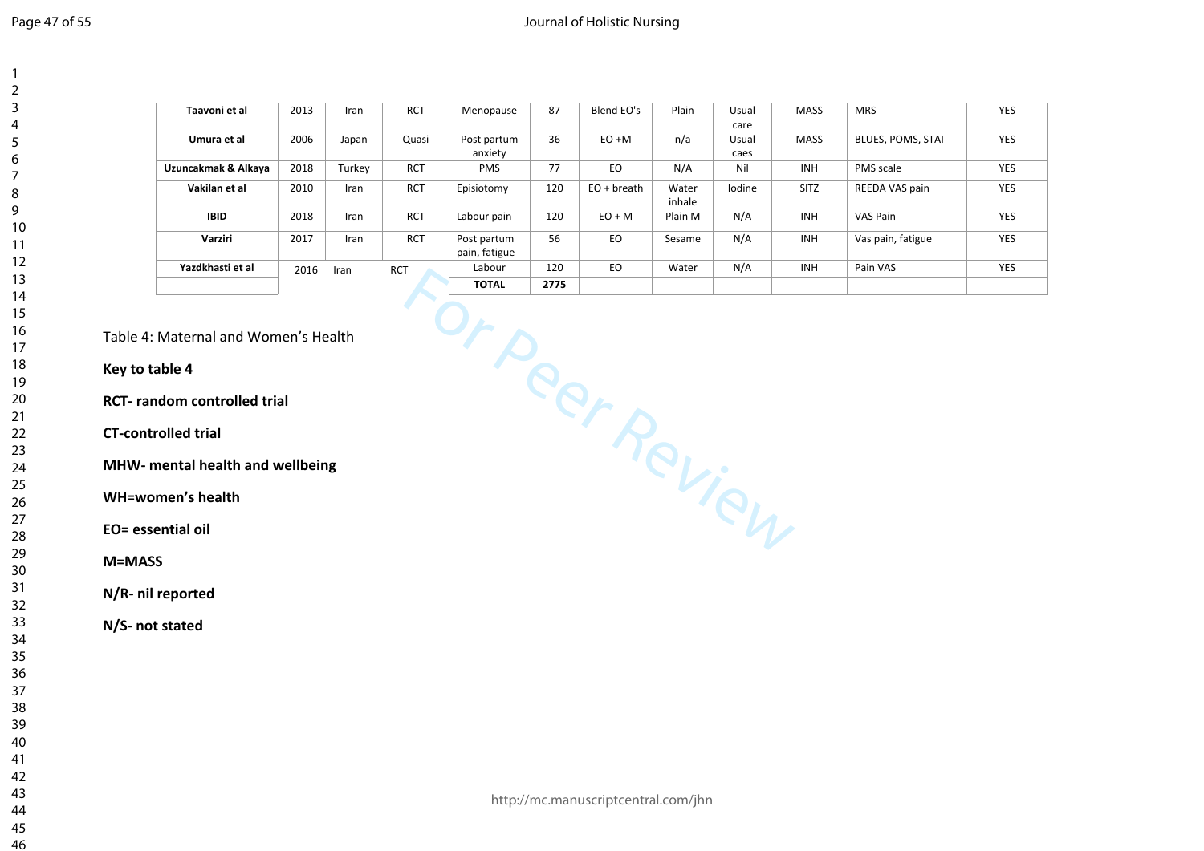| Taavoni et al | 2013 | Iran | RCT | Menopause | 87 | Blend EO's | Plain | Usual care | MASS | MRS | YES |
|---|---|---|---|---|---|---|---|---|---|---|---|
| Umura et al | 2006 | Japan | Quasi | Post partum anxiety | 36 | EO +M | n/a | Usual caes | MASS | BLUES, POMS, STAI | YES |
| Uzuncakmak & Alkaya | 2018 | Turkey | RCT | PMS | 77 | EO | N/A | Nil | INH | PMS scale | YES |
| Vakilan et al | 2010 | Iran | RCT | Episiotomy | 120 | EO + breath | Water inhale | Iodine | SITZ | REEDA VAS pain | YES |
| IBID | 2018 | Iran | RCT | Labour pain | 120 | EO + M | Plain M | N/A | INH | VAS Pain | YES |
| Varziri | 2017 | Iran | RCT | Post partum pain, fatigue | 56 | EO | Sesame | N/A | INH | Vas pain, fatigue | YES |
| Yazdkhasti et al | 2016 | Iran | RCT | Labour | 120 | EO | Water | N/A | INH | Pain VAS | YES |
| | | | | **TOTAL** | **2775** | | | | | | |

Table 4: Maternal and Women's Health

**Key to table 4**

**RCT- random controlled trial**

**CT-controlled trial**

**MHW- mental health and wellbeing**

**WH=women's health**

**EO= essential oil**

**M=MASS**

**N/R- nil reported**

**N/S- not stated**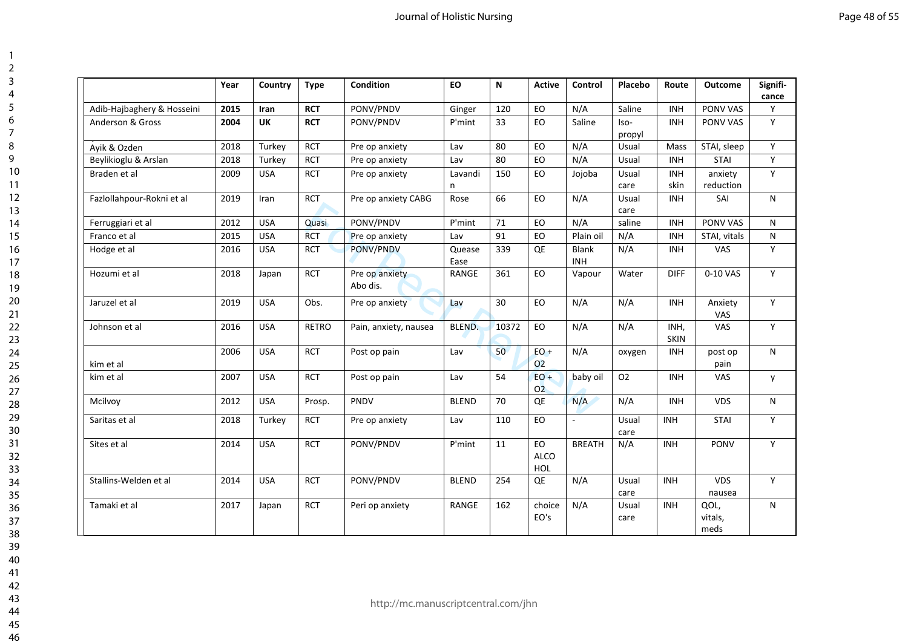| | Year | Country | Type | Condition | EO | N | Active | Control | Placebo | Route | Outcome | Signifi-cance |
|---|---|---|---|---|---|---|---|---|---|---|---|---|
| Adib-Hajbaghery & Hosseini | **2015** | **Iran** | **RCT** | PONV/PNDV | Ginger | 120 | EO | N/A | Saline | INH | PONV VAS | Y |
| Anderson & Gross | **2004** | **UK** | **RCT** | PONV/PNDV | P'mint | 33 | EO | Saline | Iso-propyl | INH | PONV VAS | Y |
| Ayik & Ozden | 2018 | Turkey | RCT | Pre op anxiety | Lav | 80 | EO | N/A | Usual | Mass | STAI, sleep | Y |
| Beylikioglu & Arslan | 2018 | Turkey | RCT | Pre op anxiety | Lav | 80 | EO | N/A | Usual | INH | STAI | Y |
| Braden et al | 2009 | USA | RCT | Pre op anxiety | Lavandin | 150 | EO | Jojoba | Usual care | INH skin | anxiety reduction | Y |
| Fazlollahpour-Rokni et al | 2019 | Iran | RCT | Pre op anxiety CABG | Rose | 66 | EO | N/A | Usual care | INH | SAI | N |
| Ferruggiari et al | 2012 | USA | Quasi | PONV/PNDV | P'mint | 71 | EO | N/A | saline | INH | PONV VAS | N |
| Franco et al | 2015 | USA | RCT | Pre op anxiety | Lav | 91 | EO | Plain oil | N/A | INH | STAI, vitals | N |
| Hodge et al | 2016 | USA | RCT | PONV/PNDV | Quease Ease | 339 | QE | Blank INH | N/A | INH | VAS | Y |
| Hozumi et al | 2018 | Japan | RCT | Pre op anxiety Abo dis. | RANGE | 361 | EO | Vapour | Water | DIFF | 0-10 VAS | Y |
| Jaruzel et al | 2019 | USA | Obs. | Pre op anxiety | Lav | 30 | EO | N/A | N/A | INH | Anxiety VAS | Y |
| Johnson et al | 2016 | USA | RETRO | Pain, anxiety, nausea | BLEND. | 10372 | EO | N/A | N/A | INH, SKIN | VAS | Y |
| kim et al | 2006 | USA | RCT | Post op pain | Lav | 50 | EO + O2 | N/A | oxygen | INH | post op pain | N |
| kim et al | 2007 | USA | RCT | Post op pain | Lav | 54 | EO + O2 | baby oil | O2 | INH | VAS | y |
| Mcilvoy | 2012 | USA | Prosp. | PNDV | BLEND | 70 | QE | N/A | N/A | INH | VDS | N |
| Saritas et al | 2018 | Turkey | RCT | Pre op anxiety | Lav | 110 | EO | - | Usual care | INH | STAI | Y |
| Sites et al | 2014 | USA | RCT | PONV/PNDV | P'mint | 11 | EO ALCOHOL | BREATH | N/A | INH | PONV | Y |
| Stallins-Welden et al | 2014 | USA | RCT | PONV/PNDV | BLEND | 254 | QE | N/A | Usual care | INH | VDS nausea | Y |
| Tamaki et al | 2017 | Japan | RCT | Peri op anxiety | RANGE | 162 | choice EO's | N/A | Usual care | INH | QOL, vitals, meds | N |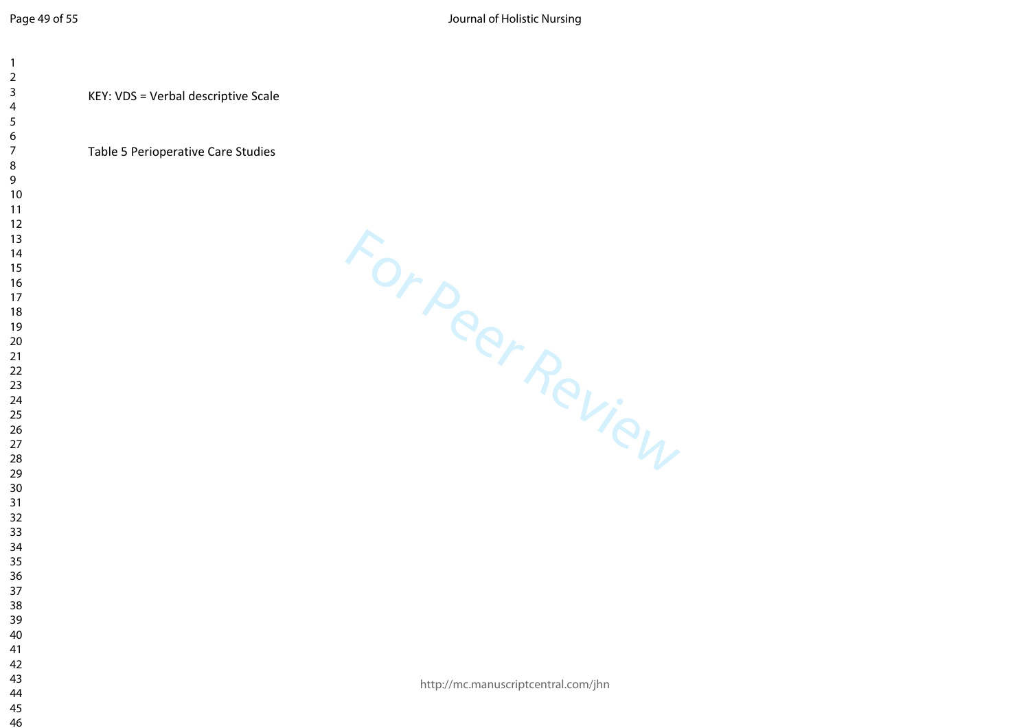KEY: VDS = Verbal descriptive Scale

Table 5 Perioperative Care Studies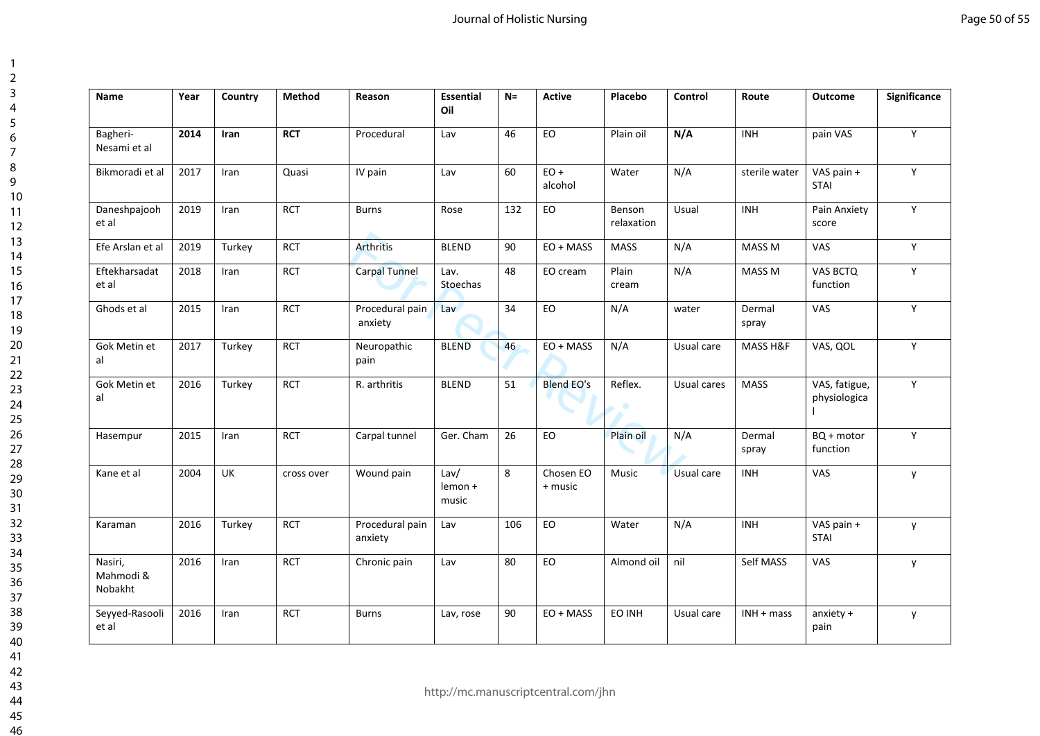| Name | Year | Country | Method | Reason | Essential Oil | N= | Active | Placebo | Control | Route | Outcome | Significance |
|---|---|---|---|---|---|---|---|---|---|---|---|---|
| Bagheri-Nesami et al | **2014** | **Iran** | **RCT** | Procedural | Lav | 46 | EO | Plain oil | **N/A** | INH | pain VAS | Y |
| Bikmoradi et al | 2017 | Iran | Quasi | IV pain | Lav | 60 | EO + alcohol | Water | N/A | sterile water | VAS pain + STAI | Y |
| Daneshpajooh et al | 2019 | Iran | RCT | Burns | Rose | 132 | EO | Benson relaxation | Usual | INH | Pain Anxiety score | Y |
| Efe Arslan et al | 2019 | Turkey | RCT | Arthritis | BLEND | 90 | EO + MASS | MASS | N/A | MASS M | VAS | Y |
| Eftekharsadat et al | 2018 | Iran | RCT | Carpal Tunnel | Lav. Stoechas | 48 | EO cream | Plain cream | N/A | MASS M | VAS BCTQ function | Y |
| Ghods et al | 2015 | Iran | RCT | Procedural pain anxiety | Lav | 34 | EO | N/A | water | Dermal spray | VAS | Y |
| Gok Metin et al | 2017 | Turkey | RCT | Neuropathic pain | BLEND | 46 | EO + MASS | N/A | Usual care | MASS H&F | VAS, QOL | Y |
| Gok Metin et al | 2016 | Turkey | RCT | R. arthritis | BLEND | 51 | Blend EO's | Reflex. | Usual cares | MASS | VAS, fatigue, physiological | Y |
| Hasempur | 2015 | Iran | RCT | Carpal tunnel | Ger. Cham | 26 | EO | Plain oil | N/A | Dermal spray | BQ + motor function | Y |
| Kane et al | 2004 | UK | cross over | Wound pain | Lav/ lemon + music | 8 | Chosen EO + music | Music | Usual care | INH | VAS | y |
| Karaman | 2016 | Turkey | RCT | Procedural pain anxiety | Lav | 106 | EO | Water | N/A | INH | VAS pain + STAI | y |
| Nasiri, Mahmodi & Nobakht | 2016 | Iran | RCT | Chronic pain | Lav | 80 | EO | Almond oil | nil | Self MASS | VAS | y |
| Seyyed-Rasooli et al | 2016 | Iran | RCT | Burns | Lav, rose | 90 | EO + MASS | EO INH | Usual care | INH + mass | anxiety + pain | y |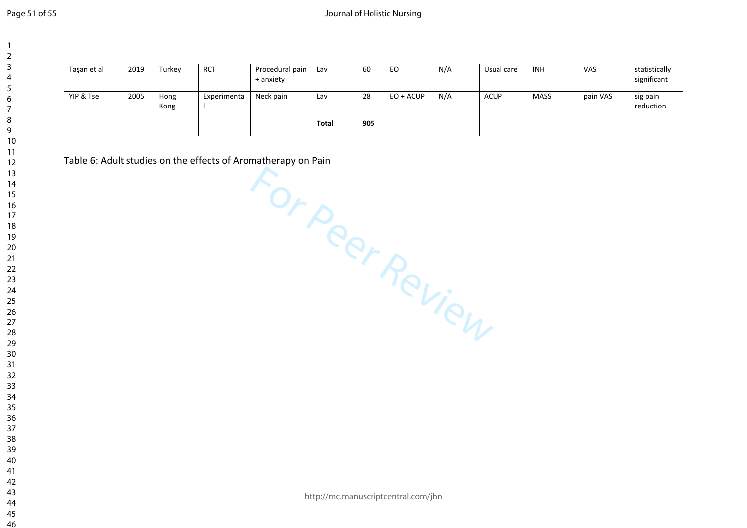| Taşan et al | 2019 | Turkey | RCT | Procedural pain + anxiety | Lav | 60 | EO | N/A | Usual care | INH | VAS | statistically significant |
|---|---|---|---|---|---|---|---|---|---|---|---|---|
| YIP & Tse | 2005 | Hong Kong | Experimental | Neck pain | Lav | 28 | EO + ACUP | N/A | ACUP | MASS | pain VAS | sig pain reduction |
| | | | | | **Total** | **905** | | | | | | |

Table 6: Adult studies on the effects of Aromatherapy on Pain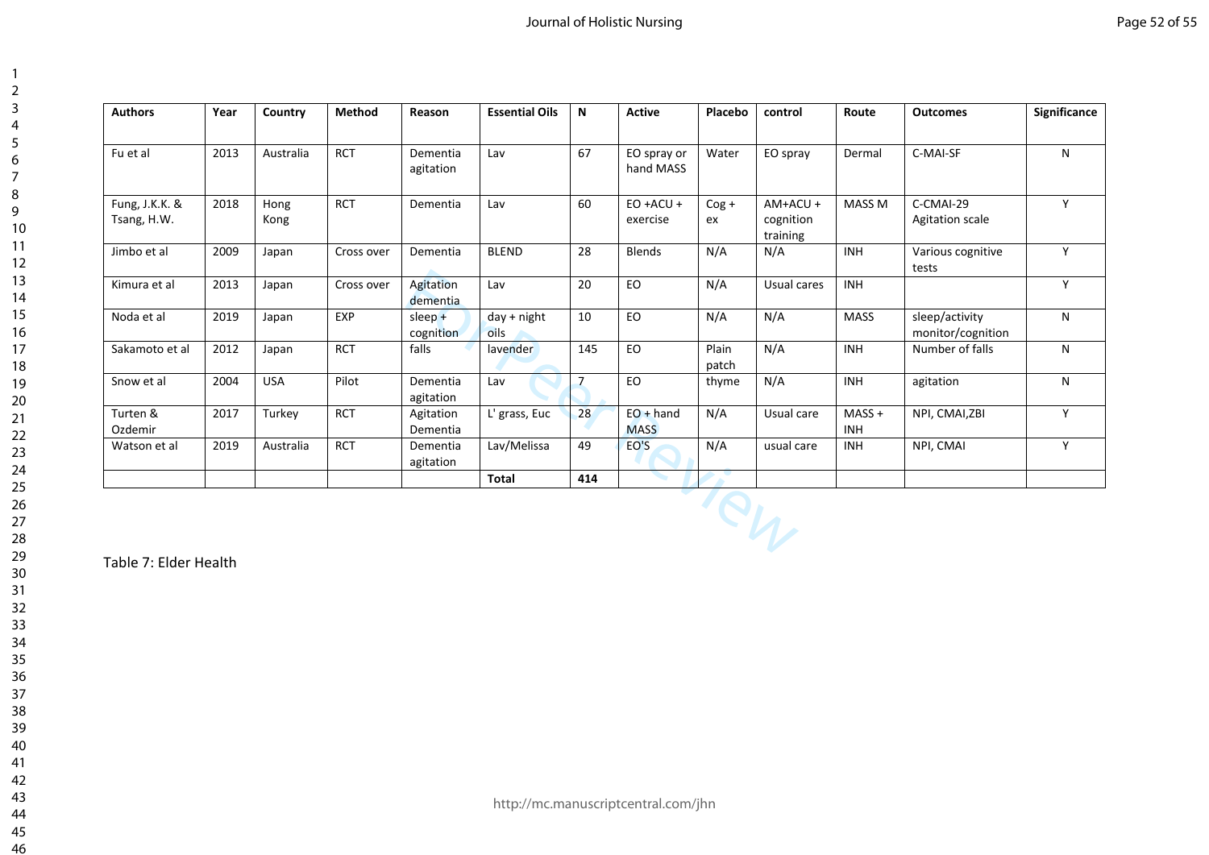| Authors | Year | Country | Method | Reason | Essential Oils | N | Active | Placebo | control | Route | Outcomes | Significance |
|---|---|---|---|---|---|---|---|---|---|---|---|---|
| Fu et al | 2013 | Australia | RCT | Dementia agitation | Lav | 67 | EO spray or hand MASS | Water | EO spray | Dermal | C-MAI-SF | N |
| Fung, J.K.K. & Tsang, H.W. | 2018 | Hong Kong | RCT | Dementia | Lav | 60 | EO +ACU + exercise | Cog + ex | AM+ACU + cognition training | MASS M | C-CMAI-29 Agitation scale | Y |
| Jimbo et al | 2009 | Japan | Cross over | Dementia | BLEND | 28 | Blends | N/A | N/A | INH | Various cognitive tests | Y |
| Kimura et al | 2013 | Japan | Cross over | Agitation dementia | Lav | 20 | EO | N/A | Usual cares | INH | | Y |
| Noda et al | 2019 | Japan | EXP | sleep + cognition | day + night oils | 10 | EO | N/A | N/A | MASS | sleep/activity monitor/cognition | N |
| Sakamoto et al | 2012 | Japan | RCT | falls | lavender | 145 | EO | Plain patch | N/A | INH | Number of falls | N |
| Snow et al | 2004 | USA | Pilot | Dementia agitation | Lav | 7 | EO | thyme | N/A | INH | agitation | N |
| Turten & Ozdemir | 2017 | Turkey | RCT | Agitation Dementia | L' grass, Euc | 28 | EO + hand MASS | N/A | Usual care | MASS + INH | NPI, CMAI,ZBI | Y |
| Watson et al | 2019 | Australia | RCT | Dementia agitation | Lav/Melissa | 49 | EO'S | N/A | usual care | INH | NPI, CMAI | Y |
| | | | | | **Total** | **414** | | | | | | |

Table 7: Elder Health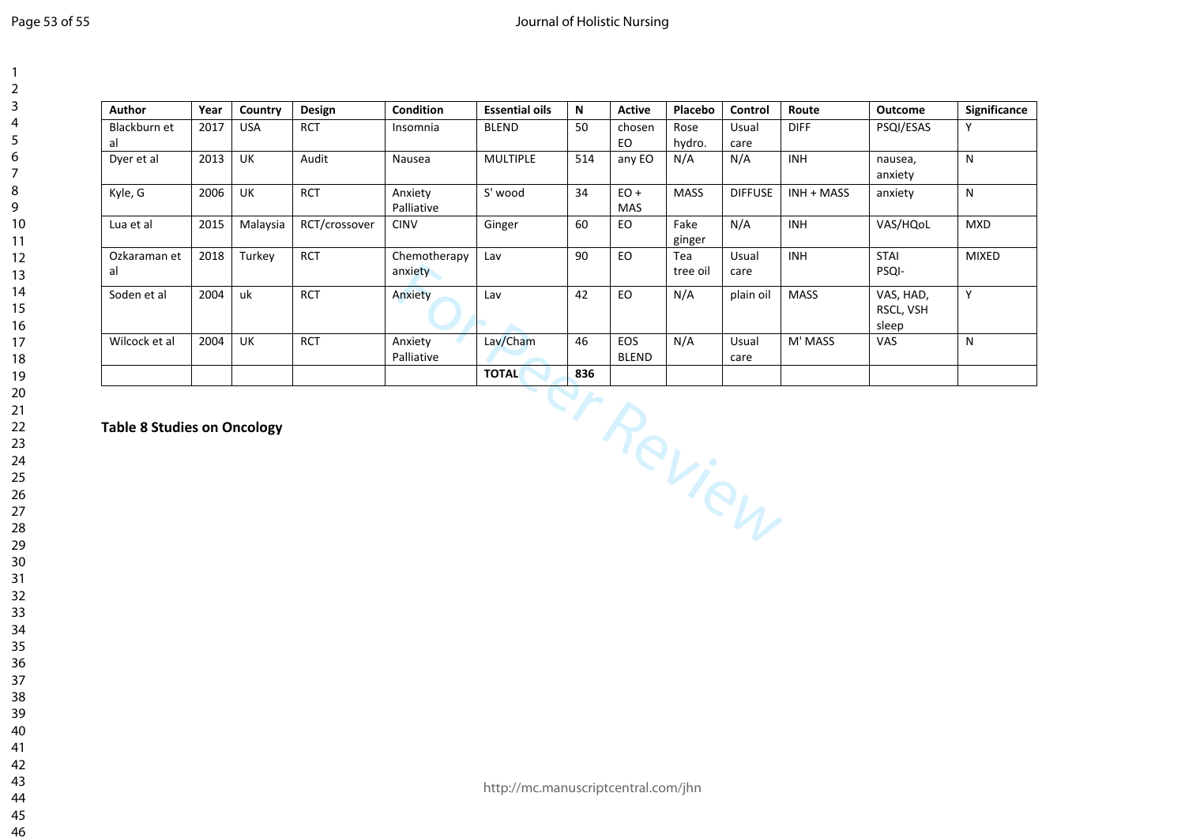| Author | Year | Country | Design | Condition | Essential oils | N | Active | Placebo | Control | Route | Outcome | Significance |
|---|---|---|---|---|---|---|---|---|---|---|---|---|
| Blackburn et al | 2017 | USA | RCT | Insomnia | BLEND | 50 | chosen EO | Rose hydro. | Usual care | DIFF | PSQI/ESAS | Y |
| Dyer et al | 2013 | UK | Audit | Nausea | MULTIPLE | 514 | any EO | N/A | N/A | INH | nausea, anxiety | N |
| Kyle, G | 2006 | UK | RCT | Anxiety Palliative | S' wood | 34 | EO + MAS | MASS | DIFFUSE | INH + MASS | anxiety | N |
| Lua et al | 2015 | Malaysia | RCT/crossover | CINV | Ginger | 60 | EO | Fake ginger | N/A | INH | VAS/HQoL | MXD |
| Ozkaraman et al | 2018 | Turkey | RCT | Chemotherapy anxiety | Lav | 90 | EO | Tea tree oil | Usual care | INH | STAI PSQI- | MIXED |
| Soden et al | 2004 | uk | RCT | Anxiety | Lav | 42 | EO | N/A | plain oil | MASS | VAS, HAD, RSCL, VSH sleep | Y |
| Wilcock et al | 2004 | UK | RCT | Anxiety Palliative | Lav/Cham | 46 | EOS BLEND | N/A | Usual care | M' MASS | VAS | N |
| | | | | | **TOTAL** | **836** | | | | | | |

**Table 8 Studies on Oncology**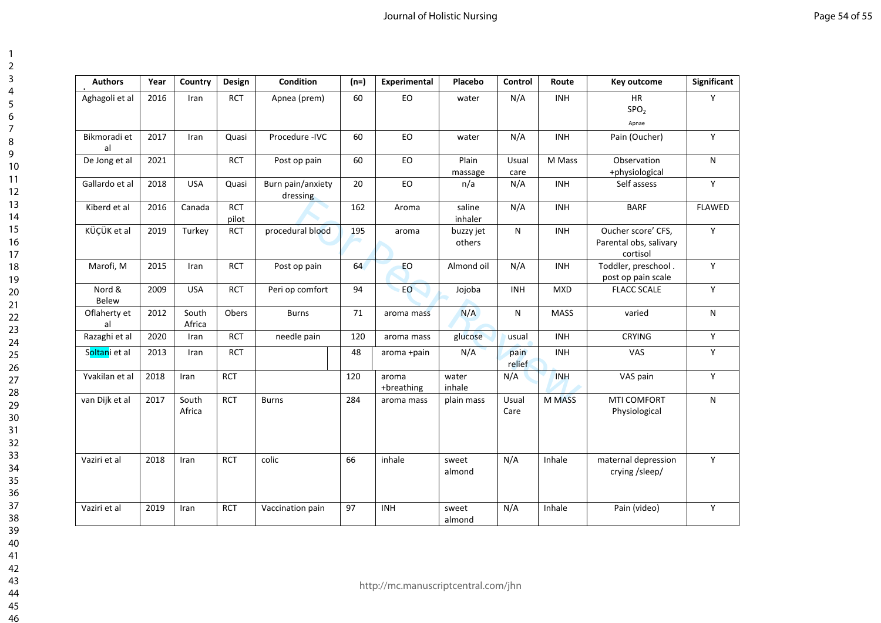| Authors | Year | Country | Design | Condition | (n=) | Experimental | Placebo | Control | Route | Key outcome | Significant |
|---|---|---|---|---|---|---|---|---|---|---|---|
| Aghagoli et al | 2016 | Iran | RCT | Apnea (prem) | 60 | EO | water | N/A | INH | HR $SPO_2$ Apnae | Y |
| Bikmoradi et al | 2017 | Iran | Quasi | Procedure -IVC | 60 | EO | water | N/A | INH | Pain (Oucher) | Y |
| De Jong et al | 2021 | | RCT | Post op pain | 60 | EO | Plain massage | Usual care | M Mass | Observation +physiological | N |
| Gallardo et al | 2018 | USA | Quasi | Burn pain/anxiety dressing | 20 | EO | n/a | N/A | INH | Self assess | Y |
| Kiberd et al | 2016 | Canada | RCT pilot | | 162 | Aroma | saline inhaler | N/A | INH | BARF | FLAWED |
| KÜÇÜK et al | 2019 | Turkey | RCT | procedural blood | 195 | aroma | buzzy jet others | N | INH | Oucher score' CFS, Parental obs, salivary cortisol | Y |
| Marofi, M | 2015 | Iran | RCT | Post op pain | 64 | EO | Almond oil | N/A | INH | Toddler, preschool . post op pain scale | Y |
| Nord & Belew | 2009 | USA | RCT | Peri op comfort | 94 | EO | Jojoba | INH | MXD | FLACC SCALE | Y |
| Oflaherty et al | 2012 | South Africa | Obers | Burns | 71 | aroma mass | N/A | N | MASS | varied | N |
| Razaghi et al | 2020 | Iran | RCT | needle pain | 120 | aroma mass | glucose | usual | INH | CRYING | Y |
| Soltani et al | 2013 | Iran | RCT | | 48 | aroma +pain | N/A | pain relief | INH | VAS | Y |
| Yvakilan et al | 2018 | Iran | RCT | | 120 | aroma +breathing | water inhale | N/A | INH | VAS pain | Y |
| van Dijk et al | 2017 | South Africa | RCT | Burns | 284 | aroma mass | plain mass | Usual Care | M MASS | MTI COMFORT Physiological | N |
| Vaziri et al | 2018 | Iran | RCT | colic | 66 | inhale | sweet almond | N/A | Inhale | maternal depression crying /sleep/ | Y |
| Vaziri et al | 2019 | Iran | RCT | Vaccination pain | 97 | INH | sweet almond | N/A | Inhale | Pain (video) | Y |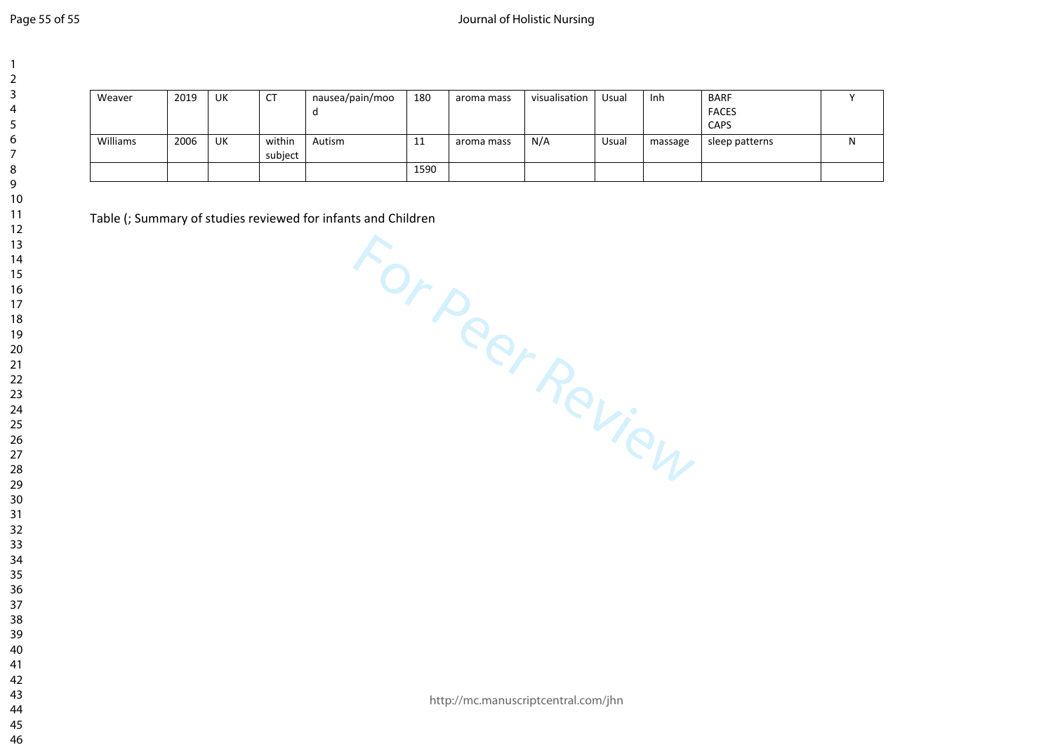| | | | | | | | | | | | |
|---|---|---|---|---|---|---|---|---|---|---|---|
| Weaver | 2019 | UK | CT | nausea/pain/mood | 180 | aroma mass | visualisation | Usual | Inh | BARF<br>FACES<br>CAPS | Y |
| Williams | 2006 | UK | within subject | Autism | 11 | aroma mass | N/A | Usual | massage | sleep patterns | N |
| | | | | | 1590 | | | | | | |

Table (; Summary of studies reviewed for infants and Children